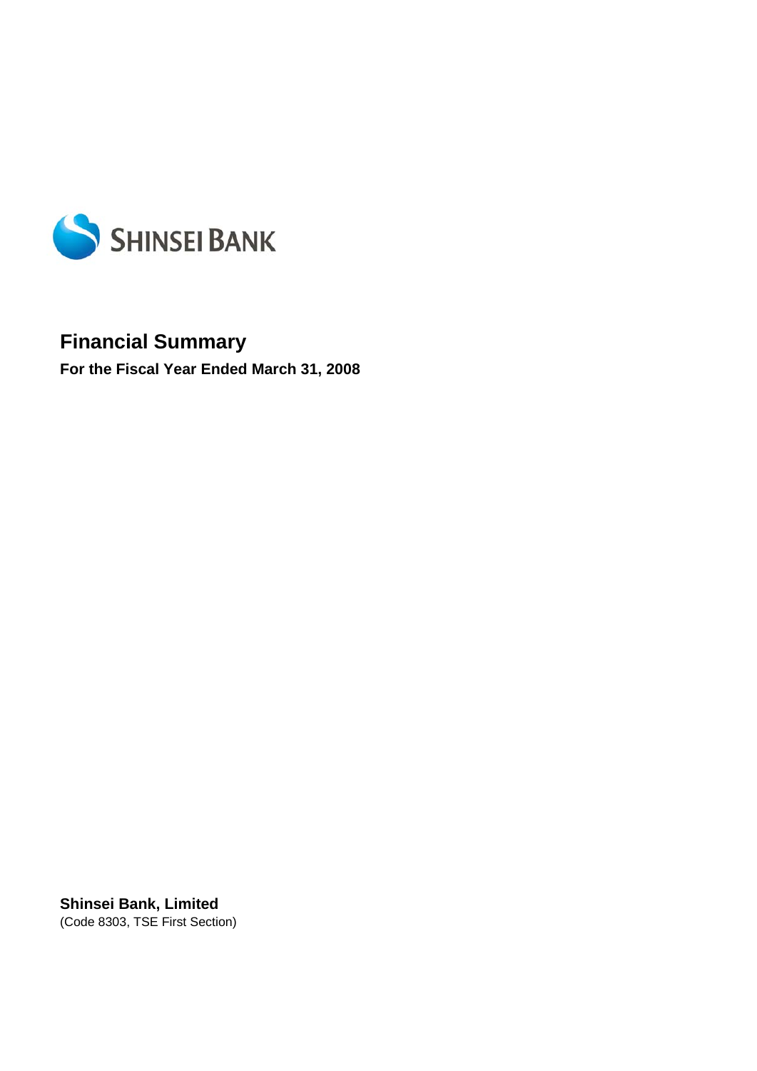SHINSEI BANK

# Financial Summary

**For the Fiscal Year Ended March 31, 2008**

**Shinsei Bank, Limited**
(Code 8303, TSE First Section)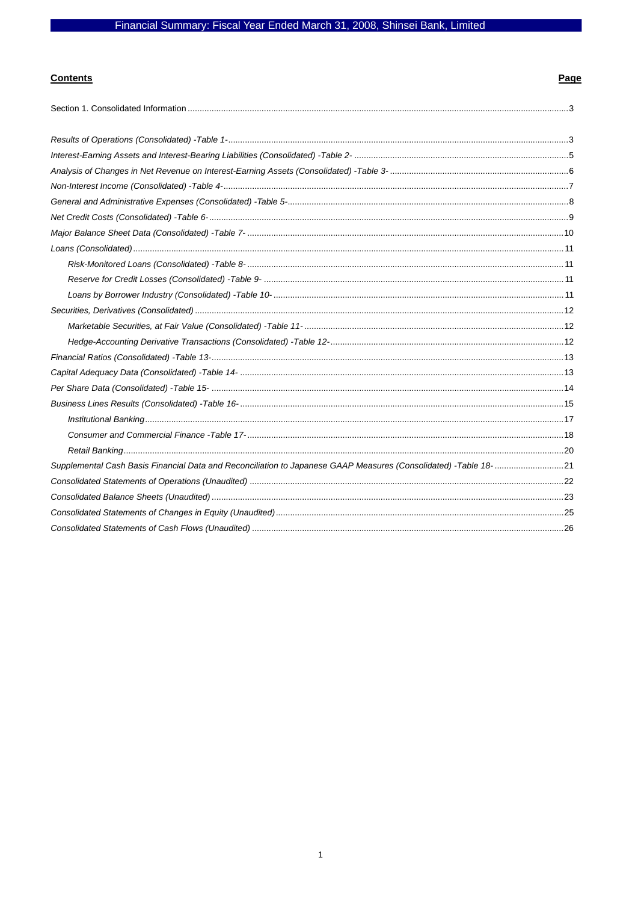## Contents

| Contents | Page |
|---|---|
| Section 1. Consolidated Information | 3 |
| *Results of Operations (Consolidated) -Table 1-* | 3 |
| *Interest-Earning Assets and Interest-Bearing Liabilities (Consolidated) -Table 2-* | 5 |
| *Analysis of Changes in Net Revenue on Interest-Earning Assets (Consolidated) -Table 3-* | 6 |
| *Non-Interest Income (Consolidated) -Table 4-* | 7 |
| *General and Administrative Expenses (Consolidated) -Table 5-* | 8 |
| *Net Credit Costs (Consolidated) -Table 6-* | 9 |
| *Major Balance Sheet Data (Consolidated) -Table 7-* | 10 |
| *Loans (Consolidated)* | 11 |
| *Risk-Monitored Loans (Consolidated) -Table 8-* | 11 |
| *Reserve for Credit Losses (Consolidated) -Table 9-* | 11 |
| *Loans by Borrower Industry (Consolidated) -Table 10-* | 11 |
| *Securities, Derivatives (Consolidated)* | 12 |
| *Marketable Securities, at Fair Value (Consolidated) -Table 11-* | 12 |
| *Hedge-Accounting Derivative Transactions (Consolidated) -Table 12-* | 12 |
| *Financial Ratios (Consolidated) -Table 13-* | 13 |
| *Capital Adequacy Data (Consolidated) -Table 14-* | 13 |
| *Per Share Data (Consolidated) -Table 15-* | 14 |
| *Business Lines Results (Consolidated) -Table 16-* | 15 |
| *Institutional Banking* | 17 |
| *Consumer and Commercial Finance -Table 17-* | 18 |
| *Retail Banking* | 20 |
| *Supplemental Cash Basis Financial Data and Reconciliation to Japanese GAAP Measures (Consolidated) -Table 18-* | 21 |
| *Consolidated Statements of Operations (Unaudited)* | 22 |
| *Consolidated Balance Sheets (Unaudited)* | 23 |
| *Consolidated Statements of Changes in Equity (Unaudited)* | 25 |
| *Consolidated Statements of Cash Flows (Unaudited)* | 26 |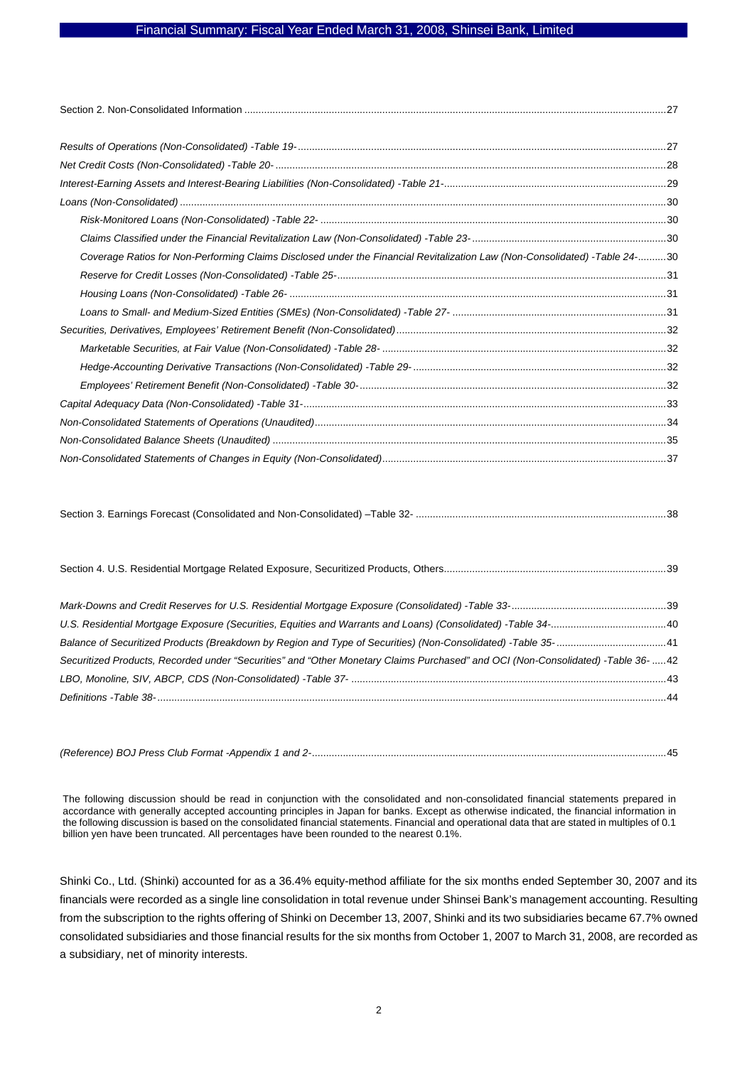Section 2. Non-Consolidated Information ....................................................................................................................................................27

*Results of Operations (Non-Consolidated) -Table 19-* ..................................................................................................................................27
*Net Credit Costs (Non-Consolidated) -Table 20-* ..........................................................................................................................................28
*Interest-Earning Assets and Interest-Bearing Liabilities (Non-Consolidated) -Table 21-* ..............................................................................29
*Loans (Non-Consolidated)* ............................................................................................................................................................................30
- *Risk-Monitored Loans (Non-Consolidated) -Table 22-* ..........................................................................................................................30
- *Claims Classified under the Financial Revitalization Law (Non-Consolidated) -Table 23-* ....................................................................30
- *Coverage Ratios for Non-Performing Claims Disclosed under the Financial Revitalization Law (Non-Consolidated) -Table 24-* ..........30
- *Reserve for Credit Losses (Non-Consolidated) -Table 25-* ....................................................................................................................31
- *Housing Loans (Non-Consolidated) -Table 26-* .....................................................................................................................................31
- *Loans to Small- and Medium-Sized Entities (SMEs) (Non-Consolidated) -Table 27-* ...........................................................................31

*Securities, Derivatives, Employees' Retirement Benefit (Non-Consolidated)* ...............................................................................................32
- *Marketable Securities, at Fair Value (Non-Consolidated) -Table 28-* ....................................................................................................32
- *Hedge-Accounting Derivative Transactions (Non-Consolidated) -Table 29-* .........................................................................................32
- *Employees' Retirement Benefit (Non-Consolidated) -Table 30-* ............................................................................................................32

*Capital Adequacy Data (Non-Consolidated) -Table 31-* ................................................................................................................................33
*Non-Consolidated Statements of Operations (Unaudited)* ............................................................................................................................34
*Non-Consolidated Balance Sheets (Unaudited)* ...........................................................................................................................................35
*Non-Consolidated Statements of Changes in Equity (Non-Consolidated)* ....................................................................................................37

Section 3. Earnings Forecast (Consolidated and Non-Consolidated) –Table 32- ........................................................................................38

Section 4. U.S. Residential Mortgage Related Exposure, Securitized Products, Others..............................................................................39

*Mark-Downs and Credit Reserves for U.S. Residential Mortgage Exposure (Consolidated) -Table 33-* ......................................................39
*U.S. Residential Mortgage Exposure (Securities, Equities and Warrants and Loans) (Consolidated) -Table 34-* .........................................40
*Balance of Securitized Products (Breakdown by Region and Type of Securities) (Non-Consolidated) -Table 35-* .......................................41
*Securitized Products, Recorded under "Securities" and "Other Monetary Claims Purchased" and OCI (Non-Consolidated) -Table 36-* .....42
*LBO, Monoline, SIV, ABCP, CDS (Non-Consolidated) -Table 37-* ...............................................................................................................43
*Definitions -Table 38-* ...................................................................................................................................................................................44

*(Reference) BOJ Press Club Format -Appendix 1 and 2-* .............................................................................................................................45

The following discussion should be read in conjunction with the consolidated and non-consolidated financial statements prepared in accordance with generally accepted accounting principles in Japan for banks. Except as otherwise indicated, the financial information in the following discussion is based on the consolidated financial statements. Financial and operational data that are stated in multiples of 0.1 billion yen have been truncated. All percentages have been rounded to the nearest 0.1%.

Shinki Co., Ltd. (Shinki) accounted for as a 36.4% equity-method affiliate for the six months ended September 30, 2007 and its financials were recorded as a single line consolidation in total revenue under Shinsei Bank's management accounting. Resulting from the subscription to the rights offering of Shinki on December 13, 2007, Shinki and its two subsidiaries became 67.7% owned consolidated subsidiaries and those financial results for the six months from October 1, 2007 to March 31, 2008, are recorded as a subsidiary, net of minority interests.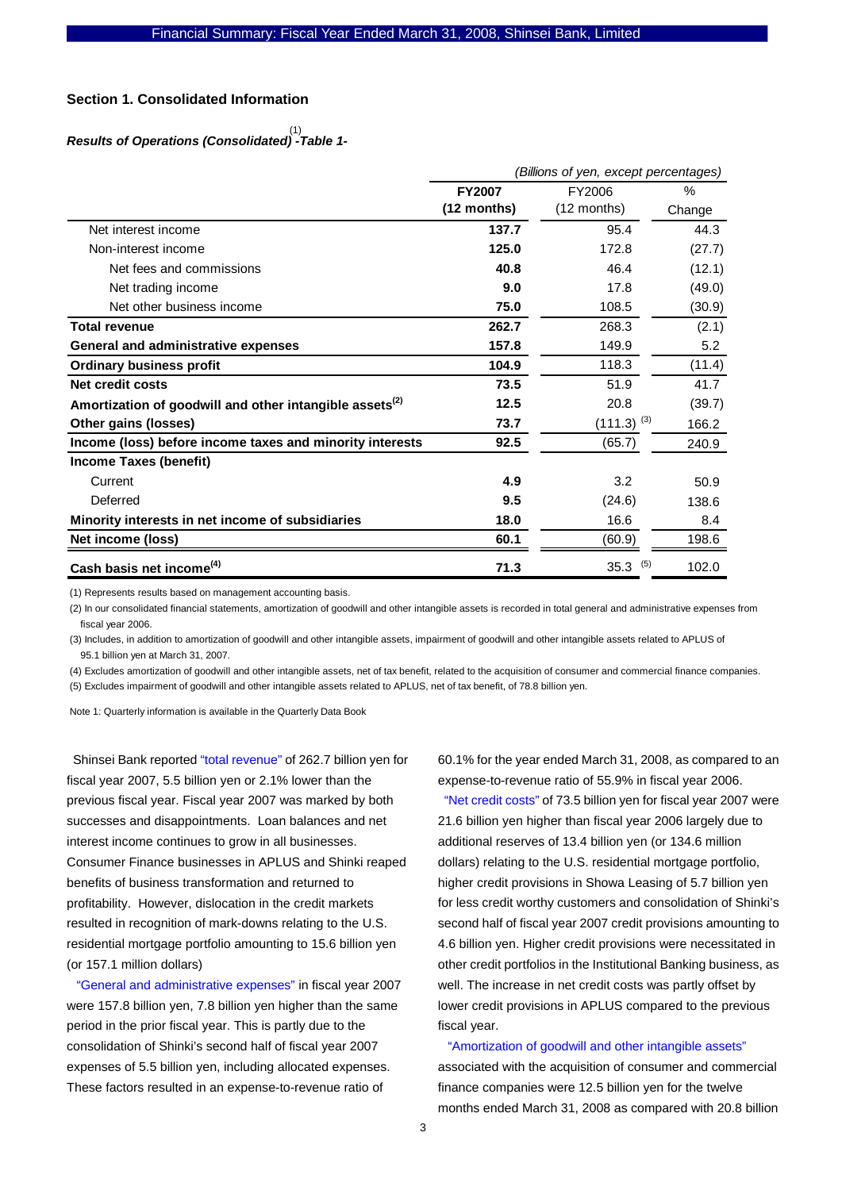## Section 1. Consolidated Information

***Results of Operations (Consolidated)[(1)] -Table 1-***

| | *(Billions of yen, except percentages)* | | |
|---|---|---|---|
| | **FY2007 (12 months)** | FY2006 (12 months) | % Change |
| Net interest income | **137.7** | 95.4 | 44.3 |
| Non-interest income | **125.0** | 172.8 | (27.7) |
| Net fees and commissions | **40.8** | 46.4 | (12.1) |
| Net trading income | **9.0** | 17.8 | (49.0) |
| Net other business income | **75.0** | 108.5 | (30.9) |
| **Total revenue** | **262.7** | 268.3 | (2.1) |
| **General and administrative expenses** | **157.8** | 149.9 | 5.2 |
| **Ordinary business profit** | **104.9** | 118.3 | (11.4) |
| **Net credit costs** | **73.5** | 51.9 | 41.7 |
| **Amortization of goodwill and other intangible assets[(2)]** | **12.5** | 20.8 | (39.7) |
| **Other gains (losses)** | **73.7** | (111.3) [(3)] | 166.2 |
| **Income (loss) before income taxes and minority interests** | **92.5** | (65.7) | 240.9 |
| **Income Taxes (benefit)** | | | |
| Current | **4.9** | 3.2 | 50.9 |
| Deferred | **9.5** | (24.6) | 138.6 |
| **Minority interests in net income of subsidiaries** | **18.0** | 16.6 | 8.4 |
| **Net income (loss)** | **60.1** | (60.9) | 198.6 |
| **Cash basis net income[(4)]** | **71.3** | 35.3 [(5)] | 102.0 |

(1) Represents results based on management accounting basis.

(2) In our consolidated financial statements, amortization of goodwill and other intangible assets is recorded in total general and administrative expenses from fiscal year 2006.

(3) Includes, in addition to amortization of goodwill and other intangible assets, impairment of goodwill and other intangible assets related to APLUS of 95.1 billion yen at March 31, 2007.

(4) Excludes amortization of goodwill and other intangible assets, net of tax benefit, related to the acquisition of consumer and commercial finance companies.

(5) Excludes impairment of goodwill and other intangible assets related to APLUS, net of tax benefit, of 78.8 billion yen.

Note 1: Quarterly information is available in the Quarterly Data Book

Shinsei Bank reported "total revenue" of 262.7 billion yen for fiscal year 2007, 5.5 billion yen or 2.1% lower than the previous fiscal year. Fiscal year 2007 was marked by both successes and disappointments. Loan balances and net interest income continues to grow in all businesses. Consumer Finance businesses in APLUS and Shinki reaped benefits of business transformation and returned to profitability. However, dislocation in the credit markets resulted in recognition of mark-downs relating to the U.S. residential mortgage portfolio amounting to 15.6 billion yen (or 157.1 million dollars)

"General and administrative expenses" in fiscal year 2007 were 157.8 billion yen, 7.8 billion yen higher than the same period in the prior fiscal year. This is partly due to the consolidation of Shinki's second half of fiscal year 2007 expenses of 5.5 billion yen, including allocated expenses. These factors resulted in an expense-to-revenue ratio of 60.1% for the year ended March 31, 2008, as compared to an expense-to-revenue ratio of 55.9% in fiscal year 2006.

"Net credit costs" of 73.5 billion yen for fiscal year 2007 were 21.6 billion yen higher than fiscal year 2006 largely due to additional reserves of 13.4 billion yen (or 134.6 million dollars) relating to the U.S. residential mortgage portfolio, higher credit provisions in Showa Leasing of 5.7 billion yen for less credit worthy customers and consolidation of Shinki's second half of fiscal year 2007 credit provisions amounting to 4.6 billion yen. Higher credit provisions were necessitated in other credit portfolios in the Institutional Banking business, as well. The increase in net credit costs was partly offset by lower credit provisions in APLUS compared to the previous fiscal year.

"Amortization of goodwill and other intangible assets" associated with the acquisition of consumer and commercial finance companies were 12.5 billion yen for the twelve months ended March 31, 2008 as compared with 20.8 billion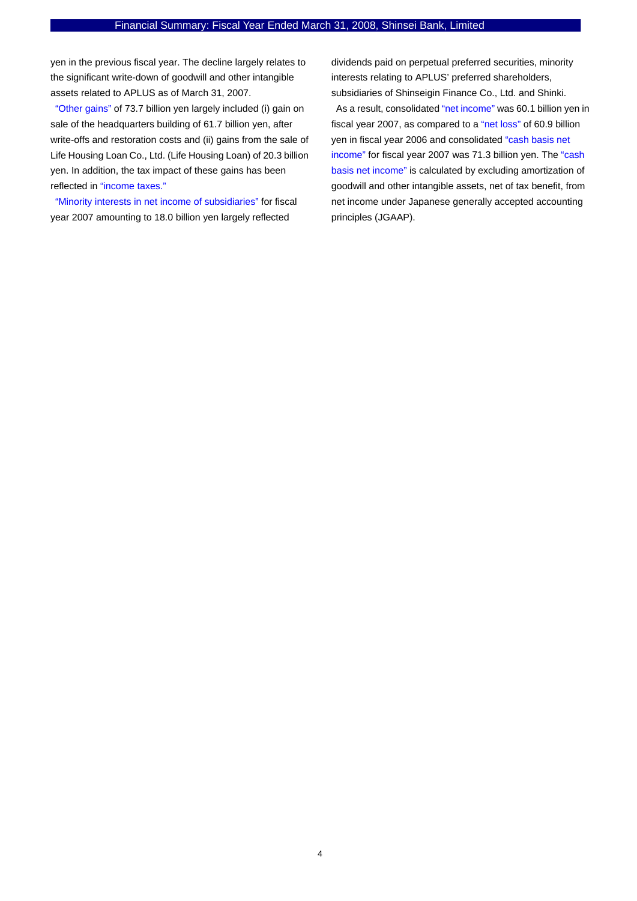yen in the previous fiscal year. The decline largely relates to the significant write-down of goodwill and other intangible assets related to APLUS as of March 31, 2007.

"Other gains" of 73.7 billion yen largely included (i) gain on sale of the headquarters building of 61.7 billion yen, after write-offs and restoration costs and (ii) gains from the sale of Life Housing Loan Co., Ltd. (Life Housing Loan) of 20.3 billion yen. In addition, the tax impact of these gains has been reflected in "income taxes."

"Minority interests in net income of subsidiaries" for fiscal year 2007 amounting to 18.0 billion yen largely reflected dividends paid on perpetual preferred securities, minority interests relating to APLUS' preferred shareholders, subsidiaries of Shinseigin Finance Co., Ltd. and Shinki.

As a result, consolidated "net income" was 60.1 billion yen in fiscal year 2007, as compared to a "net loss" of 60.9 billion yen in fiscal year 2006 and consolidated "cash basis net income" for fiscal year 2007 was 71.3 billion yen. The "cash basis net income" is calculated by excluding amortization of goodwill and other intangible assets, net of tax benefit, from net income under Japanese generally accepted accounting principles (JGAAP).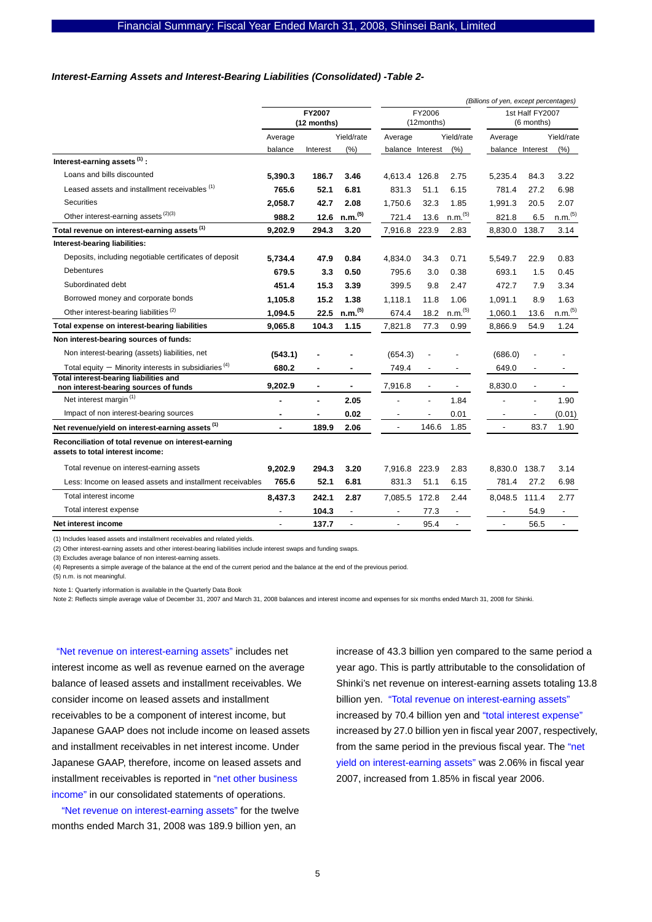### *Interest-Earning Assets and Interest-Bearing Liabilities (Consolidated) -Table 2-*

*(Billions of yen, except percentages)*

| | FY2007 (12 months) | | | FY2006 (12months) | | | 1st Half FY2007 (6 months) | | |
|---|---|---|---|---|---|---|---|---|---|
| | Average balance | Interest | Yield/rate (%) | Average balance | Interest | Yield/rate (%) | Average balance | Interest | Yield/rate (%) |
| **Interest-earning assets [1] :** | | | | | | | | | |
| Loans and bills discounted | **5,390.3** | **186.7** | **3.46** | 4,613.4 | 126.8 | 2.75 | 5,235.4 | 84.3 | 3.22 |
| Leased assets and installment receivables [1] | **765.6** | **52.1** | **6.81** | 831.3 | 51.1 | 6.15 | 781.4 | 27.2 | 6.98 |
| Securities | **2,058.7** | **42.7** | **2.08** | 1,750.6 | 32.3 | 1.85 | 1,991.3 | 20.5 | 2.07 |
| Other interest-earning assets [2][3] | **988.2** | **12.6** | **n.m.[5]** | 721.4 | 13.6 | n.m.[5] | 821.8 | 6.5 | n.m.[5] |
| **Total revenue on interest-earning assets [1]** | **9,202.9** | **294.3** | **3.20** | 7,916.8 | 223.9 | 2.83 | 8,830.0 | 138.7 | 3.14 |
| **Interest-bearing liabilities:** | | | | | | | | | |
| Deposits, including negotiable certificates of deposit | **5,734.4** | **47.9** | **0.84** | 4,834.0 | 34.3 | 0.71 | 5,549.7 | 22.9 | 0.83 |
| Debentures | **679.5** | **3.3** | **0.50** | 795.6 | 3.0 | 0.38 | 693.1 | 1.5 | 0.45 |
| Subordinated debt | **451.4** | **15.3** | **3.39** | 399.5 | 9.8 | 2.47 | 472.7 | 7.9 | 3.34 |
| Borrowed money and corporate bonds | **1,105.8** | **15.2** | **1.38** | 1,118.1 | 11.8 | 1.06 | 1,091.1 | 8.9 | 1.63 |
| Other interest-bearing liabilities [2] | **1,094.5** | **22.5** | **n.m.[5]** | 674.4 | 18.2 | n.m.[5] | 1,060.1 | 13.6 | n.m.[5] |
| **Total expense on interest-bearing liabilities** | **9,065.8** | **104.3** | **1.15** | 7,821.8 | 77.3 | 0.99 | 8,866.9 | 54.9 | 1.24 |
| **Non interest-bearing sources of funds:** | | | | | | | | | |
| Non interest-bearing (assets) liabilities, net | **(543.1)** | **-** | **-** | (654.3) | - | - | (686.0) | - | - |
| Total equity − Minority interests in subsidiaries [4] | **680.2** | **-** | **-** | 749.4 | - | - | 649.0 | - | - |
| **Total interest-bearing liabilities and non interest-bearing sources of funds** | **9,202.9** | **-** | **-** | 7,916.8 | - | - | 8,830.0 | - | - |
| Net interest margin [1] | **-** | **-** | **2.05** | - | - | 1.84 | - | - | 1.90 |
| Impact of non interest-bearing sources | **-** | **-** | **0.02** | - | - | 0.01 | - | - | (0.01) |
| **Net revenue/yield on interest-earning assets [1]** | **-** | **189.9** | **2.06** | - | 146.6 | 1.85 | - | 83.7 | 1.90 |
| **Reconciliation of total revenue on interest-earning assets to total interest income:** | | | | | | | | | |
| Total revenue on interest-earning assets | **9,202.9** | **294.3** | **3.20** | 7,916.8 | 223.9 | 2.83 | 8,830.0 | 138.7 | 3.14 |
| Less: Income on leased assets and installment receivables | **765.6** | **52.1** | **6.81** | 831.3 | 51.1 | 6.15 | 781.4 | 27.2 | 6.98 |
| Total interest income | **8,437.3** | **242.1** | **2.87** | 7,085.5 | 172.8 | 2.44 | 8,048.5 | 111.4 | 2.77 |
| Total interest expense | **-** | **104.3** | **-** | - | 77.3 | - | - | 54.9 | - |
| **Net interest income** | **-** | **137.7** | **-** | - | 95.4 | - | - | 56.5 | - |

(1) Includes leased assets and installment receivables and related yields.

(2) Other interest-earning assets and other interest-bearing liabilities include interest swaps and funding swaps.

(3) Excludes average balance of non interest-earning assets.

(4) Represents a simple average of the balance at the end of the current period and the balance at the end of the previous period.

(5) n.m. is not meaningful.

Note 1: Quarterly information is available in the Quarterly Data Book

Note 2: Reflects simple average value of December 31, 2007 and March 31, 2008 balances and interest income and expenses for six months ended March 31, 2008 for Shinki.

"Net revenue on interest-earning assets" includes net interest income as well as revenue earned on the average balance of leased assets and installment receivables. We consider income on leased assets and installment receivables to be a component of interest income, but Japanese GAAP does not include income on leased assets and installment receivables in net interest income. Under Japanese GAAP, therefore, income on leased assets and installment receivables is reported in "net other business income" in our consolidated statements of operations.

"Net revenue on interest-earning assets" for the twelve months ended March 31, 2008 was 189.9 billion yen, an increase of 43.3 billion yen compared to the same period a year ago. This is partly attributable to the consolidation of Shinki's net revenue on interest-earning assets totaling 13.8 billion yen. "Total revenue on interest-earning assets" increased by 70.4 billion yen and "total interest expense" increased by 27.0 billion yen in fiscal year 2007, respectively, from the same period in the previous fiscal year. The "net yield on interest-earning assets" was 2.06% in fiscal year 2007, increased from 1.85% in fiscal year 2006.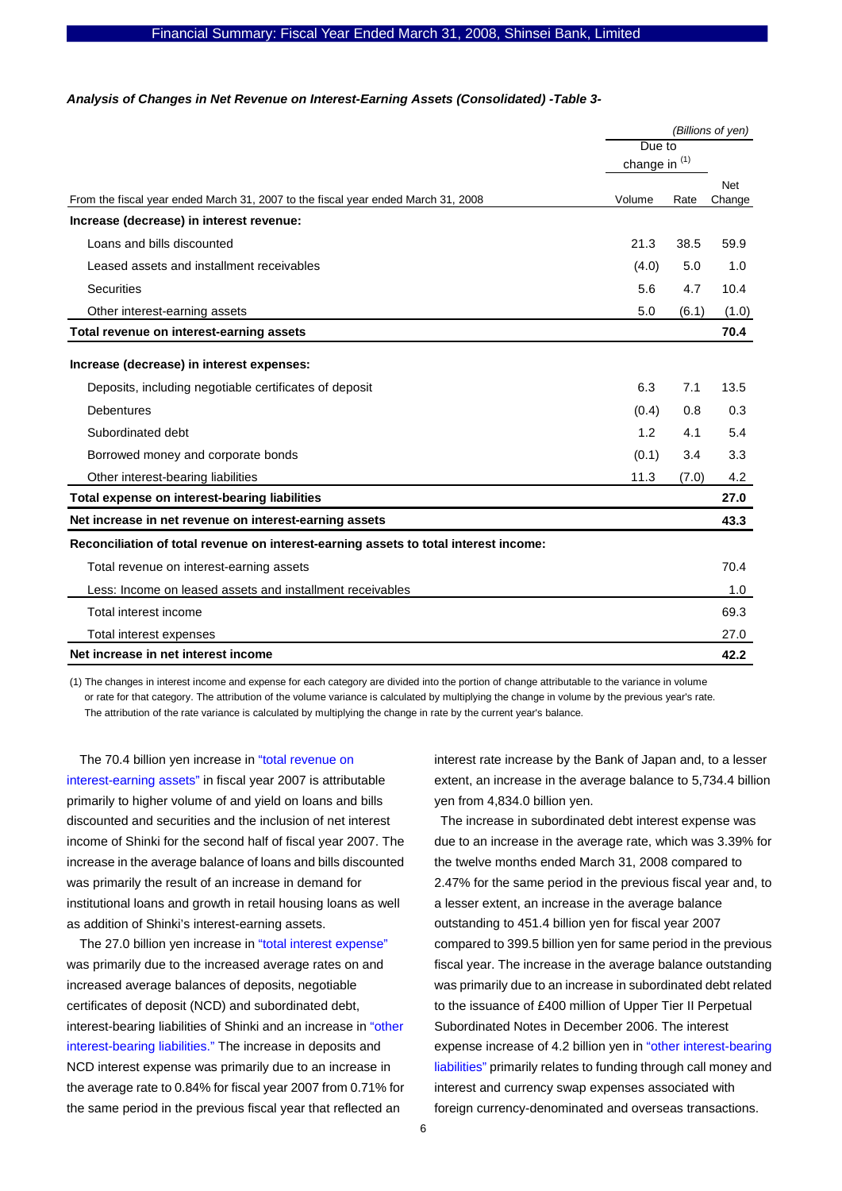***Analysis of Changes in Net Revenue on Interest-Earning Assets (Consolidated) -Table 3-***

| | | | (Billions of yen) |
|---|---|---|---|
| | Due to change in (1) | | |
| From the fiscal year ended March 31, 2007 to the fiscal year ended March 31, 2008 | Volume | Rate | Net Change |
| **Increase (decrease) in interest revenue:** | | | |
| Loans and bills discounted | 21.3 | 38.5 | 59.9 |
| Leased assets and installment receivables | (4.0) | 5.0 | 1.0 |
| Securities | 5.6 | 4.7 | 10.4 |
| Other interest-earning assets | 5.0 | (6.1) | (1.0) |
| **Total revenue on interest-earning assets** | | | **70.4** |
| **Increase (decrease) in interest expenses:** | | | |
| Deposits, including negotiable certificates of deposit | 6.3 | 7.1 | 13.5 |
| Debentures | (0.4) | 0.8 | 0.3 |
| Subordinated debt | 1.2 | 4.1 | 5.4 |
| Borrowed money and corporate bonds | (0.1) | 3.4 | 3.3 |
| Other interest-bearing liabilities | 11.3 | (7.0) | 4.2 |
| **Total expense on interest-bearing liabilities** | | | **27.0** |
| **Net increase in net revenue on interest-earning assets** | | | **43.3** |
| **Reconciliation of total revenue on interest-earning assets to total interest income:** | | | |
| Total revenue on interest-earning assets | | | 70.4 |
| Less: Income on leased assets and installment receivables | | | 1.0 |
| Total interest income | | | 69.3 |
| Total interest expenses | | | 27.0 |
| **Net increase in net interest income** | | | **42.2** |

(1) The changes in interest income and expense for each category are divided into the portion of change attributable to the variance in volume or rate for that category. The attribution of the volume variance is calculated by multiplying the change in volume by the previous year's rate. The attribution of the rate variance is calculated by multiplying the change in rate by the current year's balance.

The 70.4 billion yen increase in "total revenue on interest-earning assets" in fiscal year 2007 is attributable primarily to higher volume of and yield on loans and bills discounted and securities and the inclusion of net interest income of Shinki for the second half of fiscal year 2007. The increase in the average balance of loans and bills discounted was primarily the result of an increase in demand for institutional loans and growth in retail housing loans as well as addition of Shinki's interest-earning assets.

The 27.0 billion yen increase in "total interest expense" was primarily due to the increased average rates on and increased average balances of deposits, negotiable certificates of deposit (NCD) and subordinated debt, interest-bearing liabilities of Shinki and an increase in "other interest-bearing liabilities." The increase in deposits and NCD interest expense was primarily due to an increase in the average rate to 0.84% for fiscal year 2007 from 0.71% for the same period in the previous fiscal year that reflected an interest rate increase by the Bank of Japan and, to a lesser extent, an increase in the average balance to 5,734.4 billion yen from 4,834.0 billion yen.

The increase in subordinated debt interest expense was due to an increase in the average rate, which was 3.39% for the twelve months ended March 31, 2008 compared to 2.47% for the same period in the previous fiscal year and, to a lesser extent, an increase in the average balance outstanding to 451.4 billion yen for fiscal year 2007 compared to 399.5 billion yen for same period in the previous fiscal year. The increase in the average balance outstanding was primarily due to an increase in subordinated debt related to the issuance of £400 million of Upper Tier II Perpetual Subordinated Notes in December 2006. The interest expense increase of 4.2 billion yen in "other interest-bearing liabilities" primarily relates to funding through call money and interest and currency swap expenses associated with foreign currency-denominated and overseas transactions.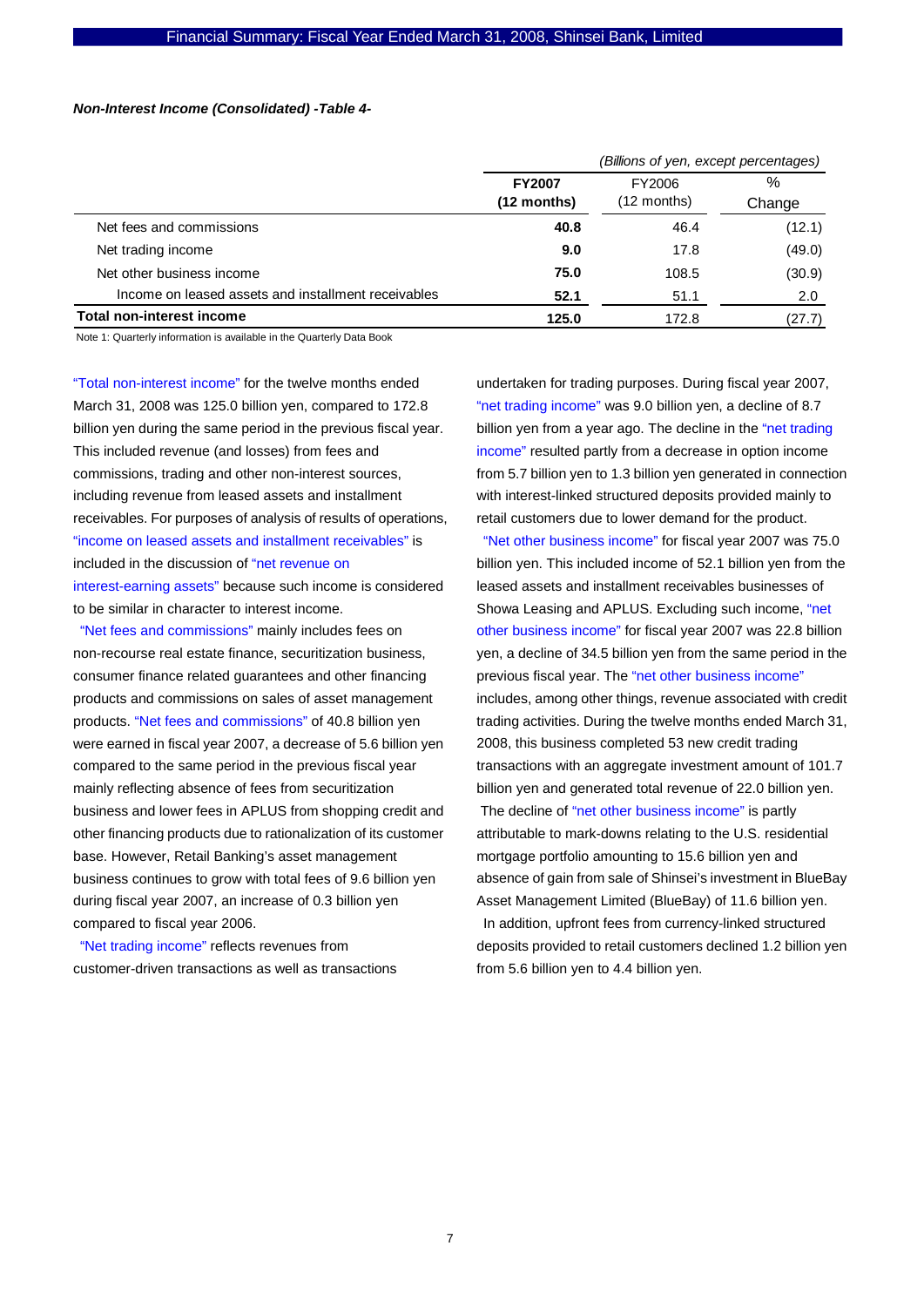***Non-Interest Income (Consolidated) -Table 4-***

| | | | *(Billions of yen, except percentages)* |
|---|---|---|---|
| | **FY2007 (12 months)** | FY2006 (12 months) | % Change |
| Net fees and commissions | **40.8** | 46.4 | (12.1) |
| Net trading income | **9.0** | 17.8 | (49.0) |
| Net other business income | **75.0** | 108.5 | (30.9) |
| Income on leased assets and installment receivables | **52.1** | 51.1 | 2.0 |
| **Total non-interest income** | **125.0** | 172.8 | (27.7) |

Note 1: Quarterly information is available in the Quarterly Data Book

"Total non-interest income" for the twelve months ended March 31, 2008 was 125.0 billion yen, compared to 172.8 billion yen during the same period in the previous fiscal year. This included revenue (and losses) from fees and commissions, trading and other non-interest sources, including revenue from leased assets and installment receivables. For purposes of analysis of results of operations, "income on leased assets and installment receivables" is included in the discussion of "net revenue on interest-earning assets" because such income is considered to be similar in character to interest income.

"Net fees and commissions" mainly includes fees on non-recourse real estate finance, securitization business, consumer finance related guarantees and other financing products and commissions on sales of asset management products. "Net fees and commissions" of 40.8 billion yen were earned in fiscal year 2007, a decrease of 5.6 billion yen compared to the same period in the previous fiscal year mainly reflecting absence of fees from securitization business and lower fees in APLUS from shopping credit and other financing products due to rationalization of its customer base. However, Retail Banking's asset management business continues to grow with total fees of 9.6 billion yen during fiscal year 2007, an increase of 0.3 billion yen compared to fiscal year 2006.

"Net trading income" reflects revenues from customer-driven transactions as well as transactions undertaken for trading purposes. During fiscal year 2007, "net trading income" was 9.0 billion yen, a decline of 8.7 billion yen from a year ago. The decline in the "net trading income" resulted partly from a decrease in option income from 5.7 billion yen to 1.3 billion yen generated in connection with interest-linked structured deposits provided mainly to retail customers due to lower demand for the product.

"Net other business income" for fiscal year 2007 was 75.0 billion yen. This included income of 52.1 billion yen from the leased assets and installment receivables businesses of Showa Leasing and APLUS. Excluding such income, "net other business income" for fiscal year 2007 was 22.8 billion yen, a decline of 34.5 billion yen from the same period in the previous fiscal year. The "net other business income" includes, among other things, revenue associated with credit trading activities. During the twelve months ended March 31, 2008, this business completed 53 new credit trading transactions with an aggregate investment amount of 101.7 billion yen and generated total revenue of 22.0 billion yen.

The decline of "net other business income" is partly attributable to mark-downs relating to the U.S. residential mortgage portfolio amounting to 15.6 billion yen and absence of gain from sale of Shinsei's investment in BlueBay Asset Management Limited (BlueBay) of 11.6 billion yen.

In addition, upfront fees from currency-linked structured deposits provided to retail customers declined 1.2 billion yen from 5.6 billion yen to 4.4 billion yen.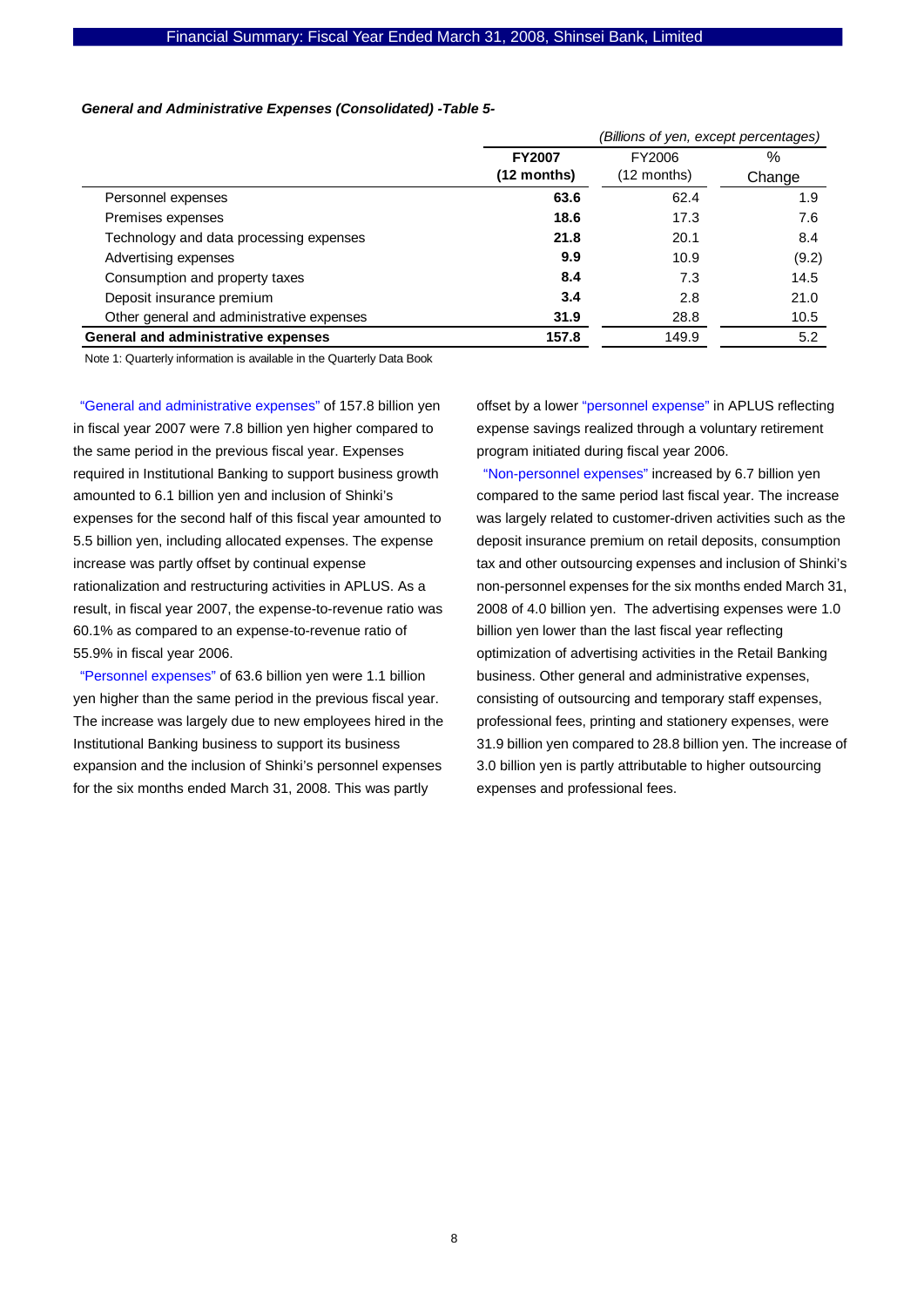***General and Administrative Expenses (Consolidated) -Table 5-***

| | **FY2007 (12 months)** | FY2006 (12 months) | % Change |
|---|---|---|---|
| | *(Billions of yen, except percentages)* | | |
| Personnel expenses | **63.6** | 62.4 | 1.9 |
| Premises expenses | **18.6** | 17.3 | 7.6 |
| Technology and data processing expenses | **21.8** | 20.1 | 8.4 |
| Advertising expenses | **9.9** | 10.9 | (9.2) |
| Consumption and property taxes | **8.4** | 7.3 | 14.5 |
| Deposit insurance premium | **3.4** | 2.8 | 21.0 |
| Other general and administrative expenses | **31.9** | 28.8 | 10.5 |
| **General and administrative expenses** | **157.8** | 149.9 | 5.2 |

Note 1: Quarterly information is available in the Quarterly Data Book

"General and administrative expenses" of 157.8 billion yen in fiscal year 2007 were 7.8 billion yen higher compared to the same period in the previous fiscal year. Expenses required in Institutional Banking to support business growth amounted to 6.1 billion yen and inclusion of Shinki's expenses for the second half of this fiscal year amounted to 5.5 billion yen, including allocated expenses. The expense increase was partly offset by continual expense rationalization and restructuring activities in APLUS. As a result, in fiscal year 2007, the expense-to-revenue ratio was 60.1% as compared to an expense-to-revenue ratio of 55.9% in fiscal year 2006.

"Personnel expenses" of 63.6 billion yen were 1.1 billion yen higher than the same period in the previous fiscal year. The increase was largely due to new employees hired in the Institutional Banking business to support its business expansion and the inclusion of Shinki's personnel expenses for the six months ended March 31, 2008. This was partly offset by a lower "personnel expense" in APLUS reflecting expense savings realized through a voluntary retirement program initiated during fiscal year 2006.

"Non-personnel expenses" increased by 6.7 billion yen compared to the same period last fiscal year. The increase was largely related to customer-driven activities such as the deposit insurance premium on retail deposits, consumption tax and other outsourcing expenses and inclusion of Shinki's non-personnel expenses for the six months ended March 31, 2008 of 4.0 billion yen. The advertising expenses were 1.0 billion yen lower than the last fiscal year reflecting optimization of advertising activities in the Retail Banking business. Other general and administrative expenses, consisting of outsourcing and temporary staff expenses, professional fees, printing and stationery expenses, were 31.9 billion yen compared to 28.8 billion yen. The increase of 3.0 billion yen is partly attributable to higher outsourcing expenses and professional fees.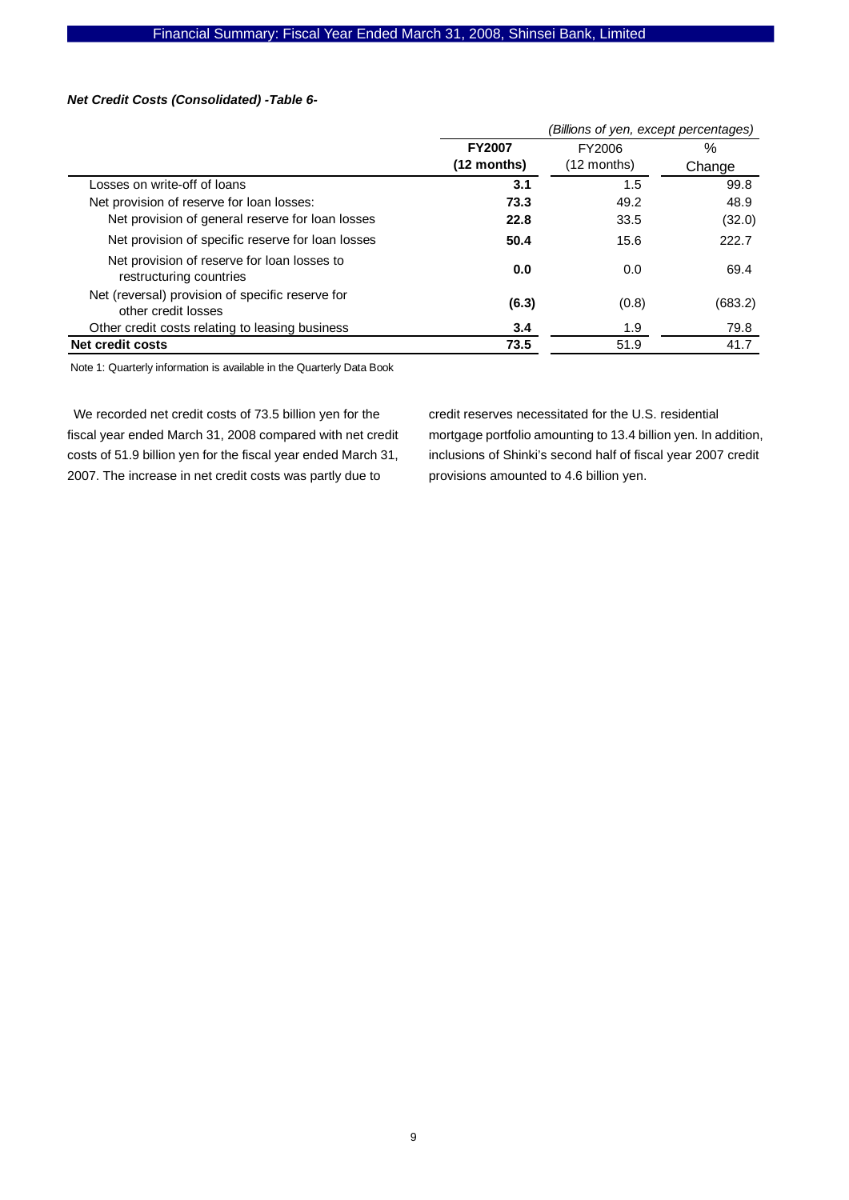***Net Credit Costs (Consolidated) -Table 6-***

| | *(Billions of yen, except percentages)* | | |
|---|---|---|---|
| | **FY2007 (12 months)** | FY2006 (12 months) | % Change |
| Losses on write-off of loans | **3.1** | 1.5 | 99.8 |
| Net provision of reserve for loan losses: | **73.3** | 49.2 | 48.9 |
| Net provision of general reserve for loan losses | **22.8** | 33.5 | (32.0) |
| Net provision of specific reserve for loan losses | **50.4** | 15.6 | 222.7 |
| Net provision of reserve for loan losses to restructuring countries | **0.0** | 0.0 | 69.4 |
| Net (reversal) provision of specific reserve for other credit losses | **(6.3)** | (0.8) | (683.2) |
| Other credit costs relating to leasing business | **3.4** | 1.9 | 79.8 |
| **Net credit costs** | **73.5** | 51.9 | 41.7 |

Note 1: Quarterly information is available in the Quarterly Data Book

We recorded net credit costs of 73.5 billion yen for the fiscal year ended March 31, 2008 compared with net credit costs of 51.9 billion yen for the fiscal year ended March 31, 2007. The increase in net credit costs was partly due to credit reserves necessitated for the U.S. residential mortgage portfolio amounting to 13.4 billion yen. In addition, inclusions of Shinki's second half of fiscal year 2007 credit provisions amounted to 4.6 billion yen.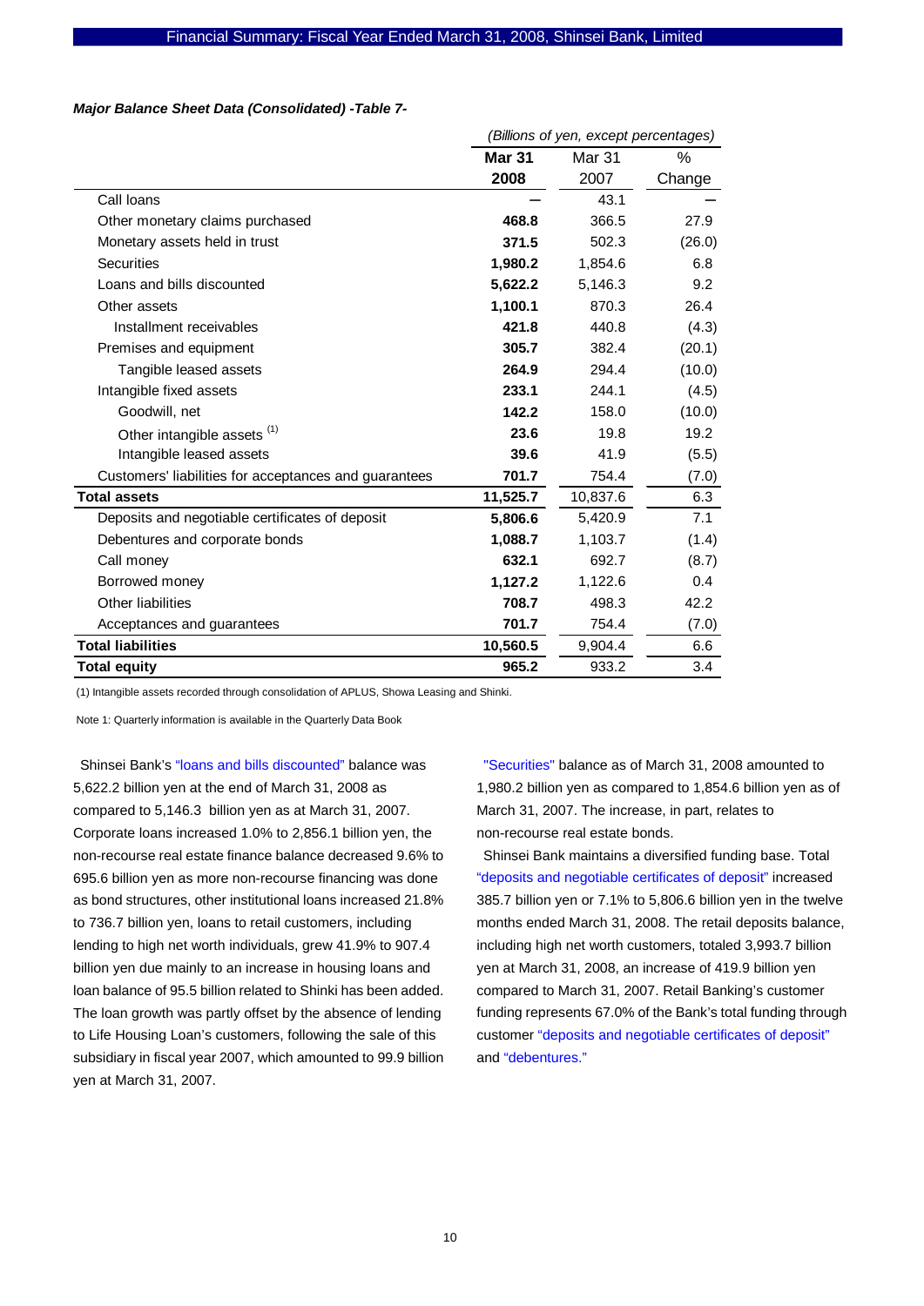***Major Balance Sheet Data (Consolidated) -Table 7-***

| | *(Billions of yen, except percentages)* | | |
|---|---|---|---|
| | **Mar 31 2008** | Mar 31 2007 | % Change |
| Call loans | — | 43.1 | — |
| Other monetary claims purchased | **468.8** | 366.5 | 27.9 |
| Monetary assets held in trust | **371.5** | 502.3 | (26.0) |
| Securities | **1,980.2** | 1,854.6 | 6.8 |
| Loans and bills discounted | **5,622.2** | 5,146.3 | 9.2 |
| Other assets | **1,100.1** | 870.3 | 26.4 |
| Installment receivables | **421.8** | 440.8 | (4.3) |
| Premises and equipment | **305.7** | 382.4 | (20.1) |
| Tangible leased assets | **264.9** | 294.4 | (10.0) |
| Intangible fixed assets | **233.1** | 244.1 | (4.5) |
| Goodwill, net | **142.2** | 158.0 | (10.0) |
| Other intangible assets (1) | **23.6** | 19.8 | 19.2 |
| Intangible leased assets | **39.6** | 41.9 | (5.5) |
| Customers' liabilities for acceptances and guarantees | **701.7** | 754.4 | (7.0) |
| **Total assets** | **11,525.7** | 10,837.6 | 6.3 |
| Deposits and negotiable certificates of deposit | **5,806.6** | 5,420.9 | 7.1 |
| Debentures and corporate bonds | **1,088.7** | 1,103.7 | (1.4) |
| Call money | **632.1** | 692.7 | (8.7) |
| Borrowed money | **1,127.2** | 1,122.6 | 0.4 |
| Other liabilities | **708.7** | 498.3 | 42.2 |
| Acceptances and guarantees | **701.7** | 754.4 | (7.0) |
| **Total liabilities** | **10,560.5** | 9,904.4 | 6.6 |
| **Total equity** | **965.2** | 933.2 | 3.4 |

(1) Intangible assets recorded through consolidation of APLUS, Showa Leasing and Shinki.

Note 1: Quarterly information is available in the Quarterly Data Book

Shinsei Bank's "loans and bills discounted" balance was 5,622.2 billion yen at the end of March 31, 2008 as compared to 5,146.3 billion yen as at March 31, 2007. Corporate loans increased 1.0% to 2,856.1 billion yen, the non-recourse real estate finance balance decreased 9.6% to 695.6 billion yen as more non-recourse financing was done as bond structures, other institutional loans increased 21.8% to 736.7 billion yen, loans to retail customers, including lending to high net worth individuals, grew 41.9% to 907.4 billion yen due mainly to an increase in housing loans and loan balance of 95.5 billion related to Shinki has been added. The loan growth was partly offset by the absence of lending to Life Housing Loan's customers, following the sale of this subsidiary in fiscal year 2007, which amounted to 99.9 billion yen at March 31, 2007.

"Securities" balance as of March 31, 2008 amounted to 1,980.2 billion yen as compared to 1,854.6 billion yen as of March 31, 2007. The increase, in part, relates to non-recourse real estate bonds.

Shinsei Bank maintains a diversified funding base. Total "deposits and negotiable certificates of deposit" increased 385.7 billion yen or 7.1% to 5,806.6 billion yen in the twelve months ended March 31, 2008. The retail deposits balance, including high net worth customers, totaled 3,993.7 billion yen at March 31, 2008, an increase of 419.9 billion yen compared to March 31, 2007. Retail Banking's customer funding represents 67.0% of the Bank's total funding through customer "deposits and negotiable certificates of deposit" and "debentures."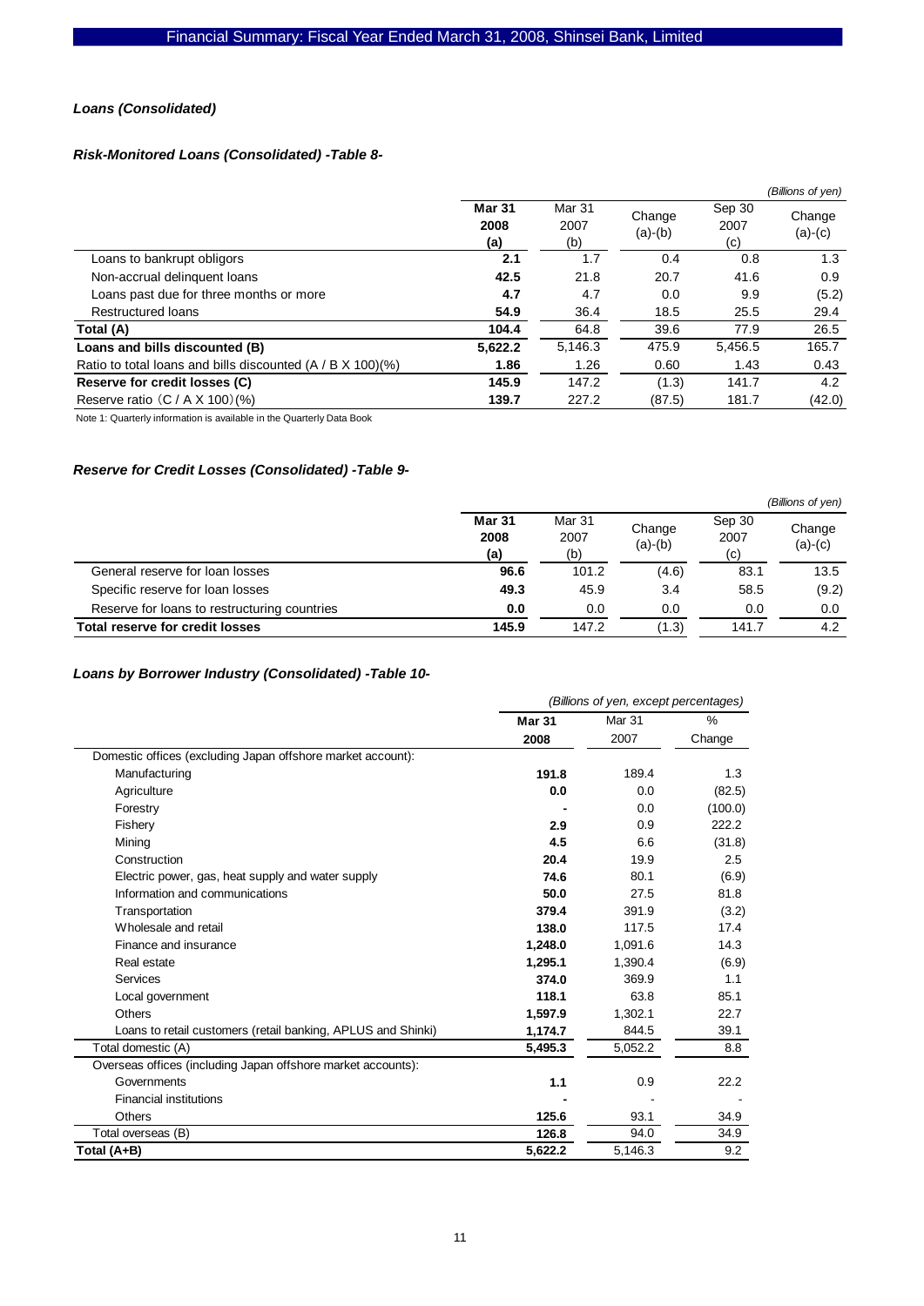### *Loans (Consolidated)*

#### *Risk-Monitored Loans (Consolidated) -Table 8-*

*(Billions of yen)*

| | **Mar 31 2008 (a)** | Mar 31 2007 (b) | Change (a)-(b) | Sep 30 2007 (c) | Change (a)-(c) |
|---|---|---|---|---|---|
| Loans to bankrupt obligors | **2.1** | 1.7 | 0.4 | 0.8 | 1.3 |
| Non-accrual delinquent loans | **42.5** | 21.8 | 20.7 | 41.6 | 0.9 |
| Loans past due for three months or more | **4.7** | 4.7 | 0.0 | 9.9 | (5.2) |
| Restructured loans | **54.9** | 36.4 | 18.5 | 25.5 | 29.4 |
| **Total (A)** | **104.4** | 64.8 | 39.6 | 77.9 | 26.5 |
| **Loans and bills discounted (B)** | **5,622.2** | 5,146.3 | 475.9 | 5,456.5 | 165.7 |
| Ratio to total loans and bills discounted (A / B X 100)(%) | **1.86** | 1.26 | 0.60 | 1.43 | 0.43 |
| **Reserve for credit losses (C)** | **145.9** | 147.2 | (1.3) | 141.7 | 4.2 |
| Reserve ratio （C / A X 100）(%) | **139.7** | 227.2 | (87.5) | 181.7 | (42.0) |

Note 1: Quarterly information is available in the Quarterly Data Book

#### *Reserve for Credit Losses (Consolidated) -Table 9-*

*(Billions of yen)*

| | **Mar 31 2008 (a)** | Mar 31 2007 (b) | Change (a)-(b) | Sep 30 2007 (c) | Change (a)-(c) |
|---|---|---|---|---|---|
| General reserve for loan losses | **96.6** | 101.2 | (4.6) | 83.1 | 13.5 |
| Specific reserve for loan losses | **49.3** | 45.9 | 3.4 | 58.5 | (9.2) |
| Reserve for loans to restructuring countries | **0.0** | 0.0 | 0.0 | 0.0 | 0.0 |
| **Total reserve for credit losses** | **145.9** | 147.2 | (1.3) | 141.7 | 4.2 |

#### *Loans by Borrower Industry (Consolidated) -Table 10-*

*(Billions of yen, except percentages)*

| | **Mar 31 2008** | Mar 31 2007 | % Change |
|---|---|---|---|
| Domestic offices (excluding Japan offshore market account): | | | |
| Manufacturing | **191.8** | 189.4 | 1.3 |
| Agriculture | **0.0** | 0.0 | (82.5) |
| Forestry | **-** | 0.0 | (100.0) |
| Fishery | **2.9** | 0.9 | 222.2 |
| Mining | **4.5** | 6.6 | (31.8) |
| Construction | **20.4** | 19.9 | 2.5 |
| Electric power, gas, heat supply and water supply | **74.6** | 80.1 | (6.9) |
| Information and communications | **50.0** | 27.5 | 81.8 |
| Transportation | **379.4** | 391.9 | (3.2) |
| Wholesale and retail | **138.0** | 117.5 | 17.4 |
| Finance and insurance | **1,248.0** | 1,091.6 | 14.3 |
| Real estate | **1,295.1** | 1,390.4 | (6.9) |
| Services | **374.0** | 369.9 | 1.1 |
| Local government | **118.1** | 63.8 | 85.1 |
| Others | **1,597.9** | 1,302.1 | 22.7 |
| Loans to retail customers (retail banking, APLUS and Shinki) | **1,174.7** | 844.5 | 39.1 |
| Total domestic (A) | **5,495.3** | 5,052.2 | 8.8 |
| Overseas offices (including Japan offshore market accounts): | | | |
| Governments | **1.1** | 0.9 | 22.2 |
| Financial institutions | **-** | - | - |
| Others | **125.6** | 93.1 | 34.9 |
| Total overseas (B) | **126.8** | 94.0 | 34.9 |
| **Total (A+B)** | **5,622.2** | 5,146.3 | 9.2 |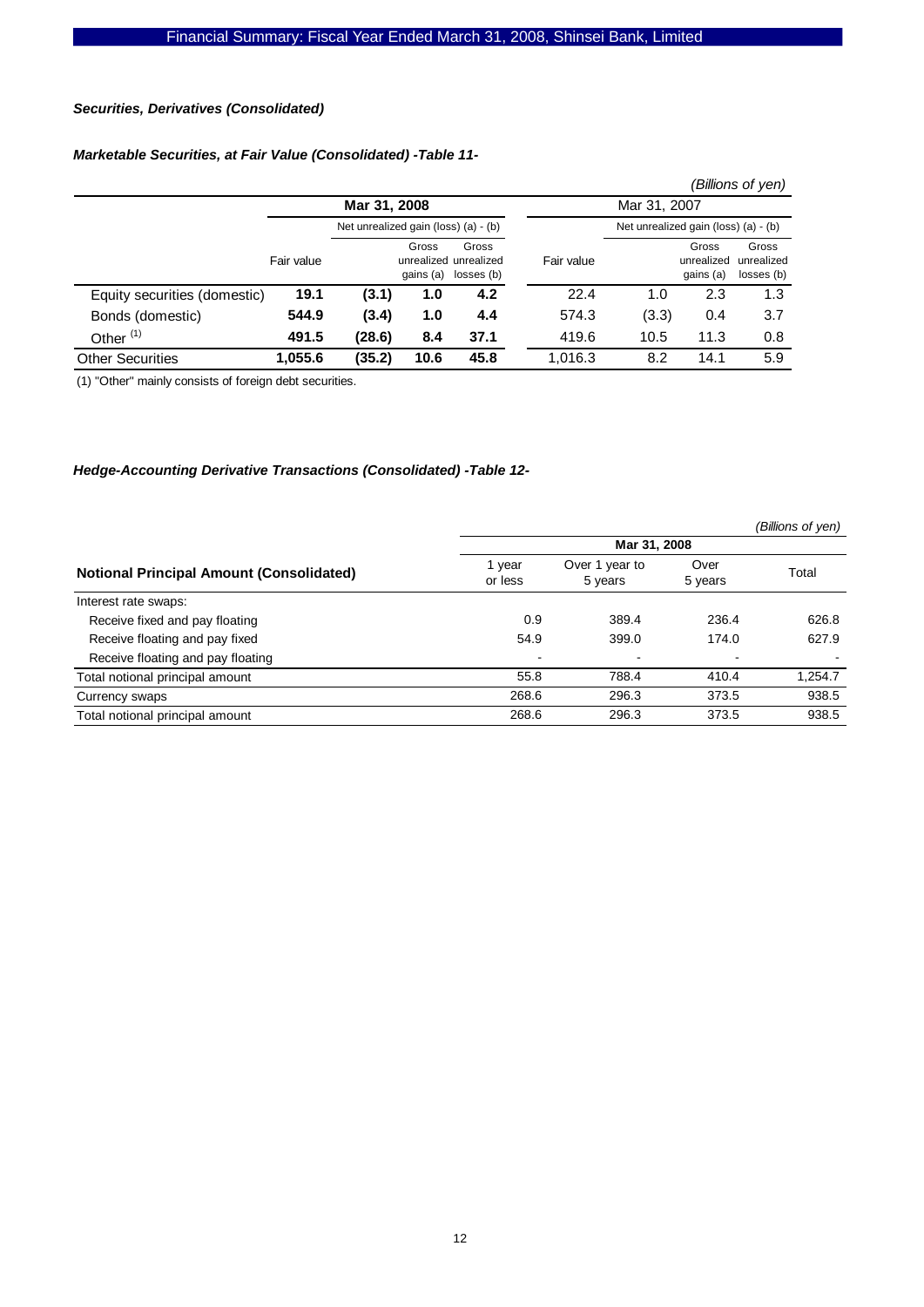*Securities, Derivatives (Consolidated)*

*Marketable Securities, at Fair Value (Consolidated) -Table 11-*

*(Billions of yen)*

| | Mar 31, 2008 | | | | Mar 31, 2007 | | | |
|---|---|---|---|---|---|---|---|---|
| | | Net unrealized gain (loss) (a) - (b) | | | | Net unrealized gain (loss) (a) - (b) | | |
| | Fair value | | Gross unrealized gains (a) | Gross unrealized losses (b) | Fair value | | Gross unrealized gains (a) | Gross unrealized losses (b) |
| Equity securities (domestic) | **19.1** | **(3.1)** | **1.0** | **4.2** | 22.4 | 1.0 | 2.3 | 1.3 |
| Bonds (domestic) | **544.9** | **(3.4)** | **1.0** | **4.4** | 574.3 | (3.3) | 0.4 | 3.7 |
| Other [(1)] | **491.5** | **(28.6)** | **8.4** | **37.1** | 419.6 | 10.5 | 11.3 | 0.8 |
| Other Securities | **1,055.6** | **(35.2)** | **10.6** | **45.8** | 1,016.3 | 8.2 | 14.1 | 5.9 |

(1) "Other" mainly consists of foreign debt securities.

*Hedge-Accounting Derivative Transactions (Consolidated) -Table 12-*

*(Billions of yen)*

| | Mar 31, 2008 | | | |
|---|---|---|---|---|
| **Notional Principal Amount (Consolidated)** | 1 year or less | Over 1 year to 5 years | Over 5 years | Total |
| Interest rate swaps: | | | | |
| Receive fixed and pay floating | 0.9 | 389.4 | 236.4 | 626.8 |
| Receive floating and pay fixed | 54.9 | 399.0 | 174.0 | 627.9 |
| Receive floating and pay floating | - | - | - | - |
| Total notional principal amount | 55.8 | 788.4 | 410.4 | 1,254.7 |
| Currency swaps | 268.6 | 296.3 | 373.5 | 938.5 |
| Total notional principal amount | 268.6 | 296.3 | 373.5 | 938.5 |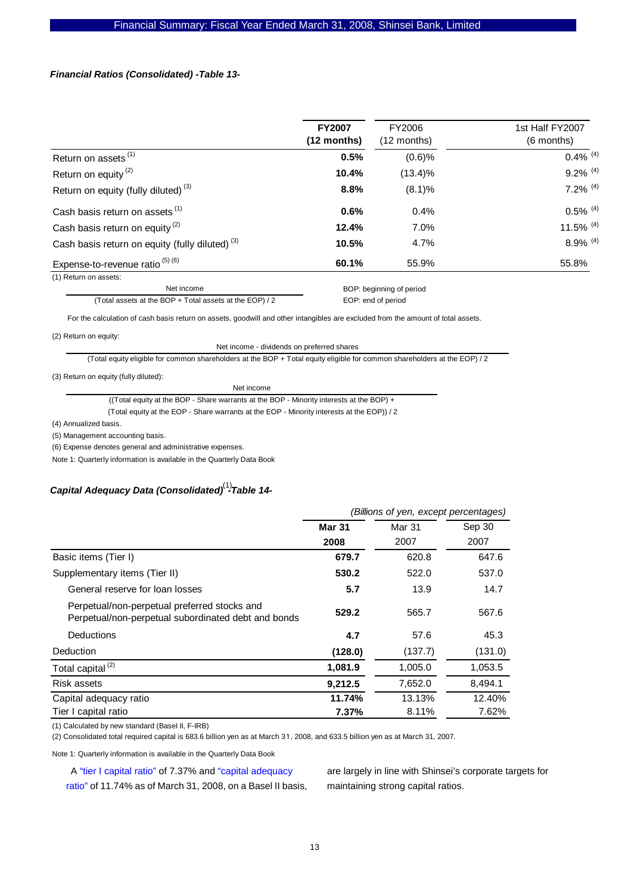### *Financial Ratios (Consolidated) -Table 13-*

| | FY2007 (12 months) | FY2006 (12 months) | 1st Half FY2007 (6 months) |
|---|---|---|---|
| Return on assets [1] | **0.5%** | (0.6)% | 0.4% [4] |
| Return on equity [2] | **10.4%** | (13.4)% | 9.2% [4] |
| Return on equity (fully diluted) [3] | **8.8%** | (8.1)% | 7.2% [4] |
| Cash basis return on assets [1] | **0.6%** | 0.4% | 0.5% [4] |
| Cash basis return on equity [2] | **12.4%** | 7.0% | 11.5% [4] |
| Cash basis return on equity (fully diluted) [3] | **10.5%** | 4.7% | 8.9% [4] |
| Expense-to-revenue ratio [5] [6] | **60.1%** | 55.9% | 55.8% |

(1) Return on assets:

$$\frac{\text{Net income}}{(\text{Total assets at the BOP} + \text{Total assets at the EOP}) / 2}$$

BOP: beginning of period
EOP: end of period

For the calculation of cash basis return on assets, goodwill and other intangibles are excluded from the amount of total assets.

(2) Return on equity:

$$\frac{\text{Net income} - \text{dividends on preferred shares}}{(\text{Total equity eligible for common shareholders at the BOP} + \text{Total equity eligible for common shareholders at the EOP}) / 2}$$

(3) Return on equity (fully diluted):

$$\frac{\text{Net income}}{((\text{Total equity at the BOP} - \text{Share warrants at the BOP} - \text{Minority interests at the BOP}) + (\text{Total equity at the EOP} - \text{Share warrants at the EOP} - \text{Minority interests at the EOP})) / 2}$$

(4) Annualized basis.

(5) Management accounting basis.

(6) Expense denotes general and administrative expenses.

Note 1: Quarterly information is available in the Quarterly Data Book

### *Capital Adequacy Data (Consolidated)[1] -Table 14-*

*(Billions of yen, except percentages)*

| | Mar 31 2008 | Mar 31 2007 | Sep 30 2007 |
|---|---|---|---|
| Basic items (Tier I) | **679.7** | 620.8 | 647.6 |
| Supplementary items (Tier II) | **530.2** | 522.0 | 537.0 |
| General reserve for loan losses | **5.7** | 13.9 | 14.7 |
| Perpetual/non-perpetual preferred stocks and Perpetual/non-perpetual subordinated debt and bonds | **529.2** | 565.7 | 567.6 |
| Deductions | **4.7** | 57.6 | 45.3 |
| Deduction | **(128.0)** | (137.7) | (131.0) |
| Total capital [2] | **1,081.9** | 1,005.0 | 1,053.5 |
| Risk assets | **9,212.5** | 7,652.0 | 8,494.1 |
| Capital adequacy ratio | **11.74%** | 13.13% | 12.40% |
| Tier I capital ratio | **7.37%** | 8.11% | 7.62% |

(1) Calculated by new standard (Basel II, F-IRB)

(2) Consolidated total required capital is 683.6 billion yen as at March 31, 2008, and 633.5 billion yen as at March 31, 2007.

Note 1: Quarterly information is available in the Quarterly Data Book

A "tier I capital ratio" of 7.37% and "capital adequacy ratio" of 11.74% as of March 31, 2008, on a Basel II basis, are largely in line with Shinsei's corporate targets for maintaining strong capital ratios.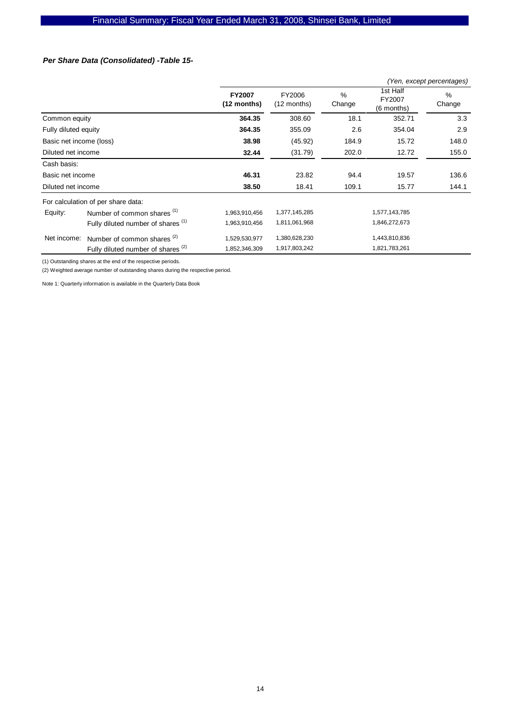### *Per Share Data (Consolidated) -Table 15-*

*(Yen, except percentages)*

| | | FY2007 (12 months) | FY2006 (12 months) | % Change | 1st Half FY2007 (6 months) | % Change |
|---|---|---|---|---|---|---|
| Common equity | | **364.35** | 308.60 | 18.1 | 352.71 | 3.3 |
| Fully diluted equity | | **364.35** | 355.09 | 2.6 | 354.04 | 2.9 |
| Basic net income (loss) | | **38.98** | (45.92) | 184.9 | 15.72 | 148.0 |
| Diluted net income | | **32.44** | (31.79) | 202.0 | 12.72 | 155.0 |
| Cash basis: | | | | | | |
| Basic net income | | **46.31** | 23.82 | 94.4 | 19.57 | 136.6 |
| Diluted net income | | **38.50** | 18.41 | 109.1 | 15.77 | 144.1 |
| For calculation of per share data: | | | | | | |
| Equity: | Number of common shares [(1)] | 1,963,910,456 | 1,377,145,285 | | 1,577,143,785 | |
| | Fully diluted number of shares [(1)] | 1,963,910,456 | 1,811,061,968 | | 1,846,272,673 | |
| Net income: | Number of common shares [(2)] | 1,529,530,977 | 1,380,628,230 | | 1,443,810,836 | |
| | Fully diluted number of shares [(2)] | 1,852,346,309 | 1,917,803,242 | | 1,821,783,261 | |

(1) Outstanding shares at the end of the respective periods.

(2) Weighted average number of outstanding shares during the respective period.

Note 1: Quarterly information is available in the Quarterly Data Book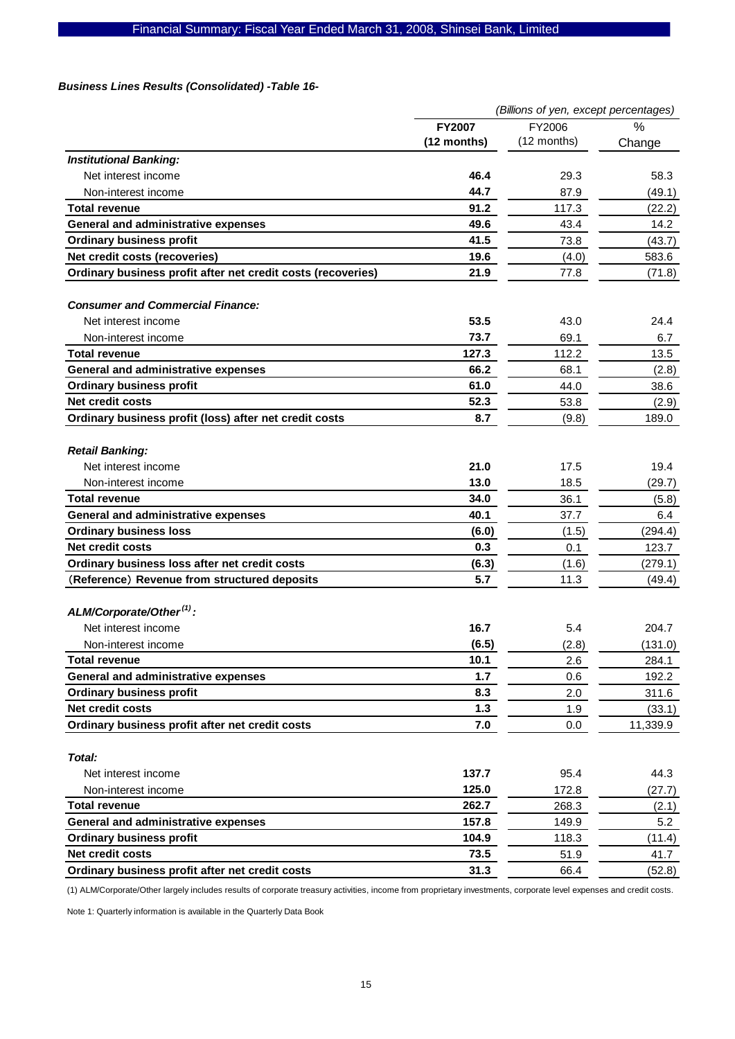***Business Lines Results (Consolidated) -Table 16-***

| | *(Billions of yen, except percentages)* | | |
|---|---|---|---|
| | **FY2007 (12 months)** | FY2006 (12 months) | % Change |
| ***Institutional Banking:*** | | | |
| Net interest income | **46.4** | 29.3 | 58.3 |
| Non-interest income | **44.7** | 87.9 | (49.1) |
| **Total revenue** | **91.2** | 117.3 | (22.2) |
| **General and administrative expenses** | **49.6** | 43.4 | 14.2 |
| **Ordinary business profit** | **41.5** | 73.8 | (43.7) |
| **Net credit costs (recoveries)** | **19.6** | (4.0) | 583.6 |
| **Ordinary business profit after net credit costs (recoveries)** | **21.9** | 77.8 | (71.8) |
| ***Consumer and Commercial Finance:*** | | | |
| Net interest income | **53.5** | 43.0 | 24.4 |
| Non-interest income | **73.7** | 69.1 | 6.7 |
| **Total revenue** | **127.3** | 112.2 | 13.5 |
| **General and administrative expenses** | **66.2** | 68.1 | (2.8) |
| **Ordinary business profit** | **61.0** | 44.0 | 38.6 |
| **Net credit costs** | **52.3** | 53.8 | (2.9) |
| **Ordinary business profit (loss) after net credit costs** | **8.7** | (9.8) | 189.0 |
| ***Retail Banking:*** | | | |
| Net interest income | **21.0** | 17.5 | 19.4 |
| Non-interest income | **13.0** | 18.5 | (29.7) |
| **Total revenue** | **34.0** | 36.1 | (5.8) |
| **General and administrative expenses** | **40.1** | 37.7 | 6.4 |
| **Ordinary business loss** | **(6.0)** | (1.5) | (294.4) |
| **Net credit costs** | **0.3** | 0.1 | 123.7 |
| **Ordinary business loss after net credit costs** | **(6.3)** | (1.6) | (279.1) |
| **(Reference) Revenue from structured deposits** | **5.7** | 11.3 | (49.4) |
| ***ALM/Corporate/Other[(1)]:*** | | | |
| Net interest income | **16.7** | 5.4 | 204.7 |
| Non-interest income | **(6.5)** | (2.8) | (131.0) |
| **Total revenue** | **10.1** | 2.6 | 284.1 |
| **General and administrative expenses** | **1.7** | 0.6 | 192.2 |
| **Ordinary business profit** | **8.3** | 2.0 | 311.6 |
| **Net credit costs** | **1.3** | 1.9 | (33.1) |
| **Ordinary business profit after net credit costs** | **7.0** | 0.0 | 11,339.9 |
| ***Total:*** | | | |
| Net interest income | **137.7** | 95.4 | 44.3 |
| Non-interest income | **125.0** | 172.8 | (27.7) |
| **Total revenue** | **262.7** | 268.3 | (2.1) |
| **General and administrative expenses** | **157.8** | 149.9 | 5.2 |
| **Ordinary business profit** | **104.9** | 118.3 | (11.4) |
| **Net credit costs** | **73.5** | 51.9 | 41.7 |
| **Ordinary business profit after net credit costs** | **31.3** | 66.4 | (52.8) |

(1) ALM/Corporate/Other largely includes results of corporate treasury activities, income from proprietary investments, corporate level expenses and credit costs.

Note 1: Quarterly information is available in the Quarterly Data Book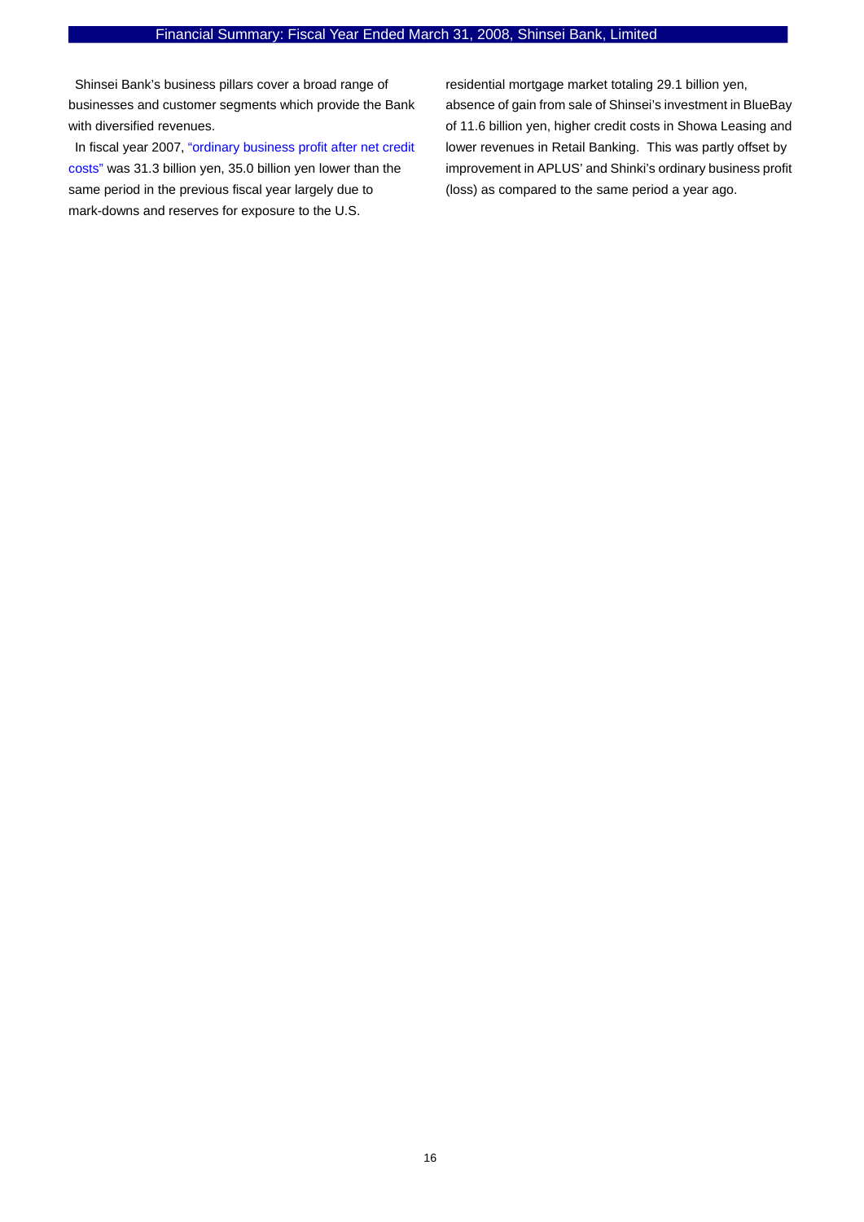Shinsei Bank's business pillars cover a broad range of businesses and customer segments which provide the Bank with diversified revenues.

In fiscal year 2007, "ordinary business profit after net credit costs" was 31.3 billion yen, 35.0 billion yen lower than the same period in the previous fiscal year largely due to mark-downs and reserves for exposure to the U.S. residential mortgage market totaling 29.1 billion yen, absence of gain from sale of Shinsei's investment in BlueBay of 11.6 billion yen, higher credit costs in Showa Leasing and lower revenues in Retail Banking. This was partly offset by improvement in APLUS' and Shinki's ordinary business profit (loss) as compared to the same period a year ago.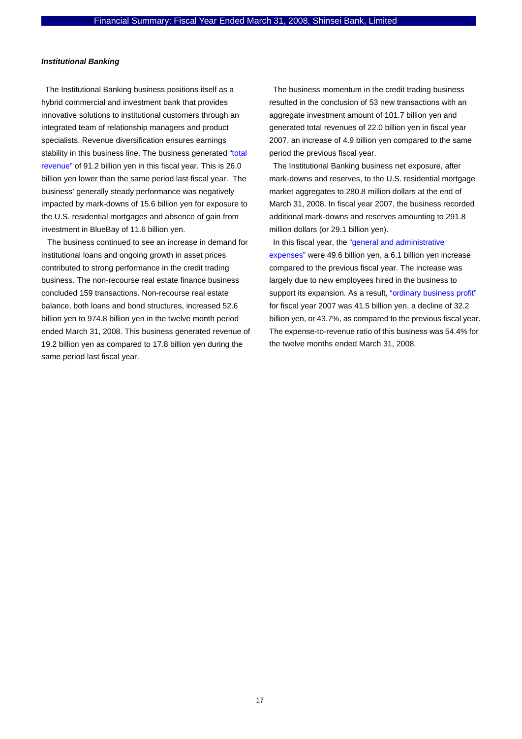***Institutional Banking***

The Institutional Banking business positions itself as a hybrid commercial and investment bank that provides innovative solutions to institutional customers through an integrated team of relationship managers and product specialists. Revenue diversification ensures earnings stability in this business line. The business generated "total revenue" of 91.2 billion yen in this fiscal year. This is 26.0 billion yen lower than the same period last fiscal year. The business' generally steady performance was negatively impacted by mark-downs of 15.6 billion yen for exposure to the U.S. residential mortgages and absence of gain from investment in BlueBay of 11.6 billion yen.

The business continued to see an increase in demand for institutional loans and ongoing growth in asset prices contributed to strong performance in the credit trading business. The non-recourse real estate finance business concluded 159 transactions. Non-recourse real estate balance, both loans and bond structures, increased 52.6 billion yen to 974.8 billion yen in the twelve month period ended March 31, 2008. This business generated revenue of 19.2 billion yen as compared to 17.8 billion yen during the same period last fiscal year.

The business momentum in the credit trading business resulted in the conclusion of 53 new transactions with an aggregate investment amount of 101.7 billion yen and generated total revenues of 22.0 billion yen in fiscal year 2007, an increase of 4.9 billion yen compared to the same period the previous fiscal year.

The Institutional Banking business net exposure, after mark-downs and reserves, to the U.S. residential mortgage market aggregates to 280.8 million dollars at the end of March 31, 2008. In fiscal year 2007, the business recorded additional mark-downs and reserves amounting to 291.8 million dollars (or 29.1 billion yen).

In this fiscal year, the "general and administrative expenses" were 49.6 billion yen, a 6.1 billion yen increase compared to the previous fiscal year. The increase was largely due to new employees hired in the business to support its expansion. As a result, "ordinary business profit" for fiscal year 2007 was 41.5 billion yen, a decline of 32.2 billion yen, or 43.7%, as compared to the previous fiscal year. The expense-to-revenue ratio of this business was 54.4% for the twelve months ended March 31, 2008.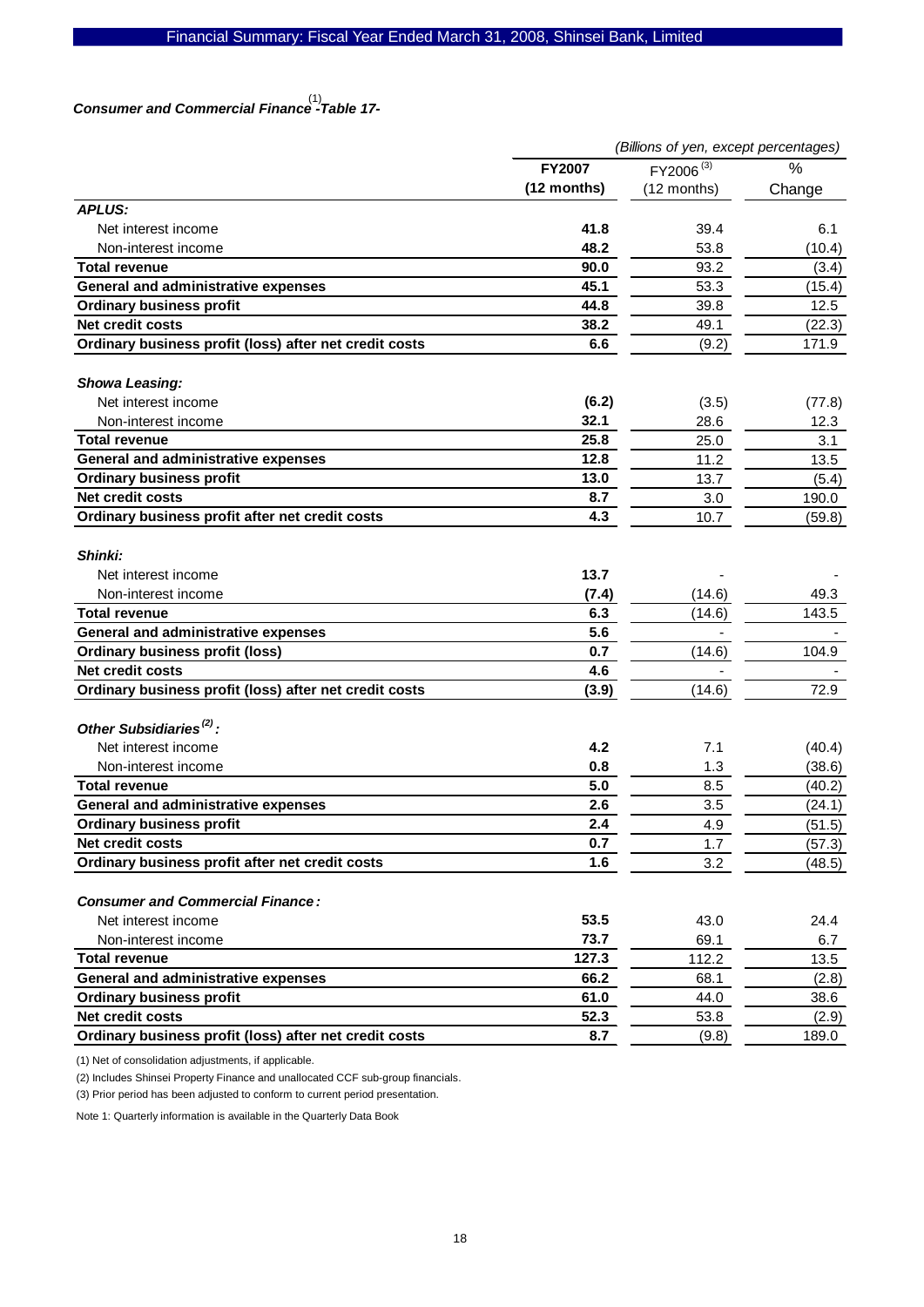***Consumer and Commercial Finance[1] -Table 17-***

| | FY2007 (12 months) | FY2006[3] (12 months) | % Change |
|---|---|---|---|
| | *(Billions of yen, except percentages)* | | |
| ***APLUS:*** | | | |
| Net interest income | **41.8** | 39.4 | 6.1 |
| Non-interest income | **48.2** | 53.8 | (10.4) |
| **Total revenue** | **90.0** | 93.2 | (3.4) |
| **General and administrative expenses** | **45.1** | 53.3 | (15.4) |
| **Ordinary business profit** | **44.8** | 39.8 | 12.5 |
| **Net credit costs** | **38.2** | 49.1 | (22.3) |
| **Ordinary business profit (loss) after net credit costs** | **6.6** | (9.2) | 171.9 |
| ***Showa Leasing:*** | | | |
| Net interest income | **(6.2)** | (3.5) | (77.8) |
| Non-interest income | **32.1** | 28.6 | 12.3 |
| **Total revenue** | **25.8** | 25.0 | 3.1 |
| **General and administrative expenses** | **12.8** | 11.2 | 13.5 |
| **Ordinary business profit** | **13.0** | 13.7 | (5.4) |
| **Net credit costs** | **8.7** | 3.0 | 190.0 |
| **Ordinary business profit after net credit costs** | **4.3** | 10.7 | (59.8) |
| ***Shinki:*** | | | |
| Net interest income | **13.7** | - | - |
| Non-interest income | **(7.4)** | (14.6) | 49.3 |
| **Total revenue** | **6.3** | (14.6) | 143.5 |
| **General and administrative expenses** | **5.6** | - | - |
| **Ordinary business profit (loss)** | **0.7** | (14.6) | 104.9 |
| **Net credit costs** | **4.6** | - | - |
| **Ordinary business profit (loss) after net credit costs** | **(3.9)** | (14.6) | 72.9 |
| ***Other Subsidiaries[2]:*** | | | |
| Net interest income | **4.2** | 7.1 | (40.4) |
| Non-interest income | **0.8** | 1.3 | (38.6) |
| **Total revenue** | **5.0** | 8.5 | (40.2) |
| **General and administrative expenses** | **2.6** | 3.5 | (24.1) |
| **Ordinary business profit** | **2.4** | 4.9 | (51.5) |
| **Net credit costs** | **0.7** | 1.7 | (57.3) |
| **Ordinary business profit after net credit costs** | **1.6** | 3.2 | (48.5) |
| ***Consumer and Commercial Finance:*** | | | |
| Net interest income | **53.5** | 43.0 | 24.4 |
| Non-interest income | **73.7** | 69.1 | 6.7 |
| **Total revenue** | **127.3** | 112.2 | 13.5 |
| **General and administrative expenses** | **66.2** | 68.1 | (2.8) |
| **Ordinary business profit** | **61.0** | 44.0 | 38.6 |
| **Net credit costs** | **52.3** | 53.8 | (2.9) |
| **Ordinary business profit (loss) after net credit costs** | **8.7** | (9.8) | 189.0 |

(1) Net of consolidation adjustments, if applicable.

(2) Includes Shinsei Property Finance and unallocated CCF sub-group financials.

(3) Prior period has been adjusted to conform to current period presentation.

Note 1: Quarterly information is available in the Quarterly Data Book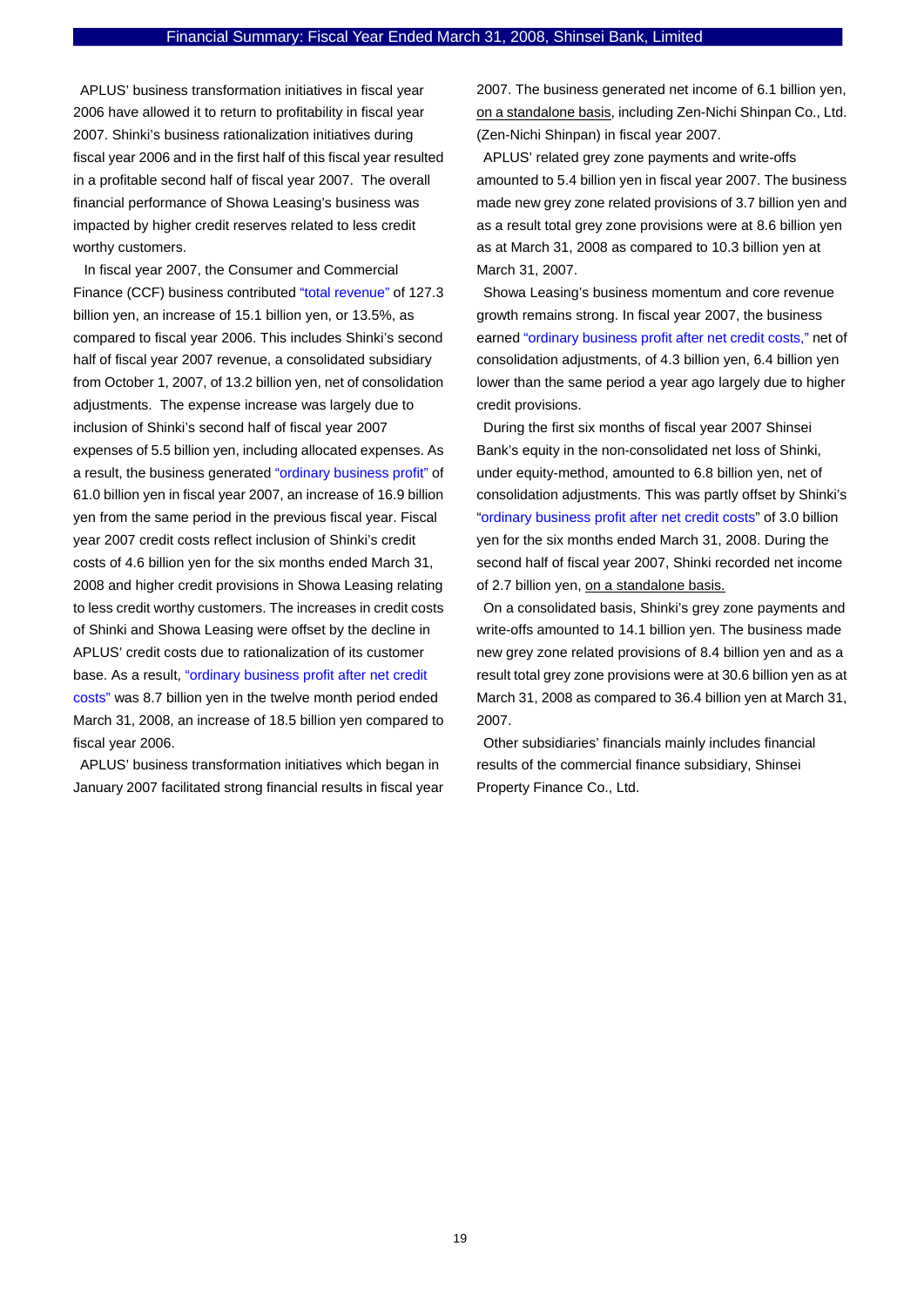APLUS' business transformation initiatives in fiscal year 2006 have allowed it to return to profitability in fiscal year 2007. Shinki's business rationalization initiatives during fiscal year 2006 and in the first half of this fiscal year resulted in a profitable second half of fiscal year 2007. The overall financial performance of Showa Leasing's business was impacted by higher credit reserves related to less credit worthy customers.

In fiscal year 2007, the Consumer and Commercial Finance (CCF) business contributed "total revenue" of 127.3 billion yen, an increase of 15.1 billion yen, or 13.5%, as compared to fiscal year 2006. This includes Shinki's second half of fiscal year 2007 revenue, a consolidated subsidiary from October 1, 2007, of 13.2 billion yen, net of consolidation adjustments. The expense increase was largely due to inclusion of Shinki's second half of fiscal year 2007 expenses of 5.5 billion yen, including allocated expenses. As a result, the business generated "ordinary business profit" of 61.0 billion yen in fiscal year 2007, an increase of 16.9 billion yen from the same period in the previous fiscal year. Fiscal year 2007 credit costs reflect inclusion of Shinki's credit costs of 4.6 billion yen for the six months ended March 31, 2008 and higher credit provisions in Showa Leasing relating to less credit worthy customers. The increases in credit costs of Shinki and Showa Leasing were offset by the decline in APLUS' credit costs due to rationalization of its customer base. As a result, "ordinary business profit after net credit costs" was 8.7 billion yen in the twelve month period ended March 31, 2008, an increase of 18.5 billion yen compared to fiscal year 2006.

APLUS' business transformation initiatives which began in January 2007 facilitated strong financial results in fiscal year 2007. The business generated net income of 6.1 billion yen, on a standalone basis, including Zen-Nichi Shinpan Co., Ltd. (Zen-Nichi Shinpan) in fiscal year 2007.

APLUS' related grey zone payments and write-offs amounted to 5.4 billion yen in fiscal year 2007. The business made new grey zone related provisions of 3.7 billion yen and as a result total grey zone provisions were at 8.6 billion yen as at March 31, 2008 as compared to 10.3 billion yen at March 31, 2007.

Showa Leasing's business momentum and core revenue growth remains strong. In fiscal year 2007, the business earned "ordinary business profit after net credit costs," net of consolidation adjustments, of 4.3 billion yen, 6.4 billion yen lower than the same period a year ago largely due to higher credit provisions.

During the first six months of fiscal year 2007 Shinsei Bank's equity in the non-consolidated net loss of Shinki, under equity-method, amounted to 6.8 billion yen, net of consolidation adjustments. This was partly offset by Shinki's "ordinary business profit after net credit costs" of 3.0 billion yen for the six months ended March 31, 2008. During the second half of fiscal year 2007, Shinki recorded net income of 2.7 billion yen, on a standalone basis.

On a consolidated basis, Shinki's grey zone payments and write-offs amounted to 14.1 billion yen. The business made new grey zone related provisions of 8.4 billion yen and as a result total grey zone provisions were at 30.6 billion yen as at March 31, 2008 as compared to 36.4 billion yen at March 31, 2007.

Other subsidiaries' financials mainly includes financial results of the commercial finance subsidiary, Shinsei Property Finance Co., Ltd.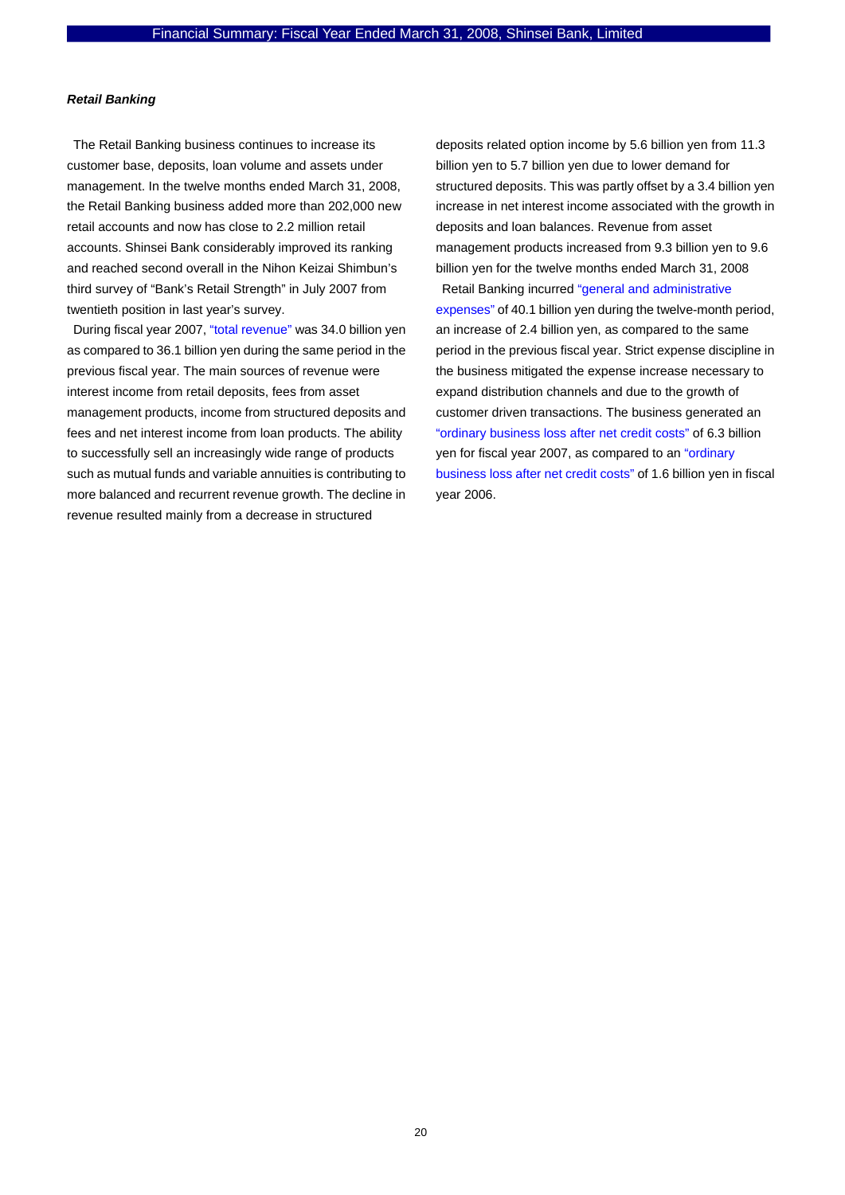***Retail Banking***

The Retail Banking business continues to increase its customer base, deposits, loan volume and assets under management. In the twelve months ended March 31, 2008, the Retail Banking business added more than 202,000 new retail accounts and now has close to 2.2 million retail accounts. Shinsei Bank considerably improved its ranking and reached second overall in the Nihon Keizai Shimbun's third survey of "Bank's Retail Strength" in July 2007 from twentieth position in last year's survey.

During fiscal year 2007, "total revenue" was 34.0 billion yen as compared to 36.1 billion yen during the same period in the previous fiscal year. The main sources of revenue were interest income from retail deposits, fees from asset management products, income from structured deposits and fees and net interest income from loan products. The ability to successfully sell an increasingly wide range of products such as mutual funds and variable annuities is contributing to more balanced and recurrent revenue growth. The decline in revenue resulted mainly from a decrease in structured deposits related option income by 5.6 billion yen from 11.3 billion yen to 5.7 billion yen due to lower demand for structured deposits. This was partly offset by a 3.4 billion yen increase in net interest income associated with the growth in deposits and loan balances. Revenue from asset management products increased from 9.3 billion yen to 9.6 billion yen for the twelve months ended March 31, 2008

Retail Banking incurred "general and administrative expenses" of 40.1 billion yen during the twelve-month period, an increase of 2.4 billion yen, as compared to the same period in the previous fiscal year. Strict expense discipline in the business mitigated the expense increase necessary to expand distribution channels and due to the growth of customer driven transactions. The business generated an "ordinary business loss after net credit costs" of 6.3 billion yen for fiscal year 2007, as compared to an "ordinary business loss after net credit costs" of 1.6 billion yen in fiscal year 2006.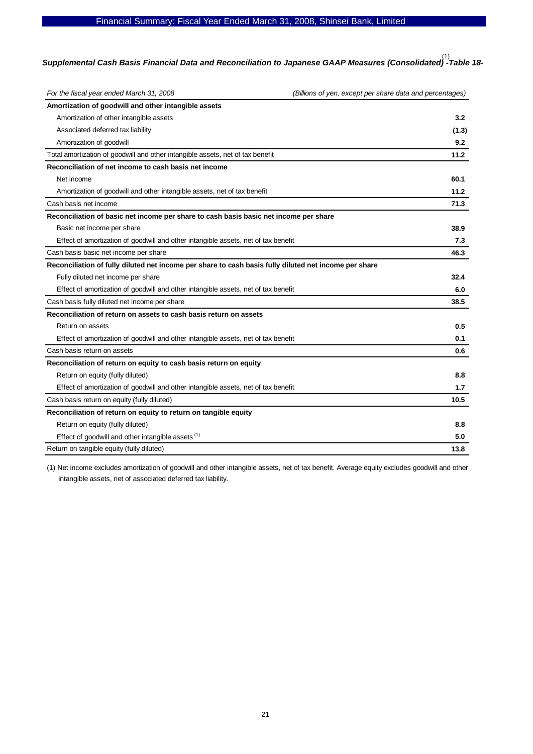## *Supplemental Cash Basis Financial Data and Reconciliation to Japanese GAAP Measures (Consolidated)[1] -Table 18-*

| *For the fiscal year ended March 31, 2008* | *(Billions of yen, except per share data and percentages)* |
|---|---|
| **Amortization of goodwill and other intangible assets** | |
| Amortization of other intangible assets | **3.2** |
| Associated deferred tax liability | **(1.3)** |
| Amortization of goodwill | **9.2** |
| Total amortization of goodwill and other intangible assets, net of tax benefit | **11.2** |
| **Reconciliation of net income to cash basis net income** | |
| Net income | **60.1** |
| Amortization of goodwill and other intangible assets, net of tax benefit | **11.2** |
| Cash basis net income | **71.3** |
| **Reconciliation of basic net income per share to cash basis basic net income per share** | |
| Basic net income per share | **38.9** |
| Effect of amortization of goodwill and other intangible assets, net of tax benefit | **7.3** |
| Cash basis basic net income per share | **46.3** |
| **Reconciliation of fully diluted net income per share to cash basis fully diluted net income per share** | |
| Fully diluted net income per share | **32.4** |
| Effect of amortization of goodwill and other intangible assets, net of tax benefit | **6.0** |
| Cash basis fully diluted net income per share | **38.5** |
| **Reconciliation of return on assets to cash basis return on assets** | |
| Return on assets | **0.5** |
| Effect of amortization of goodwill and other intangible assets, net of tax benefit | **0.1** |
| Cash basis return on assets | **0.6** |
| **Reconciliation of return on equity to cash basis return on equity** | |
| Return on equity (fully diluted) | **8.8** |
| Effect of amortization of goodwill and other intangible assets, net of tax benefit | **1.7** |
| Cash basis return on equity (fully diluted) | **10.5** |
| **Reconciliation of return on equity to return on tangible equity** | |
| Return on equity (fully diluted) | **8.8** |
| Effect of goodwill and other intangible assets [1] | **5.0** |
| Return on tangible equity (fully diluted) | **13.8** |

(1) Net income excludes amortization of goodwill and other intangible assets, net of tax benefit. Average equity excludes goodwill and other intangible assets, net of associated deferred tax liability.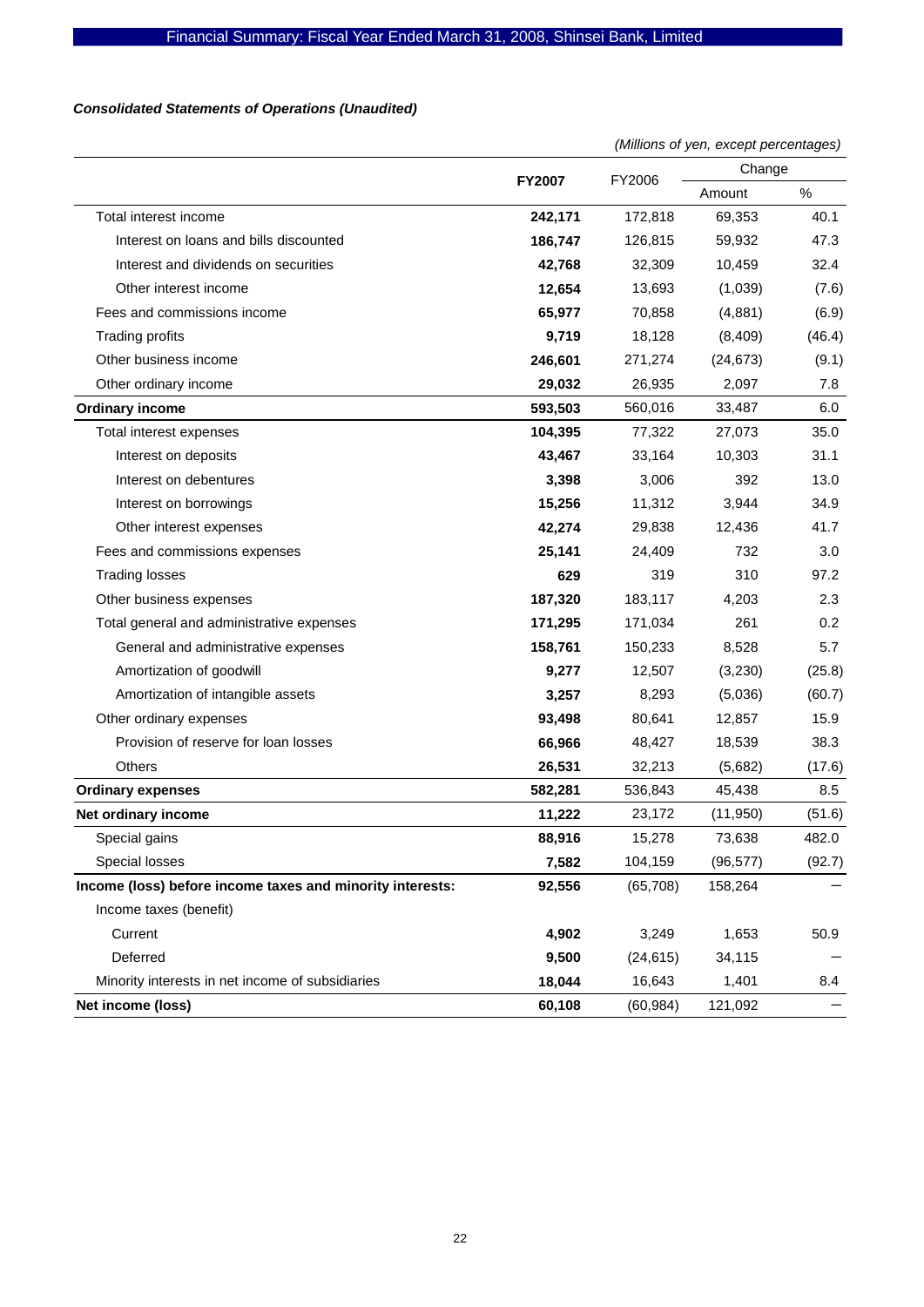***Consolidated Statements of Operations (Unaudited)***

*(Millions of yen, except percentages)*

| | **FY2007** | FY2006 | Change | |
|---|---|---|---|---|
| | | | Amount | % |
| Total interest income | **242,171** | 172,818 | 69,353 | 40.1 |
| Interest on loans and bills discounted | **186,747** | 126,815 | 59,932 | 47.3 |
| Interest and dividends on securities | **42,768** | 32,309 | 10,459 | 32.4 |
| Other interest income | **12,654** | 13,693 | (1,039) | (7.6) |
| Fees and commissions income | **65,977** | 70,858 | (4,881) | (6.9) |
| Trading profits | **9,719** | 18,128 | (8,409) | (46.4) |
| Other business income | **246,601** | 271,274 | (24,673) | (9.1) |
| Other ordinary income | **29,032** | 26,935 | 2,097 | 7.8 |
| **Ordinary income** | **593,503** | 560,016 | 33,487 | 6.0 |
| Total interest expenses | **104,395** | 77,322 | 27,073 | 35.0 |
| Interest on deposits | **43,467** | 33,164 | 10,303 | 31.1 |
| Interest on debentures | **3,398** | 3,006 | 392 | 13.0 |
| Interest on borrowings | **15,256** | 11,312 | 3,944 | 34.9 |
| Other interest expenses | **42,274** | 29,838 | 12,436 | 41.7 |
| Fees and commissions expenses | **25,141** | 24,409 | 732 | 3.0 |
| Trading losses | **629** | 319 | 310 | 97.2 |
| Other business expenses | **187,320** | 183,117 | 4,203 | 2.3 |
| Total general and administrative expenses | **171,295** | 171,034 | 261 | 0.2 |
| General and administrative expenses | **158,761** | 150,233 | 8,528 | 5.7 |
| Amortization of goodwill | **9,277** | 12,507 | (3,230) | (25.8) |
| Amortization of intangible assets | **3,257** | 8,293 | (5,036) | (60.7) |
| Other ordinary expenses | **93,498** | 80,641 | 12,857 | 15.9 |
| Provision of reserve for loan losses | **66,966** | 48,427 | 18,539 | 38.3 |
| Others | **26,531** | 32,213 | (5,682) | (17.6) |
| **Ordinary expenses** | **582,281** | 536,843 | 45,438 | 8.5 |
| **Net ordinary income** | **11,222** | 23,172 | (11,950) | (51.6) |
| Special gains | **88,916** | 15,278 | 73,638 | 482.0 |
| Special losses | **7,582** | 104,159 | (96,577) | (92.7) |
| **Income (loss) before income taxes and minority interests:** | **92,556** | (65,708) | 158,264 | ― |
| Income taxes (benefit) | | | | |
| Current | **4,902** | 3,249 | 1,653 | 50.9 |
| Deferred | **9,500** | (24,615) | 34,115 | ― |
| Minority interests in net income of subsidiaries | **18,044** | 16,643 | 1,401 | 8.4 |
| **Net income (loss)** | **60,108** | (60,984) | 121,092 | ― |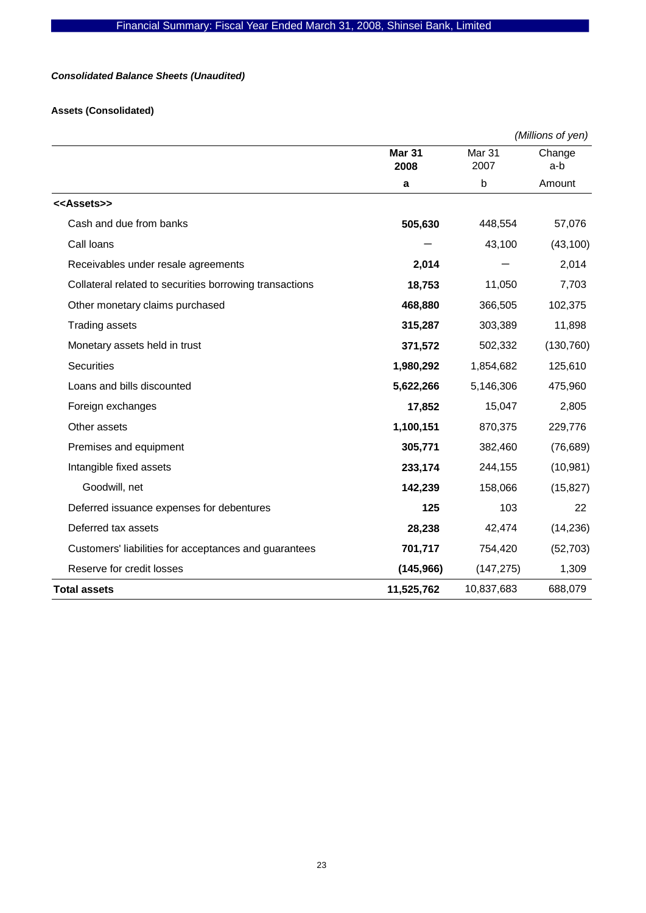***Consolidated Balance Sheets (Unaudited)***

**Assets (Consolidated)**

*(Millions of yen)*

| | **Mar 31 2008** | Mar 31 2007 | Change a-b |
|---|---|---|---|
| | **a** | b | Amount |
| **<<Assets>>** | | | |
| Cash and due from banks | **505,630** | 448,554 | 57,076 |
| Call loans | **—** | 43,100 | (43,100) |
| Receivables under resale agreements | **2,014** | — | 2,014 |
| Collateral related to securities borrowing transactions | **18,753** | 11,050 | 7,703 |
| Other monetary claims purchased | **468,880** | 366,505 | 102,375 |
| Trading assets | **315,287** | 303,389 | 11,898 |
| Monetary assets held in trust | **371,572** | 502,332 | (130,760) |
| Securities | **1,980,292** | 1,854,682 | 125,610 |
| Loans and bills discounted | **5,622,266** | 5,146,306 | 475,960 |
| Foreign exchanges | **17,852** | 15,047 | 2,805 |
| Other assets | **1,100,151** | 870,375 | 229,776 |
| Premises and equipment | **305,771** | 382,460 | (76,689) |
| Intangible fixed assets | **233,174** | 244,155 | (10,981) |
| Goodwill, net | **142,239** | 158,066 | (15,827) |
| Deferred issuance expenses for debentures | **125** | 103 | 22 |
| Deferred tax assets | **28,238** | 42,474 | (14,236) |
| Customers' liabilities for acceptances and guarantees | **701,717** | 754,420 | (52,703) |
| Reserve for credit losses | **(145,966)** | (147,275) | 1,309 |
| **Total assets** | **11,525,762** | 10,837,683 | 688,079 |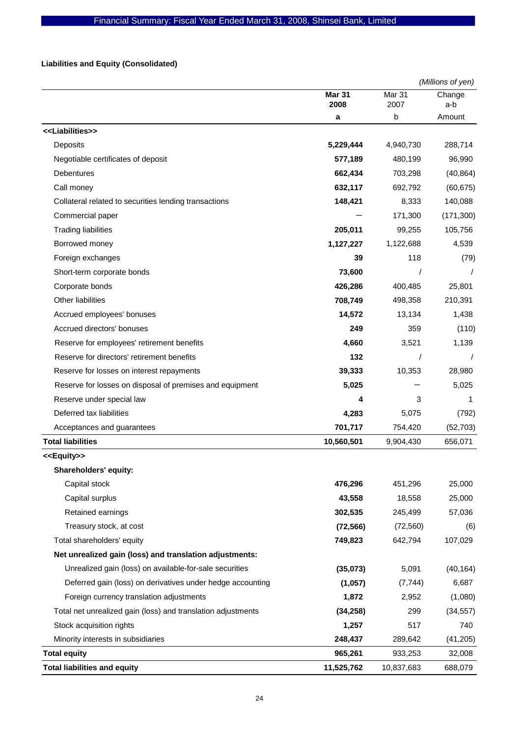Financial Summary: Fiscal Year Ended March 31, 2008, Shinsei Bank, Limited

**Liabilities and Equity (Consolidated)**

*(Millions of yen)*

| | **Mar 31 2008** | Mar 31 2007 | Change a-b |
|---|---|---|---|
| | **a** | b | Amount |
| **<<Liabilities>>** | | | |
| Deposits | **5,229,444** | 4,940,730 | 288,714 |
| Negotiable certificates of deposit | **577,189** | 480,199 | 96,990 |
| Debentures | **662,434** | 703,298 | (40,864) |
| Call money | **632,117** | 692,792 | (60,675) |
| Collateral related to securities lending transactions | **148,421** | 8,333 | 140,088 |
| Commercial paper | **—** | 171,300 | (171,300) |
| Trading liabilities | **205,011** | 99,255 | 105,756 |
| Borrowed money | **1,127,227** | 1,122,688 | 4,539 |
| Foreign exchanges | **39** | 118 | (79) |
| Short-term corporate bonds | **73,600** | / | / |
| Corporate bonds | **426,286** | 400,485 | 25,801 |
| Other liabilities | **708,749** | 498,358 | 210,391 |
| Accrued employees' bonuses | **14,572** | 13,134 | 1,438 |
| Accrued directors' bonuses | **249** | 359 | (110) |
| Reserve for employees' retirement benefits | **4,660** | 3,521 | 1,139 |
| Reserve for directors' retirement benefits | **132** | / | / |
| Reserve for losses on interest repayments | **39,333** | 10,353 | 28,980 |
| Reserve for losses on disposal of premises and equipment | **5,025** | — | 5,025 |
| Reserve under special law | **4** | 3 | 1 |
| Deferred tax liabilities | **4,283** | 5,075 | (792) |
| Acceptances and guarantees | **701,717** | 754,420 | (52,703) |
| **Total liabilities** | **10,560,501** | 9,904,430 | 656,071 |
| **<<Equity>>** | | | |
| **Shareholders' equity:** | | | |
| Capital stock | **476,296** | 451,296 | 25,000 |
| Capital surplus | **43,558** | 18,558 | 25,000 |
| Retained earnings | **302,535** | 245,499 | 57,036 |
| Treasury stock, at cost | **(72,566)** | (72,560) | (6) |
| Total shareholders' equity | **749,823** | 642,794 | 107,029 |
| **Net unrealized gain (loss) and translation adjustments:** | | | |
| Unrealized gain (loss) on available-for-sale securities | **(35,073)** | 5,091 | (40,164) |
| Deferred gain (loss) on derivatives under hedge accounting | **(1,057)** | (7,744) | 6,687 |
| Foreign currency translation adjustments | **1,872** | 2,952 | (1,080) |
| Total net unrealized gain (loss) and translation adjustments | **(34,258)** | 299 | (34,557) |
| Stock acquisition rights | **1,257** | 517 | 740 |
| Minority interests in subsidiaries | **248,437** | 289,642 | (41,205) |
| **Total equity** | **965,261** | 933,253 | 32,008 |
| **Total liabilities and equity** | **11,525,762** | 10,837,683 | 688,079 |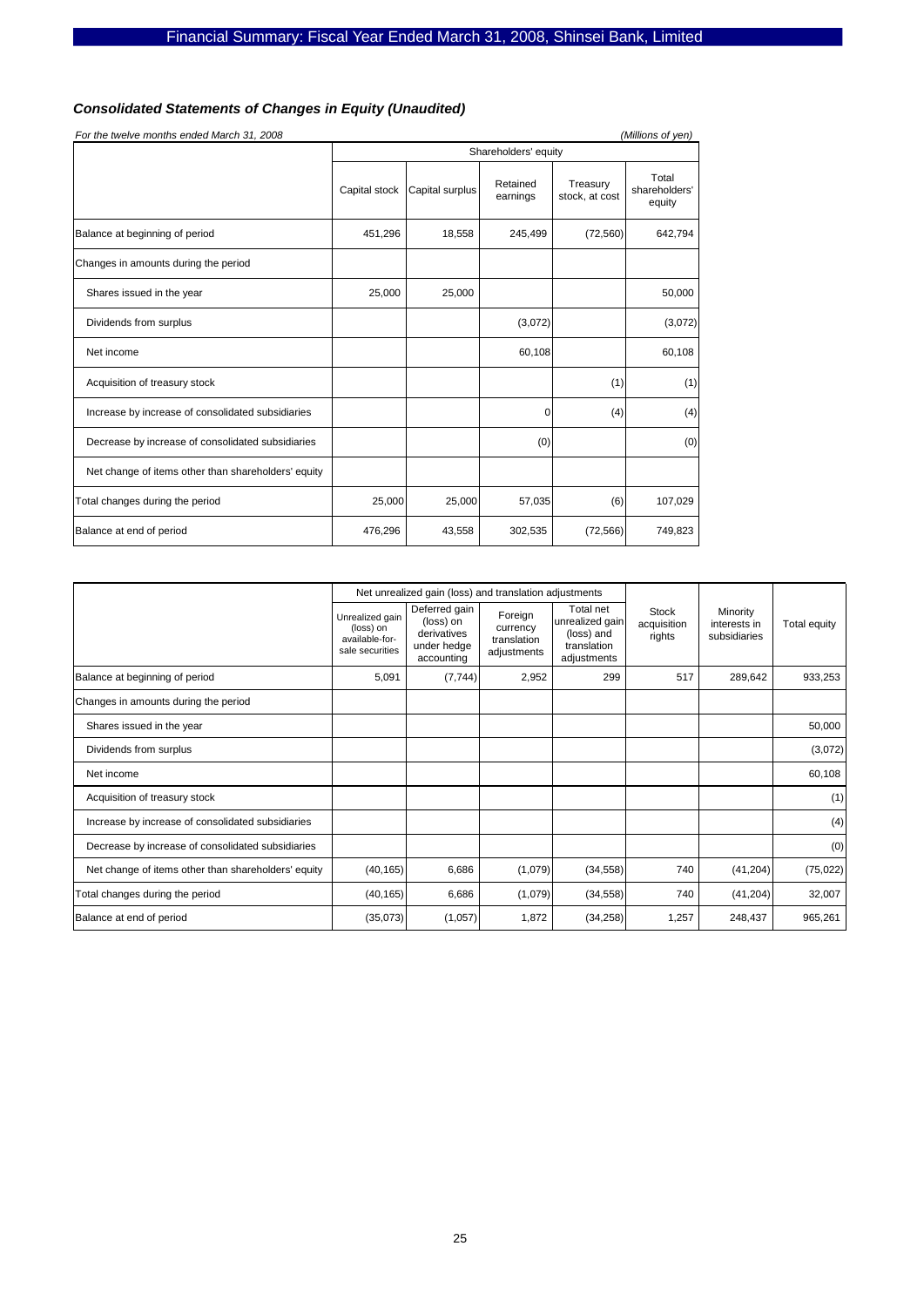## *Consolidated Statements of Changes in Equity (Unaudited)*

*For the twelve months ended March 31, 2008* *(Millions of yen)*

| | Shareholders' equity | | | | |
|---|---|---|---|---|---|
| | Capital stock | Capital surplus | Retained earnings | Treasury stock, at cost | Total shareholders' equity |
| Balance at beginning of period | 451,296 | 18,558 | 245,499 | (72,560) | 642,794 |
| Changes in amounts during the period | | | | | |
| Shares issued in the year | 25,000 | 25,000 | | | 50,000 |
| Dividends from surplus | | | (3,072) | | (3,072) |
| Net income | | | 60,108 | | 60,108 |
| Acquisition of treasury stock | | | | (1) | (1) |
| Increase by increase of consolidated subsidiaries | | | 0 | (4) | (4) |
| Decrease by increase of consolidated subsidiaries | | | (0) | | (0) |
| Net change of items other than shareholders' equity | | | | | |
| Total changes during the period | 25,000 | 25,000 | 57,035 | (6) | 107,029 |
| Balance at end of period | 476,296 | 43,558 | 302,535 | (72,566) | 749,823 |

| | Net unrealized gain (loss) and translation adjustments | | | | Stock acquisition rights | Minority interests in subsidiaries | Total equity |
|---|---|---|---|---|---|---|---|
| | Unrealized gain (loss) on available-for-sale securities | Deferred gain (loss) on derivatives under hedge accounting | Foreign currency translation adjustments | Total net unrealized gain (loss) and translation adjustments | | | |
| Balance at beginning of period | 5,091 | (7,744) | 2,952 | 299 | 517 | 289,642 | 933,253 |
| Changes in amounts during the period | | | | | | | |
| Shares issued in the year | | | | | | | 50,000 |
| Dividends from surplus | | | | | | | (3,072) |
| Net income | | | | | | | 60,108 |
| Acquisition of treasury stock | | | | | | | (1) |
| Increase by increase of consolidated subsidiaries | | | | | | | (4) |
| Decrease by increase of consolidated subsidiaries | | | | | | | (0) |
| Net change of items other than shareholders' equity | (40,165) | 6,686 | (1,079) | (34,558) | 740 | (41,204) | (75,022) |
| Total changes during the period | (40,165) | 6,686 | (1,079) | (34,558) | 740 | (41,204) | 32,007 |
| Balance at end of period | (35,073) | (1,057) | 1,872 | (34,258) | 1,257 | 248,437 | 965,261 |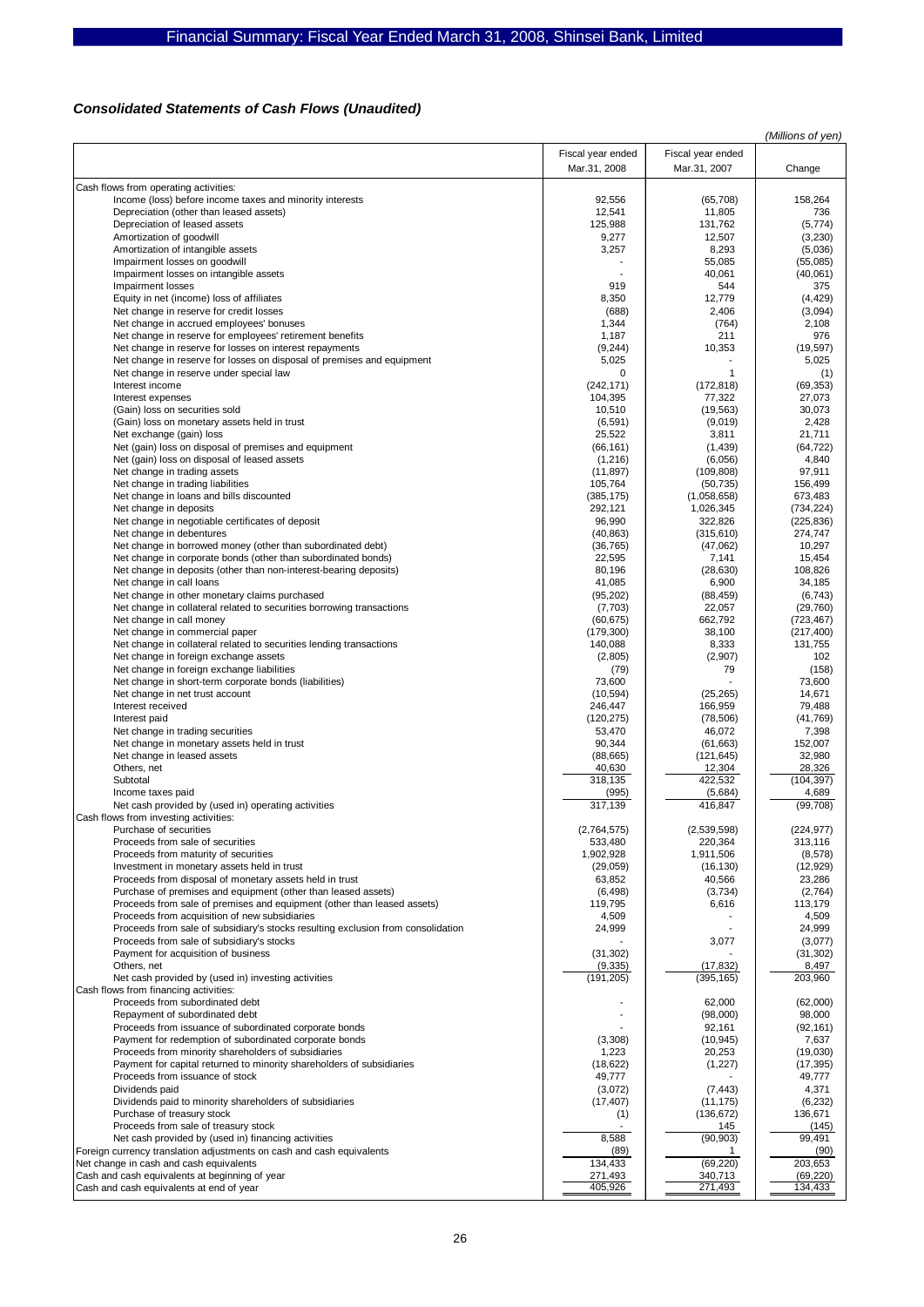## *Consolidated Statements of Cash Flows (Unaudited)*

*(Millions of yen)*

| | Fiscal year ended Mar.31, 2008 | Fiscal year ended Mar. 31, 2007 | Change |
|---|---|---|---|
| Cash flows from operating activities: | | | |
| Income (loss) before income taxes and minority interests | 92,556 | (65,708) | 158,264 |
| Depreciation (other than leased assets) | 12,541 | 11,805 | 736 |
| Depreciation of leased assets | 125,988 | 131,762 | (5,774) |
| Amortization of goodwill | 9,277 | 12,507 | (3,230) |
| Amortization of intangible assets | 3,257 | 8,293 | (5,036) |
| Impairment losses on goodwill | - | 55,085 | (55,085) |
| Impairment losses on intangible assets | - | 40,061 | (40,061) |
| Impairment losses | 919 | 544 | 375 |
| Equity in net (income) loss of affiliates | 8,350 | 12,779 | (4,429) |
| Net change in reserve for credit losses | (688) | 2,406 | (3,094) |
| Net change in accrued employees' bonuses | 1,344 | (764) | 2,108 |
| Net change in reserve for employees' retirement benefits | 1,187 | 211 | 976 |
| Net change in reserve for losses on interest repayments | (9,244) | 10,353 | (19,597) |
| Net change in reserve for losses on disposal of premises and equipment | 5,025 | - | 5,025 |
| Net change in reserve under special law | 0 | 1 | (1) |
| Interest income | (242,171) | (172,818) | (69,353) |
| Interest expenses | 104,395 | 77,322 | 27,073 |
| (Gain) loss on securities sold | 10,510 | (19,563) | 30,073 |
| (Gain) loss on monetary assets held in trust | (6,591) | (9,019) | 2,428 |
| Net exchange (gain) loss | 25,522 | 3,811 | 21,711 |
| Net (gain) loss on disposal of premises and equipment | (66,161) | (1,439) | (64,722) |
| Net (gain) loss on disposal of leased assets | (1,216) | (6,056) | 4,840 |
| Net change in trading assets | (11,897) | (109,808) | 97,911 |
| Net change in trading liabilities | 105,764 | (50,735) | 156,499 |
| Net change in loans and bills discounted | (385,175) | (1,058,658) | 673,483 |
| Net change in deposits | 292,121 | 1,026,345 | (734,224) |
| Net change in negotiable certificates of deposit | 96,990 | 322,826 | (225,836) |
| Net change in debentures | (40,863) | (315,610) | 274,747 |
| Net change in borrowed money (other than subordinated debt) | (36,765) | (47,062) | 10,297 |
| Net change in corporate bonds (other than subordinated bonds) | 22,595 | 7,141 | 15,454 |
| Net change in deposits (other than non-interest-bearing deposits) | 80,196 | (28,630) | 108,826 |
| Net change in call loans | 41,085 | 6,900 | 34,185 |
| Net change in other monetary claims purchased | (95,202) | (88,459) | (6,743) |
| Net change in collateral related to securities borrowing transactions | (7,703) | 22,057 | (29,760) |
| Net change in call money | (60,675) | 662,792 | (723,467) |
| Net change in commercial paper | (179,300) | 38,100 | (217,400) |
| Net change in collateral related to securities lending transactions | 140,088 | 8,333 | 131,755 |
| Net change in foreign exchange assets | (2,805) | (2,907) | 102 |
| Net change in foreign exchange liabilities | (79) | 79 | (158) |
| Net change in short-term corporate bonds (liabilities) | 73,600 | - | 73,600 |
| Net change in net trust account | (10,594) | (25,265) | 14,671 |
| Interest received | 246,447 | 166,959 | 79,488 |
| Interest paid | (120,275) | (78,506) | (41,769) |
| Net change in trading securities | 53,470 | 46,072 | 7,398 |
| Net change in monetary assets held in trust | 90,344 | (61,663) | 152,007 |
| Net change in leased assets | (88,665) | (121,645) | 32,980 |
| Others, net | 40,630 | 12,304 | 28,326 |
| Subtotal | 318,135 | 422,532 | (104,397) |
| Income taxes paid | (995) | (5,684) | 4,689 |
| Net cash provided by (used in) operating activities | 317,139 | 416,847 | (99,708) |
| Cash flows from investing activities: | | | |
| Purchase of securities | (2,764,575) | (2,539,598) | (224,977) |
| Proceeds from sale of securities | 533,480 | 220,364 | 313,116 |
| Proceeds from maturity of securities | 1,902,928 | 1,911,506 | (8,578) |
| Investment in monetary assets held in trust | (29,059) | (16,130) | (12,929) |
| Proceeds from disposal of monetary assets held in trust | 63,852 | 40,566 | 23,286 |
| Purchase of premises and equipment (other than leased assets) | (6,498) | (3,734) | (2,764) |
| Proceeds from sale of premises and equipment (other than leased assets) | 119,795 | 6,616 | 113,179 |
| Proceeds from acquisition of new subsidiaries | 4,509 | - | 4,509 |
| Proceeds from sale of subsidiary's stocks resulting exclusion from consolidation | 24,999 | - | 24,999 |
| Proceeds from sale of subsidiary's stocks | - | 3,077 | (3,077) |
| Payment for acquisition of business | (31,302) | - | (31,302) |
| Others, net | (9,335) | (17,832) | 8,497 |
| Net cash provided by (used in) investing activities | (191,205) | (395,165) | 203,960 |
| Cash flows from financing activities: | | | |
| Proceeds from subordinated debt | - | 62,000 | (62,000) |
| Repayment of subordinated debt | - | (98,000) | 98,000 |
| Proceeds from issuance of subordinated corporate bonds | - | 92,161 | (92,161) |
| Payment for redemption of subordinated corporate bonds | (3,308) | (10,945) | 7,637 |
| Proceeds from minority shareholders of subsidiaries | 1,223 | 20,253 | (19,030) |
| Payment for capital returned to minority shareholders of subsidiaries | (18,622) | (1,227) | (17,395) |
| Proceeds from issuance of stock | 49,777 | - | 49,777 |
| Dividends paid | (3,072) | (7,443) | 4,371 |
| Dividends paid to minority shareholders of subsidiaries | (17,407) | (11,175) | (6,232) |
| Purchase of treasury stock | (1) | (136,672) | 136,671 |
| Proceeds from sale of treasury stock | - | 145 | (145) |
| Net cash provided by (used in) financing activities | 8,588 | (90,903) | 99,491 |
| Foreign currency translation adjustments on cash and cash equivalents | (89) | 1 | (90) |
| Net change in cash and cash equivalents | 134,433 | (69,220) | 203,653 |
| Cash and cash equivalents at beginning of year | 271,493 | 340,713 | (69,220) |
| Cash and cash equivalents at end of year | 405,926 | 271,493 | 134,433 |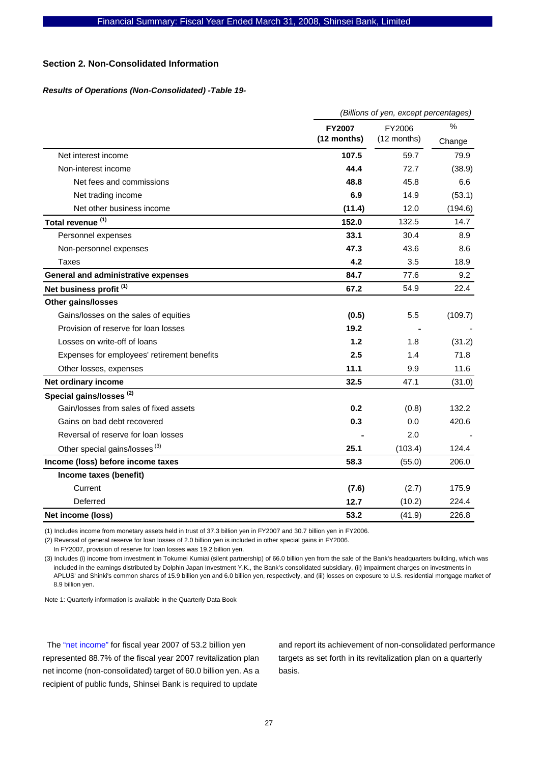## Section 2. Non-Consolidated Information

***Results of Operations (Non-Consolidated) -Table 19-***

| | | | *(Billions of yen, except percentages)* |
|---|---|---|---|
| | **FY2007 (12 months)** | FY2006 (12 months) | % Change |
| Net interest income | **107.5** | 59.7 | 79.9 |
| Non-interest income | **44.4** | 72.7 | (38.9) |
| Net fees and commissions | **48.8** | 45.8 | 6.6 |
| Net trading income | **6.9** | 14.9 | (53.1) |
| Net other business income | **(11.4)** | 12.0 | (194.6) |
| **Total revenue** [(1)] | **152.0** | 132.5 | 14.7 |
| Personnel expenses | **33.1** | 30.4 | 8.9 |
| Non-personnel expenses | **47.3** | 43.6 | 8.6 |
| Taxes | **4.2** | 3.5 | 18.9 |
| **General and administrative expenses** | **84.7** | 77.6 | 9.2 |
| **Net business profit** [(1)] | **67.2** | 54.9 | 22.4 |
| **Other gains/losses** | | | |
| Gains/losses on the sales of equities | **(0.5)** | 5.5 | (109.7) |
| Provision of reserve for loan losses | **19.2** | - | - |
| Losses on write-off of loans | **1.2** | 1.8 | (31.2) |
| Expenses for employees' retirement benefits | **2.5** | 1.4 | 71.8 |
| Other losses, expenses | **11.1** | 9.9 | 11.6 |
| **Net ordinary income** | **32.5** | 47.1 | (31.0) |
| **Special gains/losses** [(2)] | | | |
| Gain/losses from sales of fixed assets | **0.2** | (0.8) | 132.2 |
| Gains on bad debt recovered | **0.3** | 0.0 | 420.6 |
| Reversal of reserve for loan losses | **-** | 2.0 | - |
| Other special gains/losses [(3)] | **25.1** | (103.4) | 124.4 |
| **Income (loss) before income taxes** | **58.3** | (55.0) | 206.0 |
| **Income taxes (benefit)** | | | |
| Current | **(7.6)** | (2.7) | 175.9 |
| Deferred | **12.7** | (10.2) | 224.4 |
| **Net income (loss)** | **53.2** | (41.9) | 226.8 |

(1) Includes income from monetary assets held in trust of 37.3 billion yen in FY2007 and 30.7 billion yen in FY2006.

(2) Reversal of general reserve for loan losses of 2.0 billion yen is included in other special gains in FY2006.
In FY2007, provision of reserve for loan losses was 19.2 billion yen.

(3) Includes (i) income from investment in Tokumei Kumiai (silent partnership) of 66.0 billion yen from the sale of the Bank's headquarters building, which was included in the earnings distributed by Dolphin Japan Investment Y.K., the Bank's consolidated subsidiary, (ii) impairment charges on investments in APLUS' and Shinki's common shares of 15.9 billion yen and 6.0 billion yen, respectively, and (iii) losses on exposure to U.S. residential mortgage market of 8.9 billion yen.

Note 1: Quarterly information is available in the Quarterly Data Book

The "net income" for fiscal year 2007 of 53.2 billion yen represented 88.7% of the fiscal year 2007 revitalization plan net income (non-consolidated) target of 60.0 billion yen. As a recipient of public funds, Shinsei Bank is required to update and report its achievement of non-consolidated performance targets as set forth in its revitalization plan on a quarterly basis.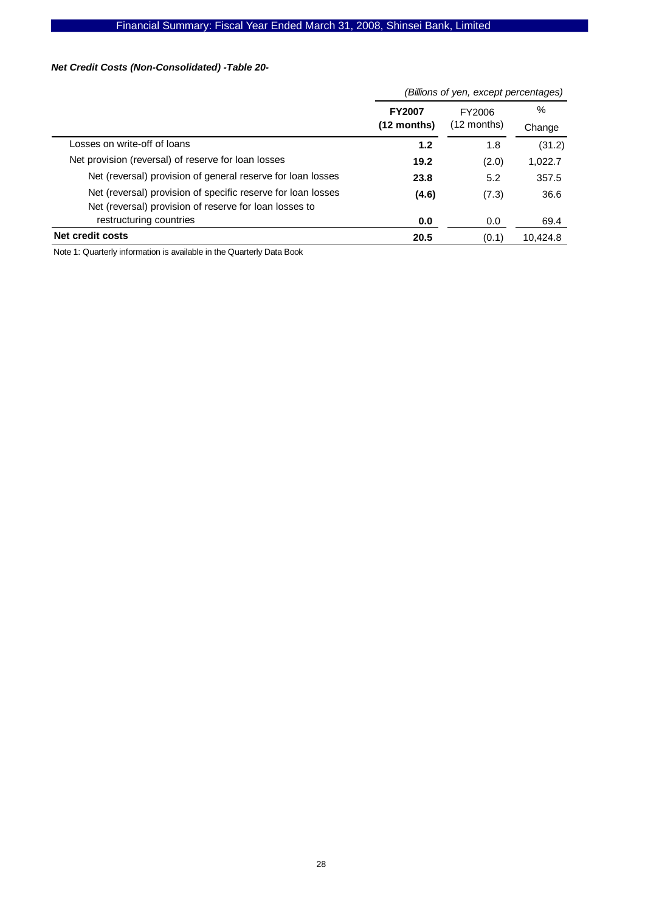***Net Credit Costs (Non-Consolidated) -Table 20-***

| | (Billions of yen, except percentages) | | |
|---|---|---|---|
| | **FY2007 (12 months)** | FY2006 (12 months) | % Change |
| Losses on write-off of loans | **1.2** | 1.8 | (31.2) |
| Net provision (reversal) of reserve for loan losses | **19.2** | (2.0) | 1,022.7 |
| Net (reversal) provision of general reserve for loan losses | **23.8** | 5.2 | 357.5 |
| Net (reversal) provision of specific reserve for loan losses | **(4.6)** | (7.3) | 36.6 |
| Net (reversal) provision of reserve for loan losses to restructuring countries | **0.0** | 0.0 | 69.4 |
| **Net credit costs** | **20.5** | (0.1) | 10,424.8 |

Note 1: Quarterly information is available in the Quarterly Data Book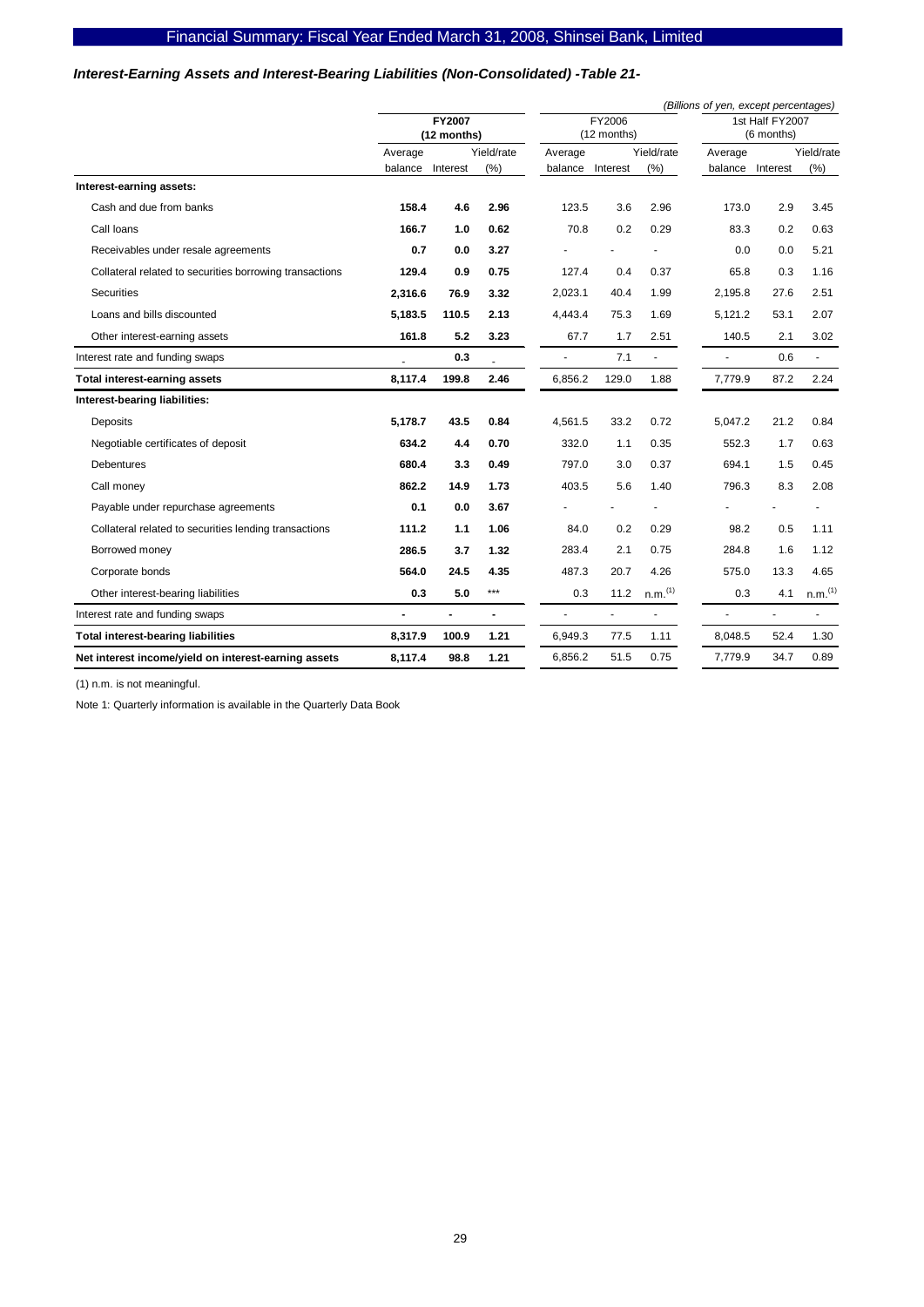## *Interest-Earning Assets and Interest-Bearing Liabilities (Non-Consolidated) -Table 21-*

*(Billions of yen, except percentages)*

| | **FY2007 (12 months)** | | | FY2006 (12 months) | | | 1st Half FY2007 (6 months) | | |
|---|---|---|---|---|---|---|---|---|---|
| | Average balance | Interest | Yield/rate (%) | Average balance | Interest | Yield/rate (%) | Average balance | Interest | Yield/rate (%) |
| **Interest-earning assets:** | | | | | | | | | |
| Cash and due from banks | **158.4** | **4.6** | **2.96** | 123.5 | 3.6 | 2.96 | 173.0 | 2.9 | 3.45 |
| Call loans | **166.7** | **1.0** | **0.62** | 70.8 | 0.2 | 0.29 | 83.3 | 0.2 | 0.63 |
| Receivables under resale agreements | **0.7** | **0.0** | **3.27** | - | - | - | 0.0 | 0.0 | 5.21 |
| Collateral related to securities borrowing transactions | **129.4** | **0.9** | **0.75** | 127.4 | 0.4 | 0.37 | 65.8 | 0.3 | 1.16 |
| Securities | **2,316.6** | **76.9** | **3.32** | 2,023.1 | 40.4 | 1.99 | 2,195.8 | 27.6 | 2.51 |
| Loans and bills discounted | **5,183.5** | **110.5** | **2.13** | 4,443.4 | 75.3 | 1.69 | 5,121.2 | 53.1 | 2.07 |
| Other interest-earning assets | **161.8** | **5.2** | **3.23** | 67.7 | 1.7 | 2.51 | 140.5 | 2.1 | 3.02 |
| Interest rate and funding swaps | - | **0.3** | - | - | 7.1 | - | - | 0.6 | - |
| **Total interest-earning assets** | **8,117.4** | **199.8** | **2.46** | 6,856.2 | 129.0 | 1.88 | 7,779.9 | 87.2 | 2.24 |
| **Interest-bearing liabilities:** | | | | | | | | | |
| Deposits | **5,178.7** | **43.5** | **0.84** | 4,561.5 | 33.2 | 0.72 | 5,047.2 | 21.2 | 0.84 |
| Negotiable certificates of deposit | **634.2** | **4.4** | **0.70** | 332.0 | 1.1 | 0.35 | 552.3 | 1.7 | 0.63 |
| Debentures | **680.4** | **3.3** | **0.49** | 797.0 | 3.0 | 0.37 | 694.1 | 1.5 | 0.45 |
| Call money | **862.2** | **14.9** | **1.73** | 403.5 | 5.6 | 1.40 | 796.3 | 8.3 | 2.08 |
| Payable under repurchase agreements | **0.1** | **0.0** | **3.67** | - | - | - | - | - | - |
| Collateral related to securities lending transactions | **111.2** | **1.1** | **1.06** | 84.0 | 0.2 | 0.29 | 98.2 | 0.5 | 1.11 |
| Borrowed money | **286.5** | **3.7** | **1.32** | 283.4 | 2.1 | 0.75 | 284.8 | 1.6 | 1.12 |
| Corporate bonds | **564.0** | **24.5** | **4.35** | 487.3 | 20.7 | 4.26 | 575.0 | 13.3 | 4.65 |
| Other interest-bearing liabilities | **0.3** | **5.0** | *** | 0.3 | 11.2 | n.m.[1] | 0.3 | 4.1 | n.m.[1] |
| Interest rate and funding swaps | **-** | **-** | **-** | - | - | - | - | - | - |
| **Total interest-bearing liabilities** | **8,317.9** | **100.9** | **1.21** | 6,949.3 | 77.5 | 1.11 | 8,048.5 | 52.4 | 1.30 |
| **Net interest income/yield on interest-earning assets** | **8,117.4** | **98.8** | **1.21** | 6,856.2 | 51.5 | 0.75 | 7,779.9 | 34.7 | 0.89 |

(1) n.m. is not meaningful.

Note 1: Quarterly information is available in the Quarterly Data Book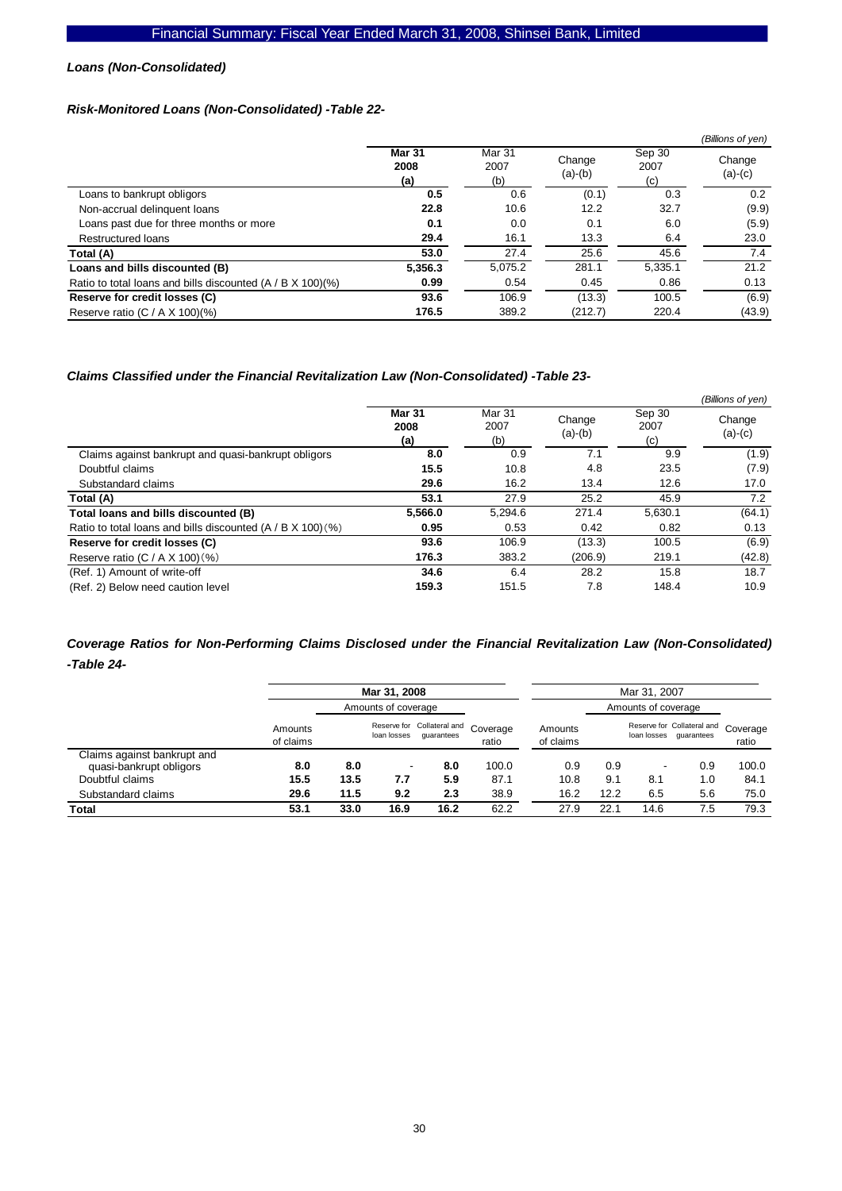### *Loans (Non-Consolidated)*

### *Risk-Monitored Loans (Non-Consolidated) -Table 22-*

*(Billions of yen)*

| | **Mar 31 2008 (a)** | Mar 31 2007 (b) | Change (a)-(b) | Sep 30 2007 (c) | Change (a)-(c) |
|---|---|---|---|---|---|
| Loans to bankrupt obligors | **0.5** | 0.6 | (0.1) | 0.3 | 0.2 |
| Non-accrual delinquent loans | **22.8** | 10.6 | 12.2 | 32.7 | (9.9) |
| Loans past due for three months or more | **0.1** | 0.0 | 0.1 | 6.0 | (5.9) |
| Restructured loans | **29.4** | 16.1 | 13.3 | 6.4 | 23.0 |
| **Total (A)** | **53.0** | 27.4 | 25.6 | 45.6 | 7.4 |
| **Loans and bills discounted (B)** | **5,356.3** | 5,075.2 | 281.1 | 5,335.1 | 21.2 |
| Ratio to total loans and bills discounted (A / B X 100)(%) | **0.99** | 0.54 | 0.45 | 0.86 | 0.13 |
| **Reserve for credit losses (C)** | **93.6** | 106.9 | (13.3) | 100.5 | (6.9) |
| Reserve ratio (C / A X 100)(%) | **176.5** | 389.2 | (212.7) | 220.4 | (43.9) |

### *Claims Classified under the Financial Revitalization Law (Non-Consolidated) -Table 23-*

*(Billions of yen)*

| | **Mar 31 2008 (a)** | Mar 31 2007 (b) | Change (a)-(b) | Sep 30 2007 (c) | Change (a)-(c) |
|---|---|---|---|---|---|
| Claims against bankrupt and quasi-bankrupt obligors | **8.0** | 0.9 | 7.1 | 9.9 | (1.9) |
| Doubtful claims | **15.5** | 10.8 | 4.8 | 23.5 | (7.9) |
| Substandard claims | **29.6** | 16.2 | 13.4 | 12.6 | 17.0 |
| **Total (A)** | **53.1** | 27.9 | 25.2 | 45.9 | 7.2 |
| **Total loans and bills discounted (B)** | **5,566.0** | 5,294.6 | 271.4 | 5,630.1 | (64.1) |
| Ratio to total loans and bills discounted (A / B X 100)(%) | **0.95** | 0.53 | 0.42 | 0.82 | 0.13 |
| **Reserve for credit losses (C)** | **93.6** | 106.9 | (13.3) | 100.5 | (6.9) |
| Reserve ratio (C / A X 100)(%) | **176.3** | 383.2 | (206.9) | 219.1 | (42.8) |
| (Ref. 1) Amount of write-off | **34.6** | 6.4 | 28.2 | 15.8 | 18.7 |
| (Ref. 2) Below need caution level | **159.3** | 151.5 | 7.8 | 148.4 | 10.9 |

### *Coverage Ratios for Non-Performing Claims Disclosed under the Financial Revitalization Law (Non-Consolidated) -Table 24-*

| | **Mar 31, 2008** | | | | | Mar 31, 2007 | | | | |
|---|---|---|---|---|---|---|---|---|---|---|
| | | Amounts of coverage | | | | | Amounts of coverage | | | |
| | Amounts of claims | | Reserve for loan losses | Collateral and guarantees | Coverage ratio | Amounts of claims | | Reserve for loan losses | Collateral and guarantees | Coverage ratio |
| Claims against bankrupt and quasi-bankrupt obligors | **8.0** | **8.0** | - | **8.0** | 100.0 | 0.9 | 0.9 | - | 0.9 | 100.0 |
| Doubtful claims | **15.5** | **13.5** | **7.7** | **5.9** | 87.1 | 10.8 | 9.1 | 8.1 | 1.0 | 84.1 |
| Substandard claims | **29.6** | **11.5** | **9.2** | **2.3** | 38.9 | 16.2 | 12.2 | 6.5 | 5.6 | 75.0 |
| **Total** | **53.1** | **33.0** | **16.9** | **16.2** | 62.2 | 27.9 | 22.1 | 14.6 | 7.5 | 79.3 |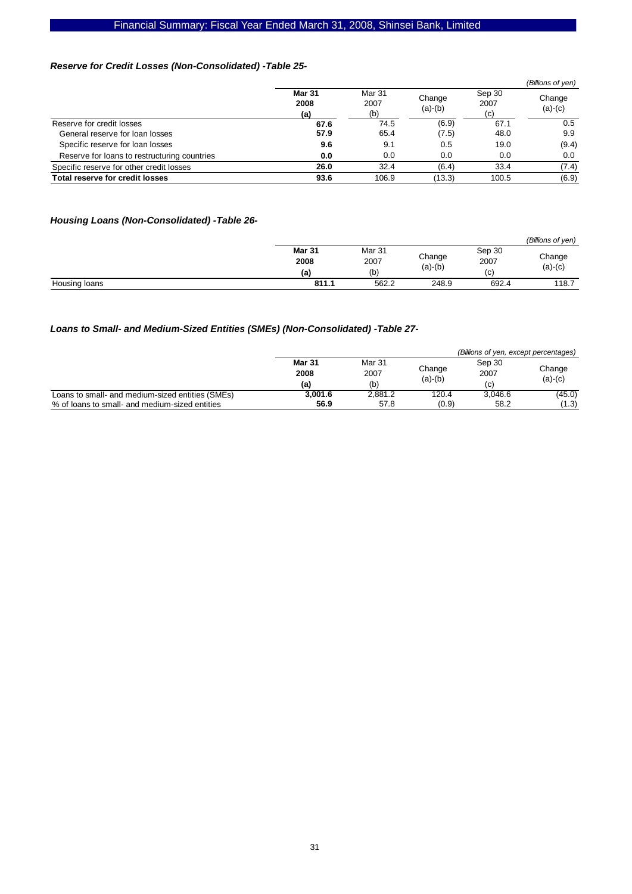### *Reserve for Credit Losses (Non-Consolidated) -Table 25-*

*(Billions of yen)*

| | **Mar 31 2008 (a)** | Mar 31 2007 (b) | Change (a)-(b) | Sep 30 2007 (c) | Change (a)-(c) |
|---|---|---|---|---|---|
| Reserve for credit losses | **67.6** | 74.5 | (6.9) | 67.1 | 0.5 |
| General reserve for loan losses | **57.9** | 65.4 | (7.5) | 48.0 | 9.9 |
| Specific reserve for loan losses | **9.6** | 9.1 | 0.5 | 19.0 | (9.4) |
| Reserve for loans to restructuring countries | **0.0** | 0.0 | 0.0 | 0.0 | 0.0 |
| Specific reserve for other credit losses | **26.0** | 32.4 | (6.4) | 33.4 | (7.4) |
| **Total reserve for credit losses** | **93.6** | 106.9 | (13.3) | 100.5 | (6.9) |

### *Housing Loans (Non-Consolidated) -Table 26-*

*(Billions of yen)*

| | **Mar 31 2008 (a)** | Mar 31 2007 (b) | Change (a)-(b) | Sep 30 2007 (c) | Change (a)-(c) |
|---|---|---|---|---|---|
| Housing loans | **811.1** | 562.2 | 248.9 | 692.4 | 118.7 |

### *Loans to Small- and Medium-Sized Entities (SMEs) (Non-Consolidated) -Table 27-*

*(Billions of yen, except percentages)*

| | **Mar 31 2008 (a)** | Mar 31 2007 (b) | Change (a)-(b) | Sep 30 2007 (c) | Change (a)-(c) |
|---|---|---|---|---|---|
| Loans to small- and medium-sized entities (SMEs) | **3,001.6** | 2,881.2 | 120.4 | 3,046.6 | (45.0) |
| % of loans to small- and medium-sized entities | **56.9** | 57.8 | (0.9) | 58.2 | (1.3) |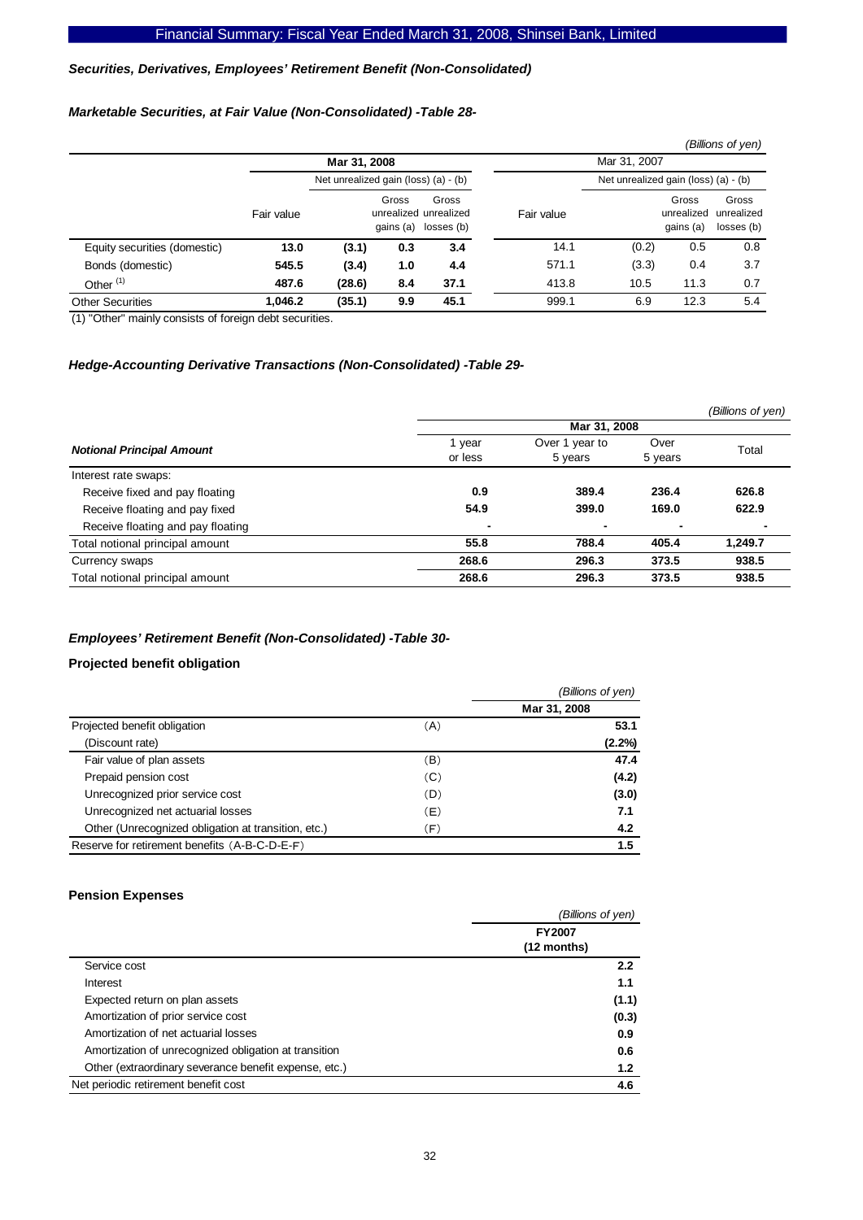### *Securities, Derivatives, Employees' Retirement Benefit (Non-Consolidated)*

#### *Marketable Securities, at Fair Value (Non-Consolidated) -Table 28-*

*(Billions of yen)*

| | Mar 31, 2008 | | | | Mar 31, 2007 | | | |
|---|---|---|---|---|---|---|---|---|
| | | Net unrealized gain (loss) (a) - (b) | | | | Net unrealized gain (loss) (a) - (b) | | |
| | Fair value | | Gross unrealized gains (a) | Gross unrealized losses (b) | Fair value | | Gross unrealized gains (a) | Gross unrealized losses (b) |
| Equity securities (domestic) | **13.0** | **(3.1)** | **0.3** | **3.4** | 14.1 | (0.2) | 0.5 | 0.8 |
| Bonds (domestic) | **545.5** | **(3.4)** | **1.0** | **4.4** | 571.1 | (3.3) | 0.4 | 3.7 |
| Other [(1)] | **487.6** | **(28.6)** | **8.4** | **37.1** | 413.8 | 10.5 | 11.3 | 0.7 |
| Other Securities | **1,046.2** | **(35.1)** | **9.9** | **45.1** | 999.1 | 6.9 | 12.3 | 5.4 |

(1) "Other" mainly consists of foreign debt securities.

#### *Hedge-Accounting Derivative Transactions (Non-Consolidated) -Table 29-*

*(Billions of yen)*

| ***Notional Principal Amount*** | Mar 31, 2008 | | | |
|---|---|---|---|---|
| | 1 year or less | Over 1 year to 5 years | Over 5 years | Total |
| Interest rate swaps: | | | | |
| Receive fixed and pay floating | **0.9** | **389.4** | **236.4** | **626.8** |
| Receive floating and pay fixed | **54.9** | **399.0** | **169.0** | **622.9** |
| Receive floating and pay floating | **-** | **-** | **-** | **-** |
| Total notional principal amount | **55.8** | **788.4** | **405.4** | **1,249.7** |
| Currency swaps | **268.6** | **296.3** | **373.5** | **938.5** |
| Total notional principal amount | **268.6** | **296.3** | **373.5** | **938.5** |

#### *Employees' Retirement Benefit (Non-Consolidated) -Table 30-*

**Projected benefit obligation**

*(Billions of yen)*

| | | Mar 31, 2008 |
|---|---|---|
| Projected benefit obligation | (A) | **53.1** |
| (Discount rate) | | **(2.2%)** |
| Fair value of plan assets | (B) | **47.4** |
| Prepaid pension cost | (C) | **(4.2)** |
| Unrecognized prior service cost | (D) | **(3.0)** |
| Unrecognized net actuarial losses | (E) | **7.1** |
| Other (Unrecognized obligation at transition, etc.) | (F) | **4.2** |
| Reserve for retirement benefits (A-B-C-D-E-F) | | **1.5** |

**Pension Expenses**

*(Billions of yen)*

| | FY2007 (12 months) |
|---|---|
| Service cost | **2.2** |
| Interest | **1.1** |
| Expected return on plan assets | **(1.1)** |
| Amortization of prior service cost | **(0.3)** |
| Amortization of net actuarial losses | **0.9** |
| Amortization of unrecognized obligation at transition | **0.6** |
| Other (extraordinary severance benefit expense, etc.) | **1.2** |
| Net periodic retirement benefit cost | **4.6** |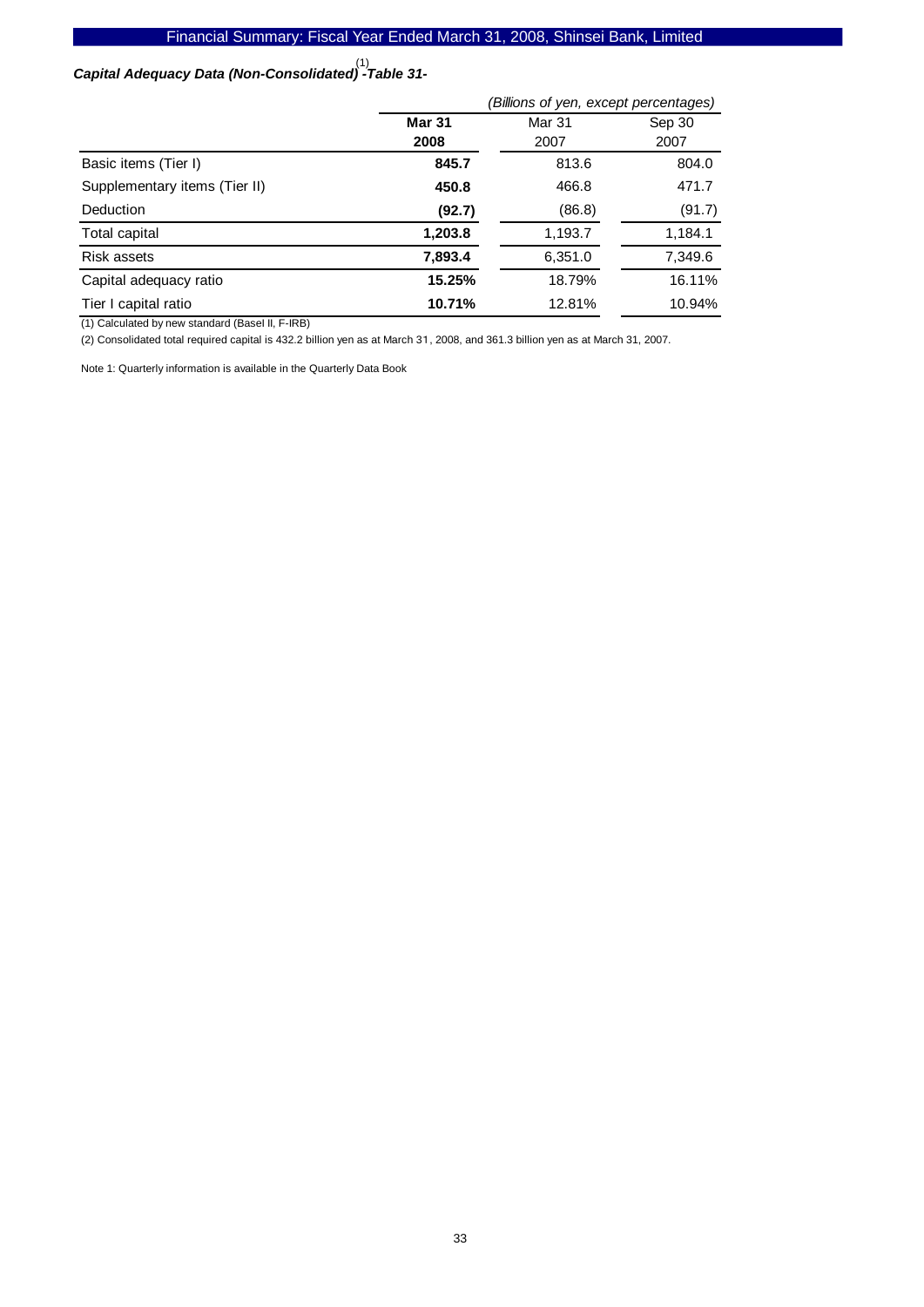## *Capital Adequacy Data (Non-Consolidated)[1] -Table 31-*

| | **Mar 31 2008** | Mar 31 2007 | Sep 30 2007 |
|---|---|---|---|
| | *(Billions of yen, except percentages)* | | |
| Basic items (Tier I) | **845.7** | 813.6 | 804.0 |
| Supplementary items (Tier II) | **450.8** | 466.8 | 471.7 |
| Deduction | **(92.7)** | (86.8) | (91.7) |
| Total capital | **1,203.8** | 1,193.7 | 1,184.1 |
| Risk assets | **7,893.4** | 6,351.0 | 7,349.6 |
| Capital adequacy ratio | **15.25%** | 18.79% | 16.11% |
| Tier I capital ratio | **10.71%** | 12.81% | 10.94% |

(1) Calculated by new standard (Basel II, F-IRB)

(2) Consolidated total required capital is 432.2 billion yen as at March 31, 2008, and 361.3 billion yen as at March 31, 2007.

Note 1: Quarterly information is available in the Quarterly Data Book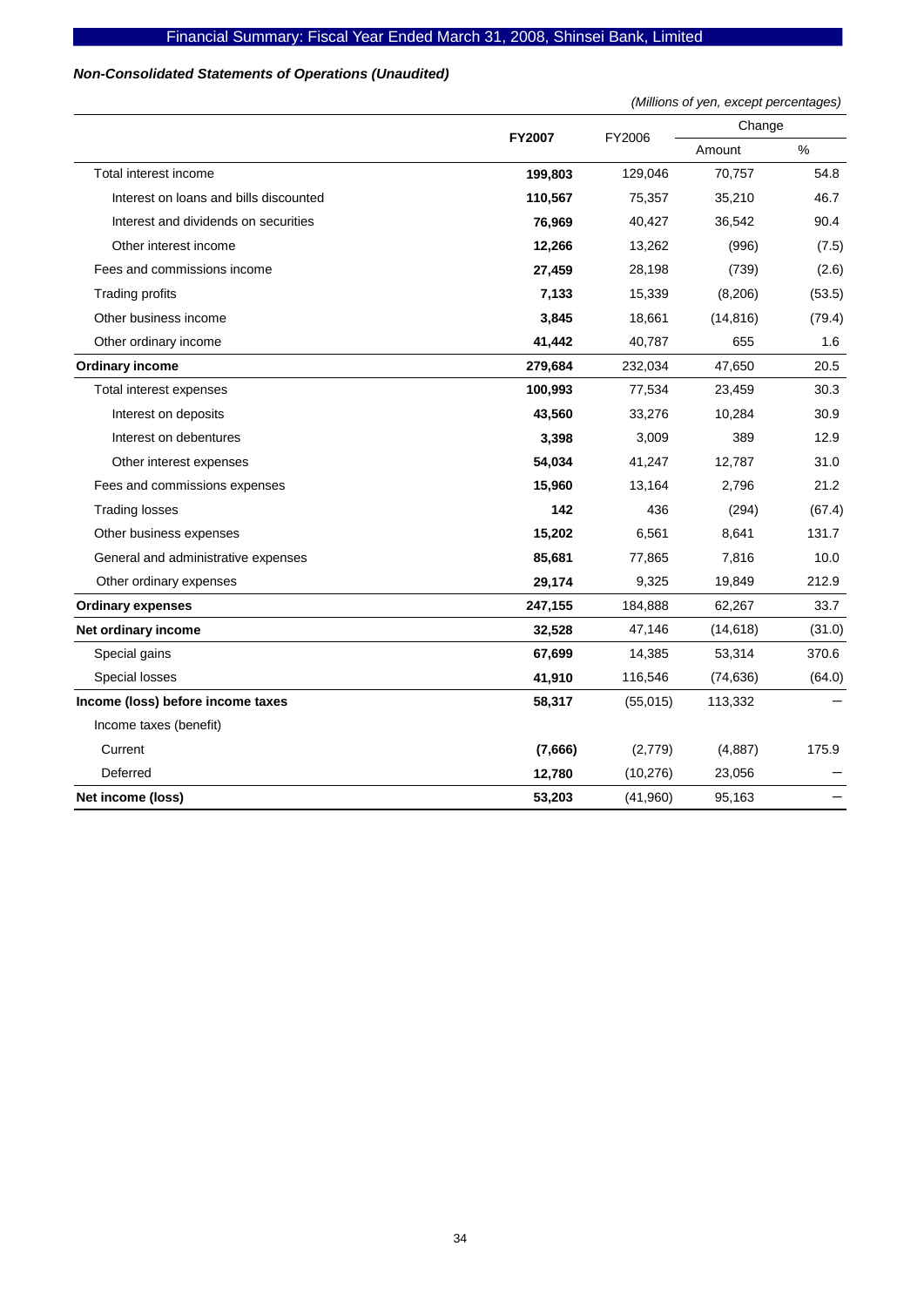## Financial Summary: Fiscal Year Ended March 31, 2008, Shinsei Bank, Limited

### *Non-Consolidated Statements of Operations (Unaudited)*

*(Millions of yen, except percentages)*

| | **FY2007** | FY2006 | Change | |
|---|---|---|---|---|
| | | | Amount | % |
| Total interest income | **199,803** | 129,046 | 70,757 | 54.8 |
| Interest on loans and bills discounted | **110,567** | 75,357 | 35,210 | 46.7 |
| Interest and dividends on securities | **76,969** | 40,427 | 36,542 | 90.4 |
| Other interest income | **12,266** | 13,262 | (996) | (7.5) |
| Fees and commissions income | **27,459** | 28,198 | (739) | (2.6) |
| Trading profits | **7,133** | 15,339 | (8,206) | (53.5) |
| Other business income | **3,845** | 18,661 | (14,816) | (79.4) |
| Other ordinary income | **41,442** | 40,787 | 655 | 1.6 |
| **Ordinary income** | **279,684** | 232,034 | 47,650 | 20.5 |
| Total interest expenses | **100,993** | 77,534 | 23,459 | 30.3 |
| Interest on deposits | **43,560** | 33,276 | 10,284 | 30.9 |
| Interest on debentures | **3,398** | 3,009 | 389 | 12.9 |
| Other interest expenses | **54,034** | 41,247 | 12,787 | 31.0 |
| Fees and commissions expenses | **15,960** | 13,164 | 2,796 | 21.2 |
| Trading losses | **142** | 436 | (294) | (67.4) |
| Other business expenses | **15,202** | 6,561 | 8,641 | 131.7 |
| General and administrative expenses | **85,681** | 77,865 | 7,816 | 10.0 |
| Other ordinary expenses | **29,174** | 9,325 | 19,849 | 212.9 |
| **Ordinary expenses** | **247,155** | 184,888 | 62,267 | 33.7 |
| **Net ordinary income** | **32,528** | 47,146 | (14,618) | (31.0) |
| Special gains | **67,699** | 14,385 | 53,314 | 370.6 |
| Special losses | **41,910** | 116,546 | (74,636) | (64.0) |
| **Income (loss) before income taxes** | **58,317** | (55,015) | 113,332 | － |
| Income taxes (benefit) | | | | |
| Current | **(7,666)** | (2,779) | (4,887) | 175.9 |
| Deferred | **12,780** | (10,276) | 23,056 | － |
| **Net income (loss)** | **53,203** | (41,960) | 95,163 | － |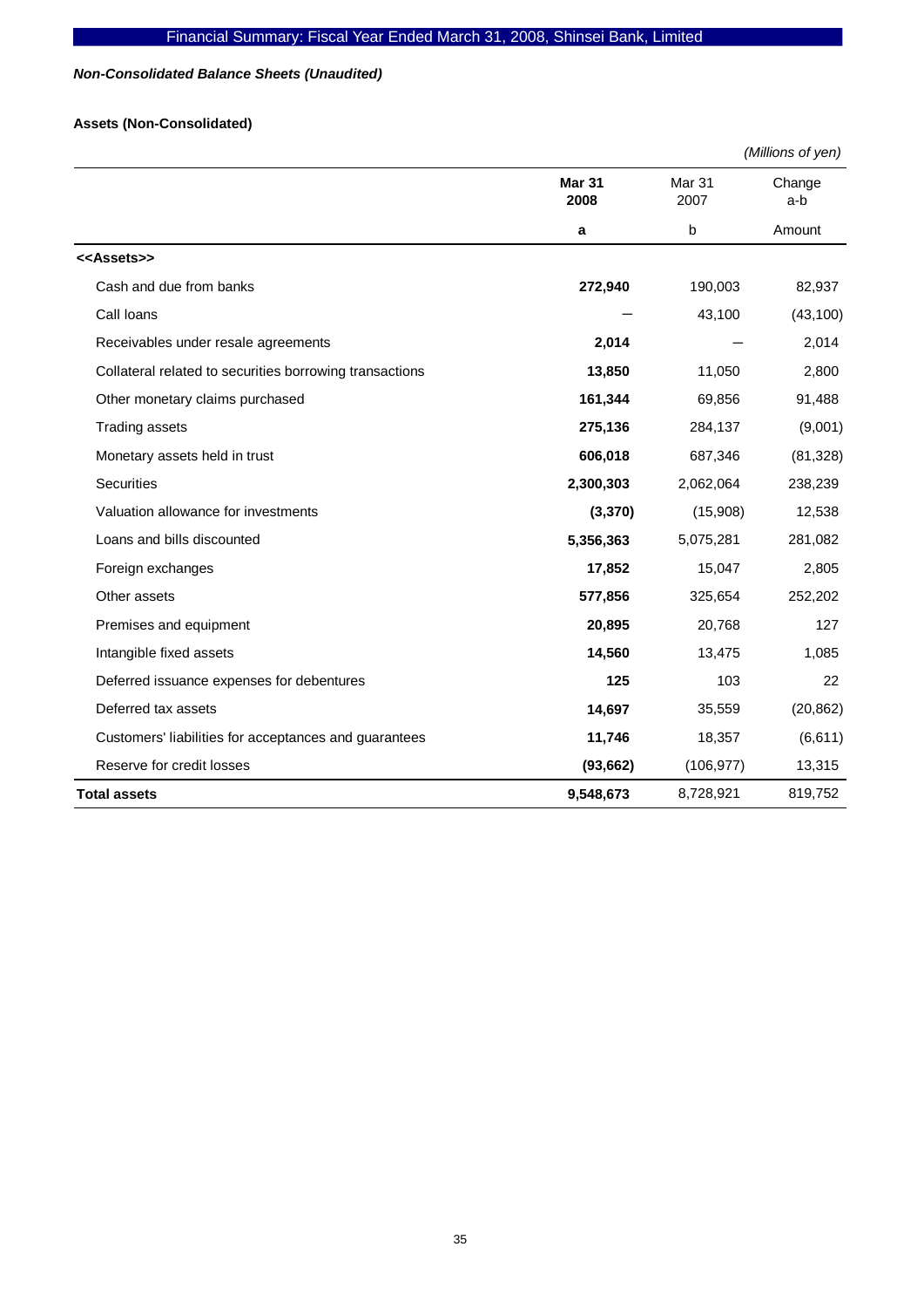Financial Summary: Fiscal Year Ended March 31, 2008, Shinsei Bank, Limited

***Non-Consolidated Balance Sheets (Unaudited)***

**Assets (Non-Consolidated)**

*(Millions of yen)*

| | **Mar 31 2008** | Mar 31 2007 | Change a-b |
|---|---|---|---|
| | **a** | b | Amount |
| **<<Assets>>** | | | |
| Cash and due from banks | **272,940** | 190,003 | 82,937 |
| Call loans | ― | 43,100 | (43,100) |
| Receivables under resale agreements | **2,014** | ― | 2,014 |
| Collateral related to securities borrowing transactions | **13,850** | 11,050 | 2,800 |
| Other monetary claims purchased | **161,344** | 69,856 | 91,488 |
| Trading assets | **275,136** | 284,137 | (9,001) |
| Monetary assets held in trust | **606,018** | 687,346 | (81,328) |
| Securities | **2,300,303** | 2,062,064 | 238,239 |
| Valuation allowance for investments | **(3,370)** | (15,908) | 12,538 |
| Loans and bills discounted | **5,356,363** | 5,075,281 | 281,082 |
| Foreign exchanges | **17,852** | 15,047 | 2,805 |
| Other assets | **577,856** | 325,654 | 252,202 |
| Premises and equipment | **20,895** | 20,768 | 127 |
| Intangible fixed assets | **14,560** | 13,475 | 1,085 |
| Deferred issuance expenses for debentures | **125** | 103 | 22 |
| Deferred tax assets | **14,697** | 35,559 | (20,862) |
| Customers' liabilities for acceptances and guarantees | **11,746** | 18,357 | (6,611) |
| Reserve for credit losses | **(93,662)** | (106,977) | 13,315 |
| **Total assets** | **9,548,673** | 8,728,921 | 819,752 |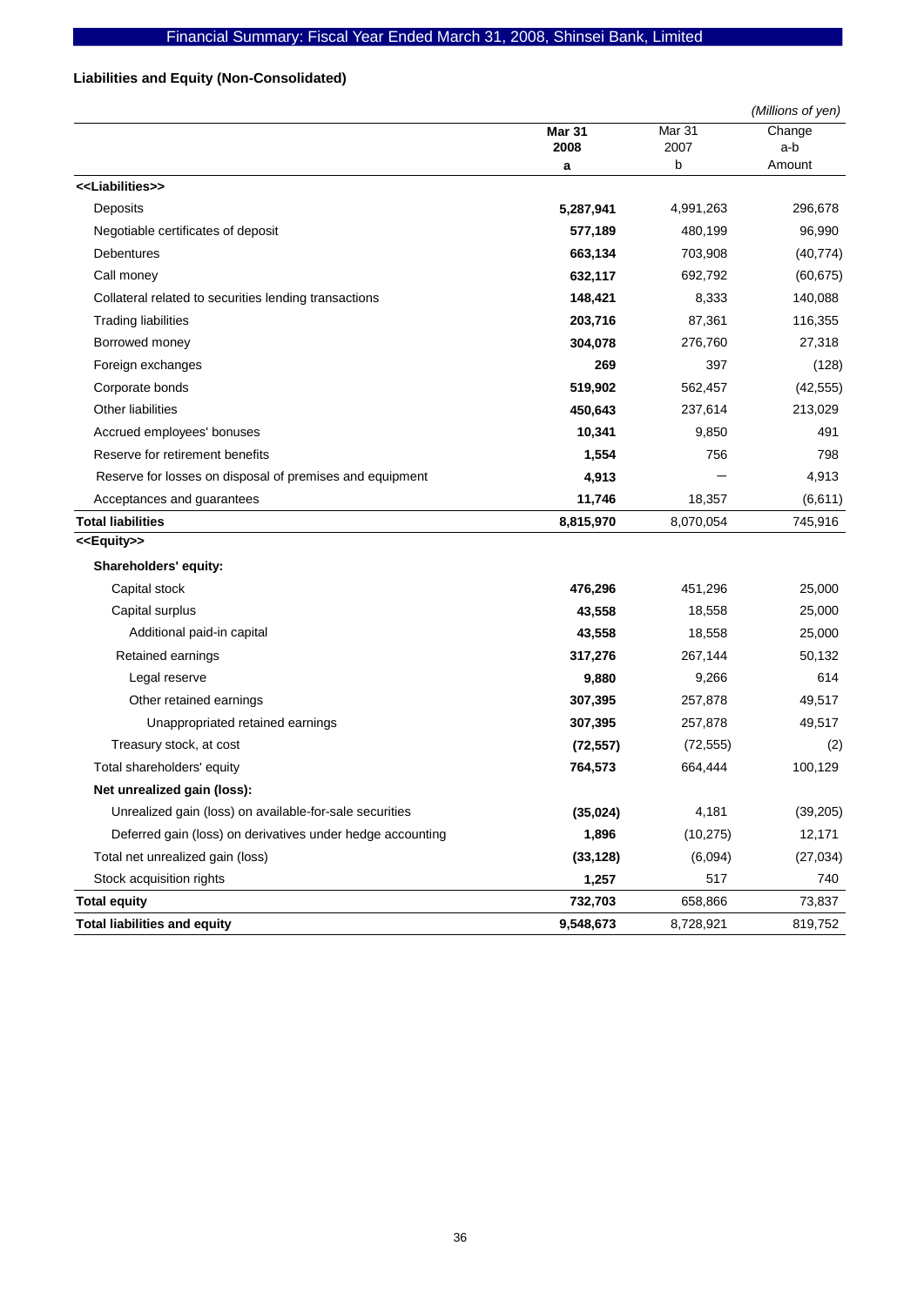# Financial Summary: Fiscal Year Ended March 31, 2008, Shinsei Bank, Limited

## Liabilities and Equity (Non-Consolidated)

*(Millions of yen)*

| | **Mar 31 2008 a** | Mar 31 2007 b | Change a-b Amount |
|---|---|---|---|
| **<<Liabilities>>** | | | |
| Deposits | **5,287,941** | 4,991,263 | 296,678 |
| Negotiable certificates of deposit | **577,189** | 480,199 | 96,990 |
| Debentures | **663,134** | 703,908 | (40,774) |
| Call money | **632,117** | 692,792 | (60,675) |
| Collateral related to securities lending transactions | **148,421** | 8,333 | 140,088 |
| Trading liabilities | **203,716** | 87,361 | 116,355 |
| Borrowed money | **304,078** | 276,760 | 27,318 |
| Foreign exchanges | **269** | 397 | (128) |
| Corporate bonds | **519,902** | 562,457 | (42,555) |
| Other liabilities | **450,643** | 237,614 | 213,029 |
| Accrued employees' bonuses | **10,341** | 9,850 | 491 |
| Reserve for retirement benefits | **1,554** | 756 | 798 |
| Reserve for losses on disposal of premises and equipment | **4,913** | — | 4,913 |
| Acceptances and guarantees | **11,746** | 18,357 | (6,611) |
| **Total liabilities** | **8,815,970** | 8,070,054 | 745,916 |
| **<<Equity>>** | | | |
| **Shareholders' equity:** | | | |
| Capital stock | **476,296** | 451,296 | 25,000 |
| Capital surplus | **43,558** | 18,558 | 25,000 |
| Additional paid-in capital | **43,558** | 18,558 | 25,000 |
| Retained earnings | **317,276** | 267,144 | 50,132 |
| Legal reserve | **9,880** | 9,266 | 614 |
| Other retained earnings | **307,395** | 257,878 | 49,517 |
| Unappropriated retained earnings | **307,395** | 257,878 | 49,517 |
| Treasury stock, at cost | **(72,557)** | (72,555) | (2) |
| Total shareholders' equity | **764,573** | 664,444 | 100,129 |
| **Net unrealized gain (loss):** | | | |
| Unrealized gain (loss) on available-for-sale securities | **(35,024)** | 4,181 | (39,205) |
| Deferred gain (loss) on derivatives under hedge accounting | **1,896** | (10,275) | 12,171 |
| Total net unrealized gain (loss) | **(33,128)** | (6,094) | (27,034) |
| Stock acquisition rights | **1,257** | 517 | 740 |
| **Total equity** | **732,703** | 658,866 | 73,837 |
| **Total liabilities and equity** | **9,548,673** | 8,728,921 | 819,752 |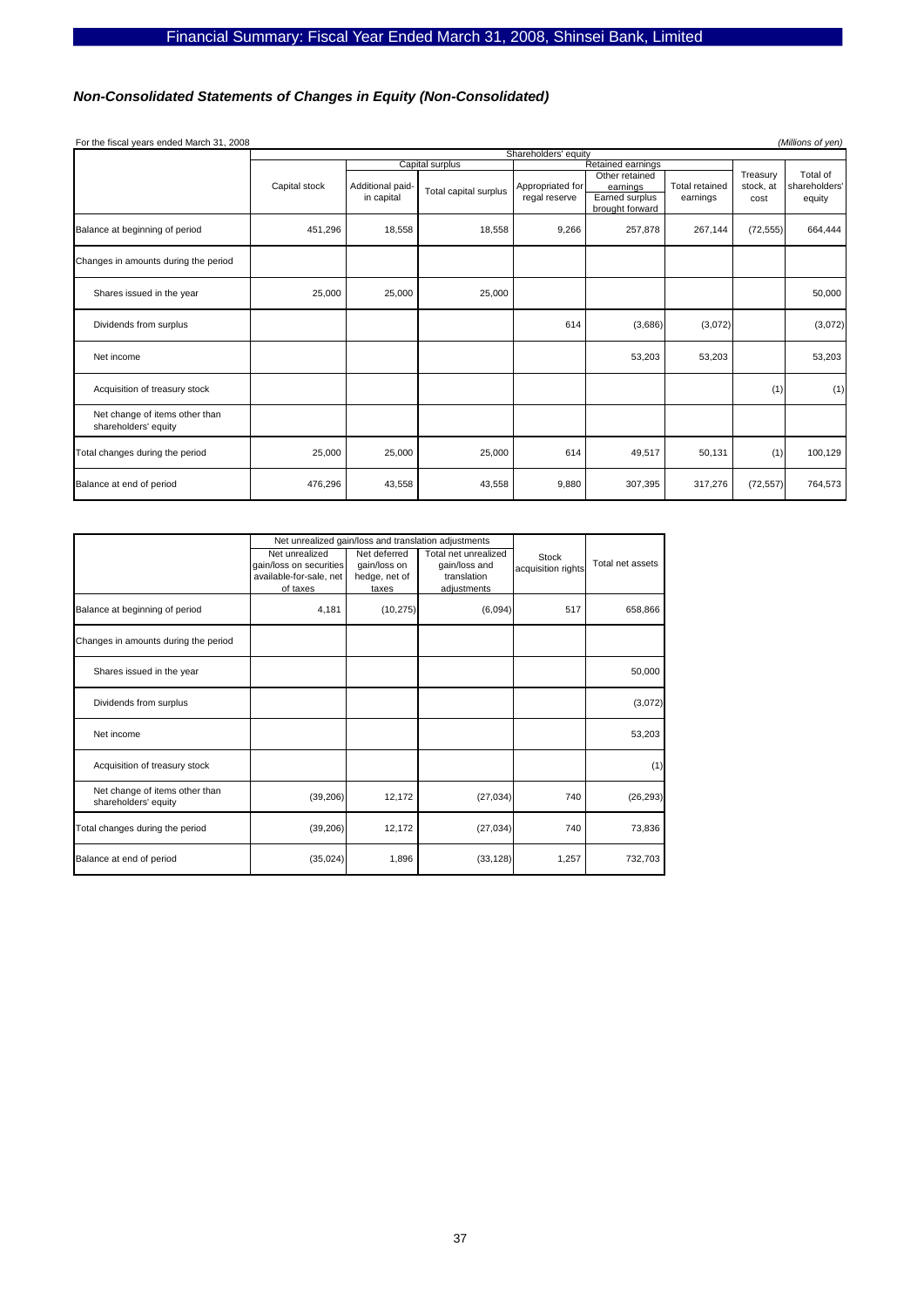### *Non-Consolidated Statements of Changes in Equity (Non-Consolidated)*

For the fiscal years ended March 31, 2008 *(Millions of yen)*

| | Shareholders' equity | | | | | | | |
|---|---|---|---|---|---|---|---|---|
| | | Capital surplus | | Retained earnings | | | | |
| | Capital stock | Additional paid-in capital | Total capital surplus | Appropriated for regal reserve | Other retained earnings Earned surplus brought forward | Total retained earnings | Treasury stock, at cost | Total of shareholders' equity |
| Balance at beginning of period | 451,296 | 18,558 | 18,558 | 9,266 | 257,878 | 267,144 | (72,555) | 664,444 |
| Changes in amounts during the period | | | | | | | | |
| Shares issued in the year | 25,000 | 25,000 | 25,000 | | | | | 50,000 |
| Dividends from surplus | | | | 614 | (3,686) | (3,072) | | (3,072) |
| Net income | | | | | 53,203 | 53,203 | | 53,203 |
| Acquisition of treasury stock | | | | | | | (1) | (1) |
| Net change of items other than shareholders' equity | | | | | | | | |
| Total changes during the period | 25,000 | 25,000 | 25,000 | 614 | 49,517 | 50,131 | (1) | 100,129 |
| Balance at end of period | 476,296 | 43,558 | 43,558 | 9,880 | 307,395 | 317,276 | (72,557) | 764,573 |

| | Net unrealized gain/loss and translation adjustments | | | | |
|---|---|---|---|---|---|
| | Net unrealized gain/loss on securities available-for-sale, net of taxes | Net deferred gain/loss on hedge, net of taxes | Total net unrealized gain/loss and translation adjustments | Stock acquisition rights | Total net assets |
| Balance at beginning of period | 4,181 | (10,275) | (6,094) | 517 | 658,866 |
| Changes in amounts during the period | | | | | |
| Shares issued in the year | | | | | 50,000 |
| Dividends from surplus | | | | | (3,072) |
| Net income | | | | | 53,203 |
| Acquisition of treasury stock | | | | | (1) |
| Net change of items other than shareholders' equity | (39,206) | 12,172 | (27,034) | 740 | (26,293) |
| Total changes during the period | (39,206) | 12,172 | (27,034) | 740 | 73,836 |
| Balance at end of period | (35,024) | 1,896 | (33,128) | 1,257 | 732,703 |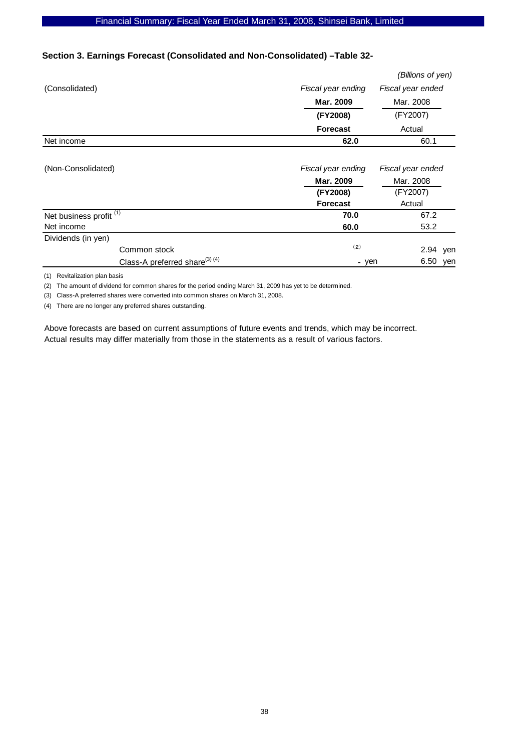### Section 3. Earnings Forecast (Consolidated and Non-Consolidated) –Table 32-

*(Billions of yen)*

| (Consolidated) | *Fiscal year ending* **Mar. 2009** **(FY2008)** **Forecast** | *Fiscal year ended* Mar. 2008 (FY2007) Actual |
|---|---|---|
| Net income | **62.0** | 60.1 |

| (Non-Consolidated) | *Fiscal year ending* **Mar. 2009** **(FY2008)** **Forecast** | *Fiscal year ended* Mar. 2008 (FY2007) Actual |
|---|---|---|
| Net business profit [1] | **70.0** | 67.2 |
| Net income | **60.0** | 53.2 |
| Dividends (in yen) | | |
| Common stock | (2) | 2.94 yen |
| Class-A preferred share[3] [4] | - yen | 6.50 yen |

(1) Revitalization plan basis

(2) The amount of dividend for common shares for the period ending March 31, 2009 has yet to be determined.

(3) Class-A preferred shares were converted into common shares on March 31, 2008.

(4) There are no longer any preferred shares outstanding.

Above forecasts are based on current assumptions of future events and trends, which may be incorrect.
Actual results may differ materially from those in the statements as a result of various factors.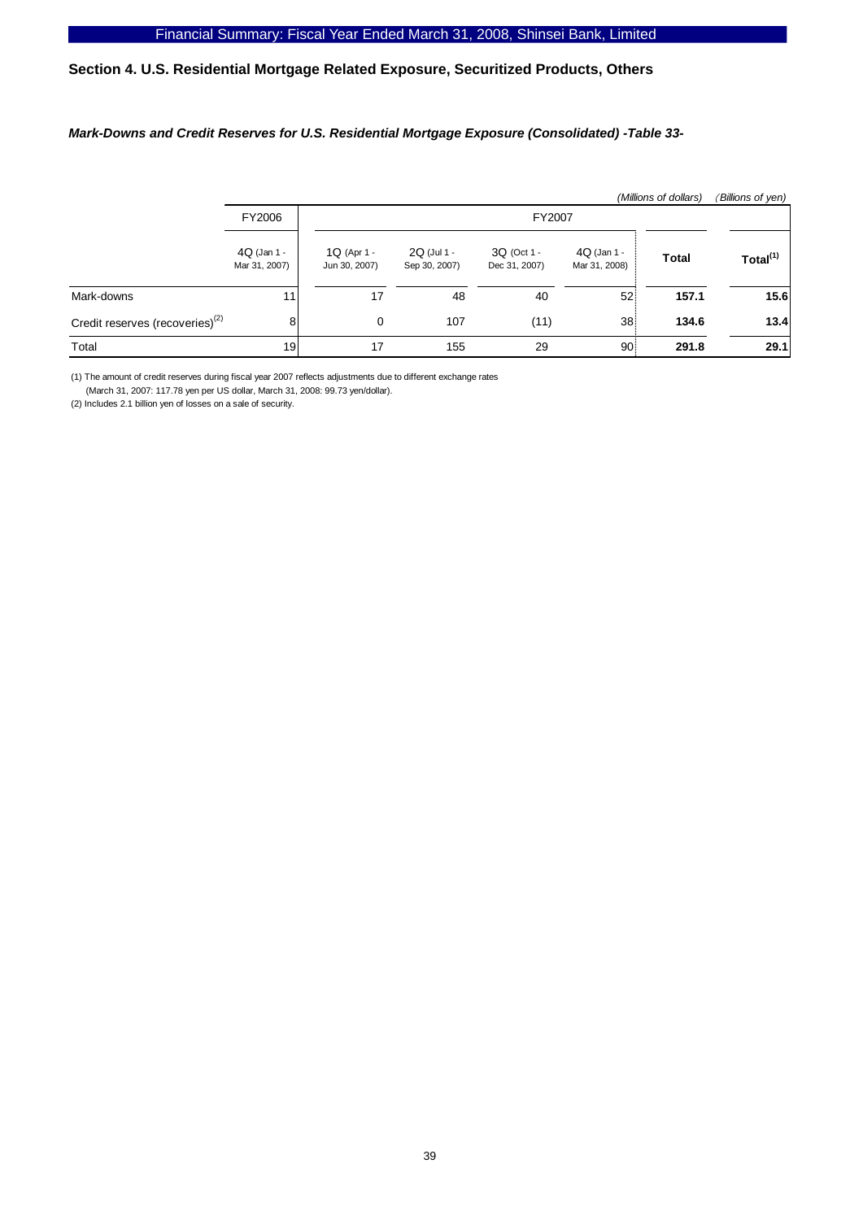## Section 4. U.S. Residential Mortgage Related Exposure, Securitized Products, Others

### *Mark-Downs and Credit Reserves for U.S. Residential Mortgage Exposure (Consolidated) -Table 33-*

*(Millions of dollars)* *(Billions of yen)*

| | FY2006 | FY2007 | | | | | |
|---|---|---|---|---|---|---|---|
| | 4Q (Jan 1 - Mar 31, 2007) | 1Q (Apr 1 - Jun 30, 2007) | 2Q (Jul 1 - Sep 30, 2007) | 3Q (Oct 1 - Dec 31, 2007) | 4Q (Jan 1 - Mar 31, 2008) | **Total** | **Total[1]** |
| Mark-downs | 11 | 17 | 48 | 40 | 52 | **157.1** | **15.6** |
| Credit reserves (recoveries)[2] | 8 | 0 | 107 | (11) | 38 | **134.6** | **13.4** |
| Total | 19 | 17 | 155 | 29 | 90 | **291.8** | **29.1** |

(1) The amount of credit reserves during fiscal year 2007 reflects adjustments due to different exchange rates (March 31, 2007: 117.78 yen per US dollar, March 31, 2008: 99.73 yen/dollar).

(2) Includes 2.1 billion yen of losses on a sale of security.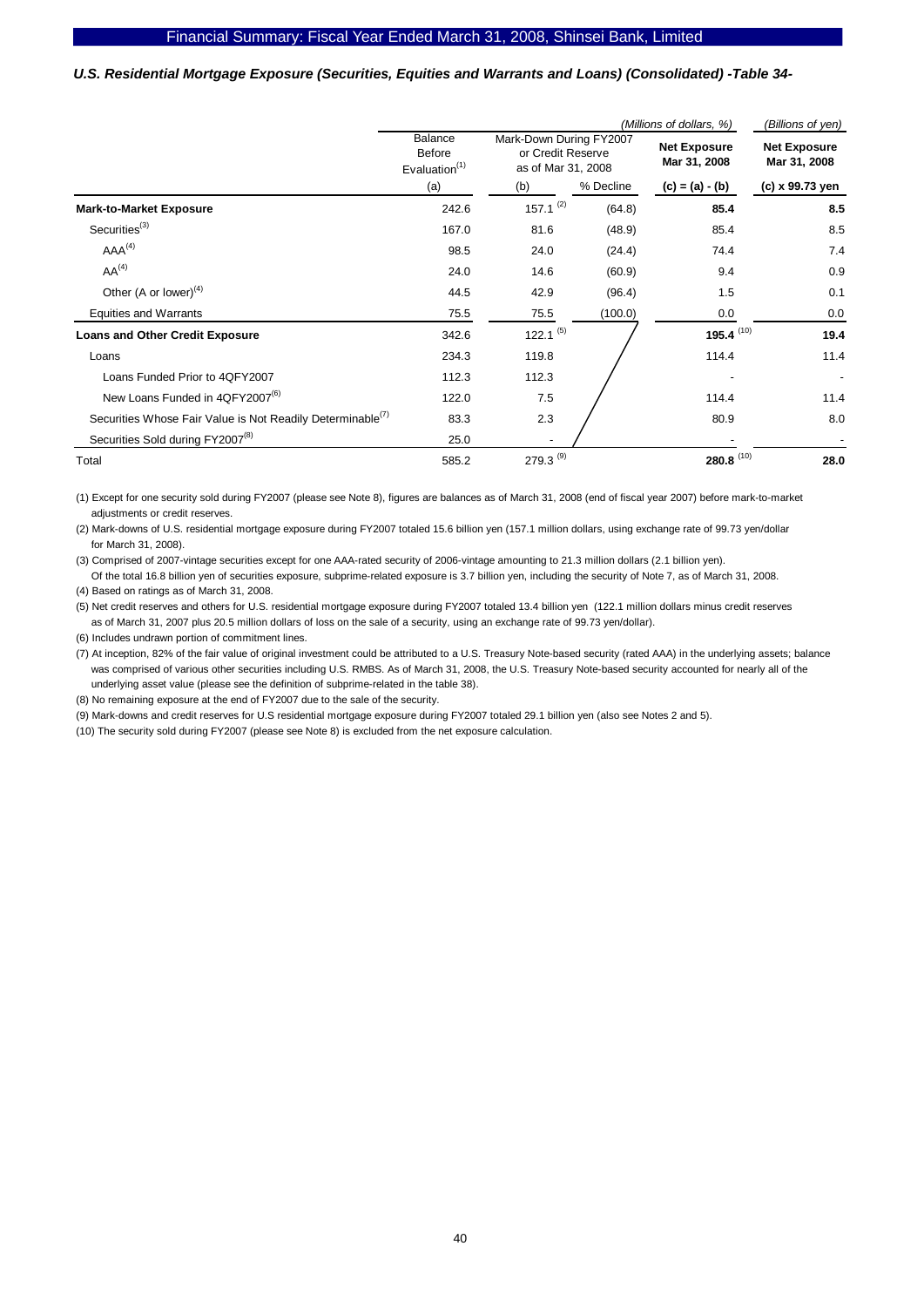### *U.S. Residential Mortgage Exposure (Securities, Equities and Warrants and Loans) (Consolidated) -Table 34-*

| | *(Millions of dollars, %)* | | | | *(Billions of yen)* |
|---|---|---|---|---|---|
| | Balance Before Evaluation[(1)] | Mark-Down During FY2007 or Credit Reserve as of Mar 31, 2008 | | **Net Exposure Mar 31, 2008** | **Net Exposure Mar 31, 2008** |
| | (a) | (b) | % Decline | **(c) = (a) - (b)** | **(c) x 99.73 yen** |
| **Mark-to-Market Exposure** | 242.6 | 157.1 [(2)] | (64.8) | **85.4** | **8.5** |
| Securities[(3)] | 167.0 | 81.6 | (48.9) | 85.4 | 8.5 |
| AAA[(4)] | 98.5 | 24.0 | (24.4) | 74.4 | 7.4 |
| AA[(4)] | 24.0 | 14.6 | (60.9) | 9.4 | 0.9 |
| Other (A or lower)[(4)] | 44.5 | 42.9 | (96.4) | 1.5 | 0.1 |
| Equities and Warrants | 75.5 | 75.5 | (100.0) | 0.0 | 0.0 |
| **Loans and Other Credit Exposure** | 342.6 | 122.1 [(5)] | | **195.4** [(10)] | **19.4** |
| Loans | 234.3 | 119.8 | | 114.4 | 11.4 |
| Loans Funded Prior to 4QFY2007 | 112.3 | 112.3 | | - | - |
| New Loans Funded in 4QFY2007[(6)] | 122.0 | 7.5 | | 114.4 | 11.4 |
| Securities Whose Fair Value is Not Readily Determinable[(7)] | 83.3 | 2.3 | | 80.9 | 8.0 |
| Securities Sold during FY2007[(8)] | 25.0 | - | | - | - |
| Total | 585.2 | 279.3 [(9)] | | **280.8** [(10)] | **28.0** |

(1) Except for one security sold during FY2007 (please see Note 8), figures are balances as of March 31, 2008 (end of fiscal year 2007) before mark-to-market adjustments or credit reserves.

(2) Mark-downs of U.S. residential mortgage exposure during FY2007 totaled 15.6 billion yen (157.1 million dollars, using exchange rate of 99.73 yen/dollar for March 31, 2008).

(3) Comprised of 2007-vintage securities except for one AAA-rated security of 2006-vintage amounting to 21.3 million dollars (2.1 billion yen). Of the total 16.8 billion yen of securities exposure, subprime-related exposure is 3.7 billion yen, including the security of Note 7, as of March 31, 2008.

(4) Based on ratings as of March 31, 2008.

(5) Net credit reserves and others for U.S. residential mortgage exposure during FY2007 totaled 13.4 billion yen (122.1 million dollars minus credit reserves as of March 31, 2007 plus 20.5 million dollars of loss on the sale of a security, using an exchange rate of 99.73 yen/dollar).

(6) Includes undrawn portion of commitment lines.

(7) At inception, 82% of the fair value of original investment could be attributed to a U.S. Treasury Note-based security (rated AAA) in the underlying assets; balance was comprised of various other securities including U.S. RMBS. As of March 31, 2008, the U.S. Treasury Note-based security accounted for nearly all of the underlying asset value (please see the definition of subprime-related in the table 38).

(8) No remaining exposure at the end of FY2007 due to the sale of the security.

(9) Mark-downs and credit reserves for U.S residential mortgage exposure during FY2007 totaled 29.1 billion yen (also see Notes 2 and 5).

(10) The security sold during FY2007 (please see Note 8) is excluded from the net exposure calculation.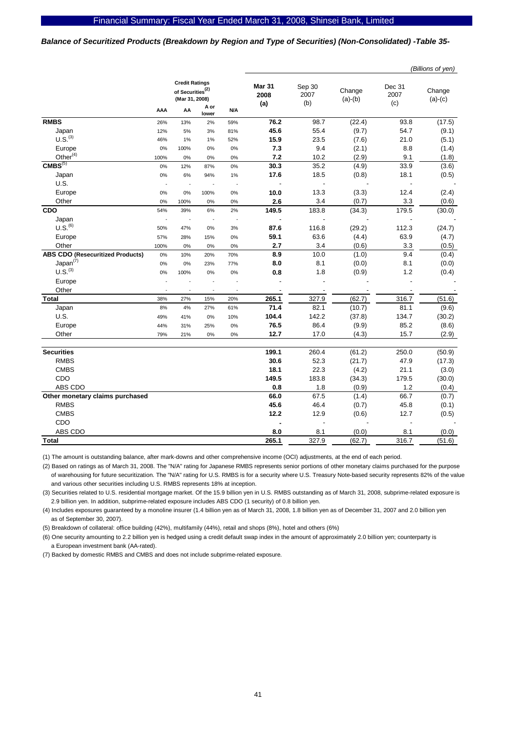*Balance of Securitized Products (Breakdown by Region and Type of Securities) (Non-Consolidated) -Table 35-*

*(Billions of yen)*

| | Credit Ratings of Securities[(2)] (Mar 31, 2008) AAA | AA | A or lower | N/A | Mar 31 2008 (a) | Sep 30 2007 (b) | Change (a)-(b) | Dec 31 2007 (c) | Change (a)-(c) |
|---|---|---|---|---|---|---|---|---|---|
| **RMBS** | 26% | 13% | 2% | 59% | **76.2** | 98.7 | (22.4) | 93.8 | (17.5) |
| Japan | 12% | 5% | 3% | 81% | **45.6** | 55.4 | (9.7) | 54.7 | (9.1) |
| U.S.[(3)] | 46% | 1% | 1% | 52% | **15.9** | 23.5 | (7.6) | 21.0 | (5.1) |
| Europe | 0% | 100% | 0% | 0% | **7.3** | 9.4 | (2.1) | 8.8 | (1.4) |
| Other[(4)] | 100% | 0% | 0% | 0% | **7.2** | 10.2 | (2.9) | 9.1 | (1.8) |
| **CMBS**[(5)] | 0% | 12% | 87% | 0% | **30.3** | 35.2 | (4.9) | 33.9 | (3.6) |
| Japan | 0% | 6% | 94% | 1% | **17.6** | 18.5 | (0.8) | 18.1 | (0.5) |
| U.S. | - | - | - | - | **-** | - | - | - | - |
| Europe | 0% | 0% | 100% | 0% | **10.0** | 13.3 | (3.3) | 12.4 | (2.4) |
| Other | 0% | 100% | 0% | 0% | **2.6** | 3.4 | (0.7) | 3.3 | (0.6) |
| **CDO** | 54% | 39% | 6% | 2% | **149.5** | 183.8 | (34.3) | 179.5 | (30.0) |
| Japan | - | - | - | - | **-** | - | - | - | - |
| U.S.[(6)] | 50% | 47% | 0% | 3% | **87.6** | 116.8 | (29.2) | 112.3 | (24.7) |
| Europe | 57% | 28% | 15% | 0% | **59.1** | 63.6 | (4.4) | 63.9 | (4.7) |
| Other | 100% | 0% | 0% | 0% | **2.7** | 3.4 | (0.6) | 3.3 | (0.5) |
| **ABS CDO (Resecuritized Products)** | 0% | 10% | 20% | 70% | **8.9** | 10.0 | (1.0) | 9.4 | (0.4) |
| Japan[(7)] | 0% | 0% | 23% | 77% | **8.0** | 8.1 | (0.0) | 8.1 | (0.0) |
| U.S.[(3)] | 0% | 100% | 0% | 0% | **0.8** | 1.8 | (0.9) | 1.2 | (0.4) |
| Europe | - | - | - | - | **-** | - | - | - | - |
| Other | - | - | - | - | **-** | - | - | - | - |
| **Total** | 38% | 27% | 15% | 20% | **265.1** | 327.9 | (62.7) | 316.7 | (51.6) |
| Japan | 8% | 4% | 27% | 61% | **71.4** | 82.1 | (10.7) | 81.1 | (9.6) |
| U.S. | 49% | 41% | 0% | 10% | **104.4** | 142.2 | (37.8) | 134.7 | (30.2) |
| Europe | 44% | 31% | 25% | 0% | **76.5** | 86.4 | (9.9) | 85.2 | (8.6) |
| Other | 79% | 21% | 0% | 0% | **12.7** | 17.0 | (4.3) | 15.7 | (2.9) |
| | | | | | | | | | |
| **Securities** | | | | | **199.1** | 260.4 | (61.2) | 250.0 | (50.9) |
| RMBS | | | | | **30.6** | 52.3 | (21.7) | 47.9 | (17.3) |
| CMBS | | | | | **18.1** | 22.3 | (4.2) | 21.1 | (3.0) |
| CDO | | | | | **149.5** | 183.8 | (34.3) | 179.5 | (30.0) |
| ABS CDO | | | | | **0.8** | 1.8 | (0.9) | 1.2 | (0.4) |
| **Other monetary claims purchased** | | | | | **66.0** | 67.5 | (1.4) | 66.7 | (0.7) |
| RMBS | | | | | **45.6** | 46.4 | (0.7) | 45.8 | (0.1) |
| CMBS | | | | | **12.2** | 12.9 | (0.6) | 12.7 | (0.5) |
| CDO | | | | | **-** | - | - | - | - |
| ABS CDO | | | | | **8.0** | 8.1 | (0.0) | 8.1 | (0.0) |
| **Total** | | | | | **265.1** | 327.9 | (62.7) | 316.7 | (51.6) |

(1) The amount is outstanding balance, after mark-downs and other comprehensive income (OCI) adjustments, at the end of each period.

(2) Based on ratings as of March 31, 2008. The "N/A" rating for Japanese RMBS represents senior portions of other monetary claims purchased for the purpose of warehousing for future securitization. The "N/A" rating for U.S. RMBS is for a security where U.S. Treasury Note-based security represents 82% of the value and various other securities including U.S. RMBS represents 18% at inception.

(3) Securities related to U.S. residential mortgage market. Of the 15.9 billion yen in U.S. RMBS outstanding as of March 31, 2008, subprime-related exposure is 2.9 billion yen. In addition, subprime-related exposure includes ABS CDO (1 security) of 0.8 billion yen.

(4) Includes exposures guaranteed by a monoline insurer (1.4 billion yen as of March 31, 2008, 1.8 billion yen as of December 31, 2007 and 2.0 billion yen as of September 30, 2007).

(5) Breakdown of collateral: office building (42%), multifamily (44%), retail and shops (8%), hotel and others (6%)

(6) One security amounting to 2.2 billion yen is hedged using a credit default swap index in the amount of approximately 2.0 billion yen; counterparty is a European investment bank (AA-rated).

(7) Backed by domestic RMBS and CMBS and does not include subprime-related exposure.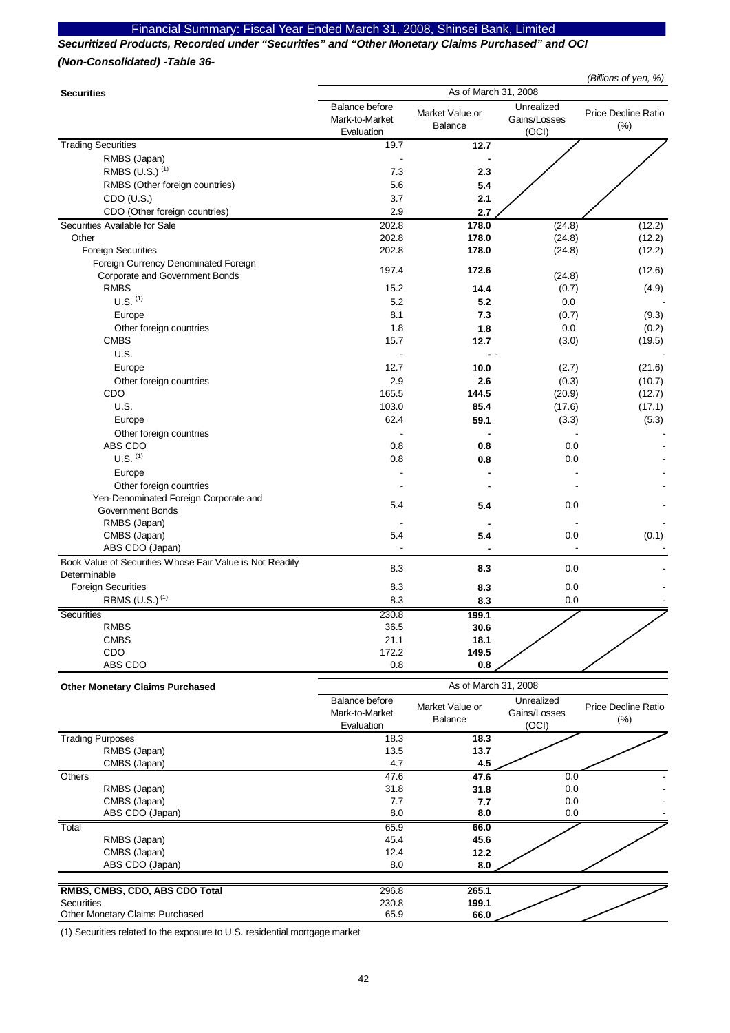Financial Summary: Fiscal Year Ended March 31, 2008, Shinsei Bank, Limited

***Securitized Products, Recorded under "Securities" and "Other Monetary Claims Purchased" and OCI (Non-Consolidated) -Table 36-***

*(Billions of yen, %)*

| Securities | As of March 31, 2008 | | | |
|---|---|---|---|---|
| | Balance before Mark-to-Market Evaluation | Market Value or Balance | Unrealized Gains/Losses (OCI) | Price Decline Ratio (%) |
| Trading Securities | 19.7 | **12.7** | | |
| RMBS (Japan) | - | **-** | | |
| RMBS (U.S.) [1] | 7.3 | **2.3** | | |
| RMBS (Other foreign countries) | 5.6 | **5.4** | | |
| CDO (U.S.) | 3.7 | **2.1** | | |
| CDO (Other foreign countries) | 2.9 | **2.7** | | |
| Securities Available for Sale | 202.8 | **178.0** | (24.8) | (12.2) |
| Other | 202.8 | **178.0** | (24.8) | (12.2) |
| Foreign Securities | 202.8 | **178.0** | (24.8) | (12.2) |
| Foreign Currency Denominated Foreign Corporate and Government Bonds | 197.4 | **172.6** | (24.8) | (12.6) |
| RMBS | 15.2 | **14.4** | (0.7) | (4.9) |
| U.S. [1] | 5.2 | **5.2** | 0.0 | - |
| Europe | 8.1 | **7.3** | (0.7) | (9.3) |
| Other foreign countries | 1.8 | **1.8** | 0.0 | (0.2) |
| CMBS | 15.7 | **12.7** | (3.0) | (19.5) |
| U.S. | - | **-** | - | - |
| Europe | 12.7 | **10.0** | (2.7) | (21.6) |
| Other foreign countries | 2.9 | **2.6** | (0.3) | (10.7) |
| CDO | 165.5 | **144.5** | (20.9) | (12.7) |
| U.S. | 103.0 | **85.4** | (17.6) | (17.1) |
| Europe | 62.4 | **59.1** | (3.3) | (5.3) |
| Other foreign countries | - | **-** | - | - |
| ABS CDO | 0.8 | **0.8** | 0.0 | - |
| U.S. [1] | 0.8 | **0.8** | 0.0 | - |
| Europe | - | **-** | - | - |
| Other foreign countries | - | **-** | - | - |
| Yen-Denominated Foreign Corporate and Government Bonds | 5.4 | **5.4** | 0.0 | - |
| RMBS (Japan) | - | **-** | - | - |
| CMBS (Japan) | 5.4 | **5.4** | 0.0 | (0.1) |
| ABS CDO (Japan) | - | **-** | - | - |
| Book Value of Securities Whose Fair Value is Not Readily Determinable | 8.3 | **8.3** | 0.0 | - |
| Foreign Securities | 8.3 | **8.3** | 0.0 | - |
| RBMS (U.S.) [1] | 8.3 | **8.3** | 0.0 | - |
| Securities | 230.8 | **199.1** | | |
| RMBS | 36.5 | **30.6** | | |
| CMBS | 21.1 | **18.1** | | |
| CDO | 172.2 | **149.5** | | |
| ABS CDO | 0.8 | **0.8** | | |

| Other Monetary Claims Purchased | As of March 31, 2008 | | | |
|---|---|---|---|---|
| | Balance before Mark-to-Market Evaluation | Market Value or Balance | Unrealized Gains/Losses (OCI) | Price Decline Ratio (%) |
| Trading Purposes | 18.3 | **18.3** | | |
| RMBS (Japan) | 13.5 | **13.7** | | |
| CMBS (Japan) | 4.7 | **4.5** | | |
| Others | 47.6 | **47.6** | 0.0 | - |
| RMBS (Japan) | 31.8 | **31.8** | 0.0 | - |
| CMBS (Japan) | 7.7 | **7.7** | 0.0 | - |
| ABS CDO (Japan) | 8.0 | **8.0** | 0.0 | - |
| Total | 65.9 | **66.0** | | |
| RMBS (Japan) | 45.4 | **45.6** | | |
| CMBS (Japan) | 12.4 | **12.2** | | |
| ABS CDO (Japan) | 8.0 | **8.0** | | |

| | | | | |
|---|---|---|---|---|
| **RMBS, CMBS, CDO, ABS CDO Total** | 296.8 | **265.1** | | |
| Securities | 230.8 | **199.1** | | |
| Other Monetary Claims Purchased | 65.9 | **66.0** | | |

(1) Securities related to the exposure to U.S. residential mortgage market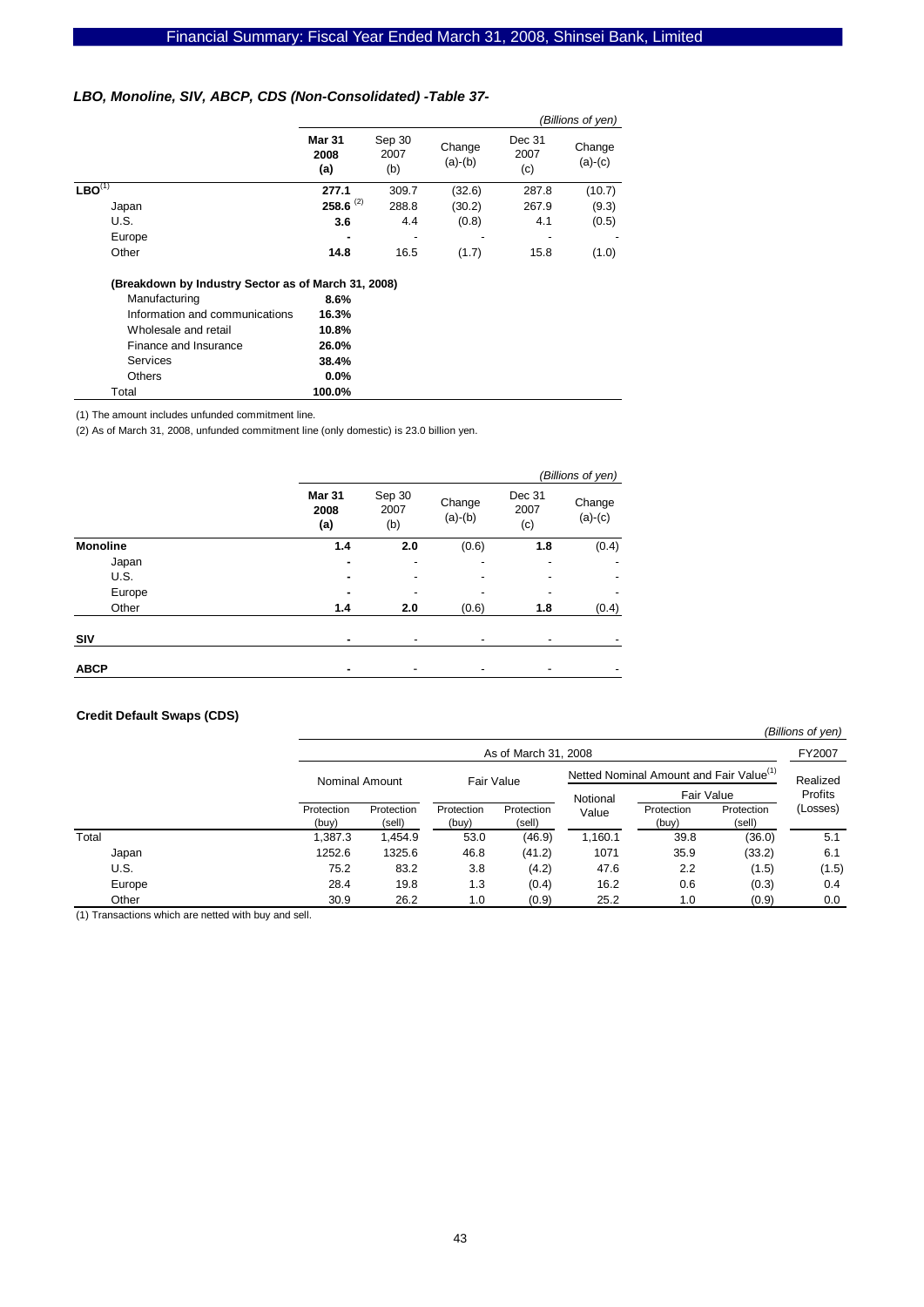## LBO, Monoline, SIV, ABCP, CDS (Non-Consolidated) -Table 37-

*(Billions of yen)*

| | Mar 31 2008 (a) | Sep 30 2007 (b) | Change (a)-(b) | Dec 31 2007 (c) | Change (a)-(c) |
|---|---|---|---|---|---|
| **LBO**[1] | **277.1** | 309.7 | (32.6) | 287.8 | (10.7) |
| Japan | **258.6** [2] | 288.8 | (30.2) | 267.9 | (9.3) |
| U.S. | **3.6** | 4.4 | (0.8) | 4.1 | (0.5) |
| Europe | **-** | - | - | - | - |
| Other | **14.8** | 16.5 | (1.7) | 15.8 | (1.0) |

**(Breakdown by Industry Sector as of March 31, 2008)**

| Sector | |
|---|---|
| Manufacturing | **8.6%** |
| Information and communications | **16.3%** |
| Wholesale and retail | **10.8%** |
| Finance and Insurance | **26.0%** |
| Services | **38.4%** |
| Others | **0.0%** |
| Total | **100.0%** |

(1) The amount includes unfunded commitment line.

(2) As of March 31, 2008, unfunded commitment line (only domestic) is 23.0 billion yen.

*(Billions of yen)*

| | Mar 31 2008 (a) | Sep 30 2007 (b) | Change (a)-(b) | Dec 31 2007 (c) | Change (a)-(c) |
|---|---|---|---|---|---|
| **Monoline** | **1.4** | **2.0** | (0.6) | **1.8** | (0.4) |
| Japan | **-** | - | - | - | - |
| U.S. | **-** | - | - | - | - |
| Europe | **-** | - | - | - | - |
| Other | **1.4** | **2.0** | (0.6) | **1.8** | (0.4) |
| **SIV** | **-** | - | - | - | - |
| **ABCP** | **-** | - | - | - | - |

**Credit Default Swaps (CDS)**

*(Billions of yen)*

| | As of March 31, 2008 | | | | | | | FY2007 |
|---|---|---|---|---|---|---|---|---|
| | Nominal Amount | | Fair Value | | Netted Nominal Amount and Fair Value[1] | | | Realized Profits (Losses) |
| | | | | | Notional Value | Fair Value | | |
| | Protection (buy) | Protection (sell) | Protection (buy) | Protection (sell) | | Protection (buy) | Protection (sell) | |
| Total | 1,387.3 | 1,454.9 | 53.0 | (46.9) | 1,160.1 | 39.8 | (36.0) | 5.1 |
| Japan | 1252.6 | 1325.6 | 46.8 | (41.2) | 1071 | 35.9 | (33.2) | 6.1 |
| U.S. | 75.2 | 83.2 | 3.8 | (4.2) | 47.6 | 2.2 | (1.5) | (1.5) |
| Europe | 28.4 | 19.8 | 1.3 | (0.4) | 16.2 | 0.6 | (0.3) | 0.4 |
| Other | 30.9 | 26.2 | 1.0 | (0.9) | 25.2 | 1.0 | (0.9) | 0.0 |

(1) Transactions which are netted with buy and sell.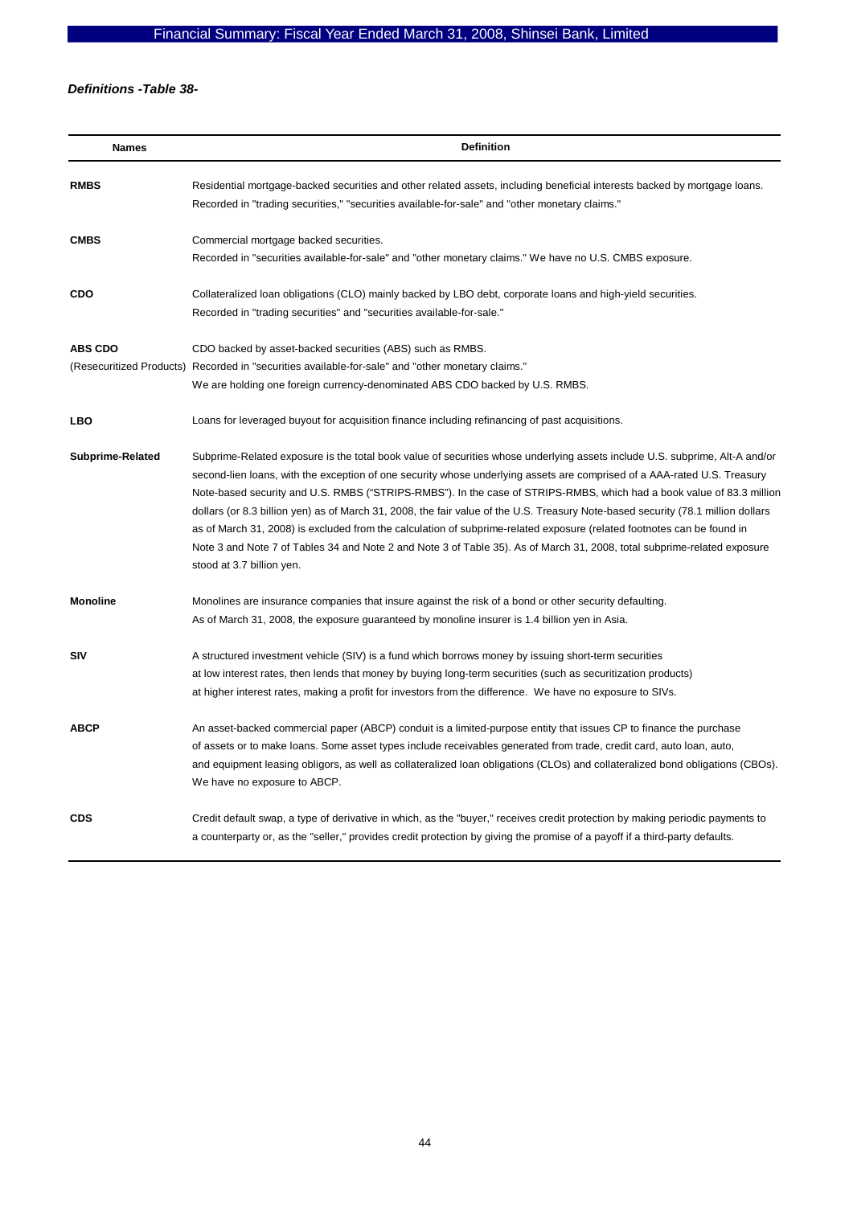***Definitions -Table 38-***

| Names | Definition |
|---|---|
| **RMBS** | Residential mortgage-backed securities and other related assets, including beneficial interests backed by mortgage loans. Recorded in "trading securities," "securities available-for-sale" and "other monetary claims." |
| **CMBS** | Commercial mortgage backed securities. Recorded in "securities available-for-sale" and "other monetary claims." We have no U.S. CMBS exposure. |
| **CDO** | Collateralized loan obligations (CLO) mainly backed by LBO debt, corporate loans and high-yield securities. Recorded in "trading securities" and "securities available-for-sale." |
| **ABS CDO** (Resecuritized Products) | CDO backed by asset-backed securities (ABS) such as RMBS. Recorded in "securities available-for-sale" and "other monetary claims." We are holding one foreign currency-denominated ABS CDO backed by U.S. RMBS. |
| **LBO** | Loans for leveraged buyout for acquisition finance including refinancing of past acquisitions. |
| **Subprime-Related** | Subprime-Related exposure is the total book value of securities whose underlying assets include U.S. subprime, Alt-A and/or second-lien loans, with the exception of one security whose underlying assets are comprised of a AAA-rated U.S. Treasury Note-based security and U.S. RMBS ("STRIPS-RMBS"). In the case of STRIPS-RMBS, which had a book value of 83.3 million dollars (or 8.3 billion yen) as of March 31, 2008, the fair value of the U.S. Treasury Note-based security (78.1 million dollars as of March 31, 2008) is excluded from the calculation of subprime-related exposure (related footnotes can be found in Note 3 and Note 7 of Tables 34 and Note 2 and Note 3 of Table 35). As of March 31, 2008, total subprime-related exposure stood at 3.7 billion yen. |
| **Monoline** | Monolines are insurance companies that insure against the risk of a bond or other security defaulting. As of March 31, 2008, the exposure guaranteed by monoline insurer is 1.4 billion yen in Asia. |
| **SIV** | A structured investment vehicle (SIV) is a fund which borrows money by issuing short-term securities at low interest rates, then lends that money by buying long-term securities (such as securitization products) at higher interest rates, making a profit for investors from the difference. We have no exposure to SIVs. |
| **ABCP** | An asset-backed commercial paper (ABCP) conduit is a limited-purpose entity that issues CP to finance the purchase of assets or to make loans. Some asset types include receivables generated from trade, credit card, auto loan, auto, and equipment leasing obligors, as well as collateralized loan obligations (CLOs) and collateralized bond obligations (CBOs). We have no exposure to ABCP. |
| **CDS** | Credit default swap, a type of derivative in which, as the "buyer," receives credit protection by making periodic payments to a counterparty or, as the "seller," provides credit protection by giving the promise of a payoff if a third-party defaults. |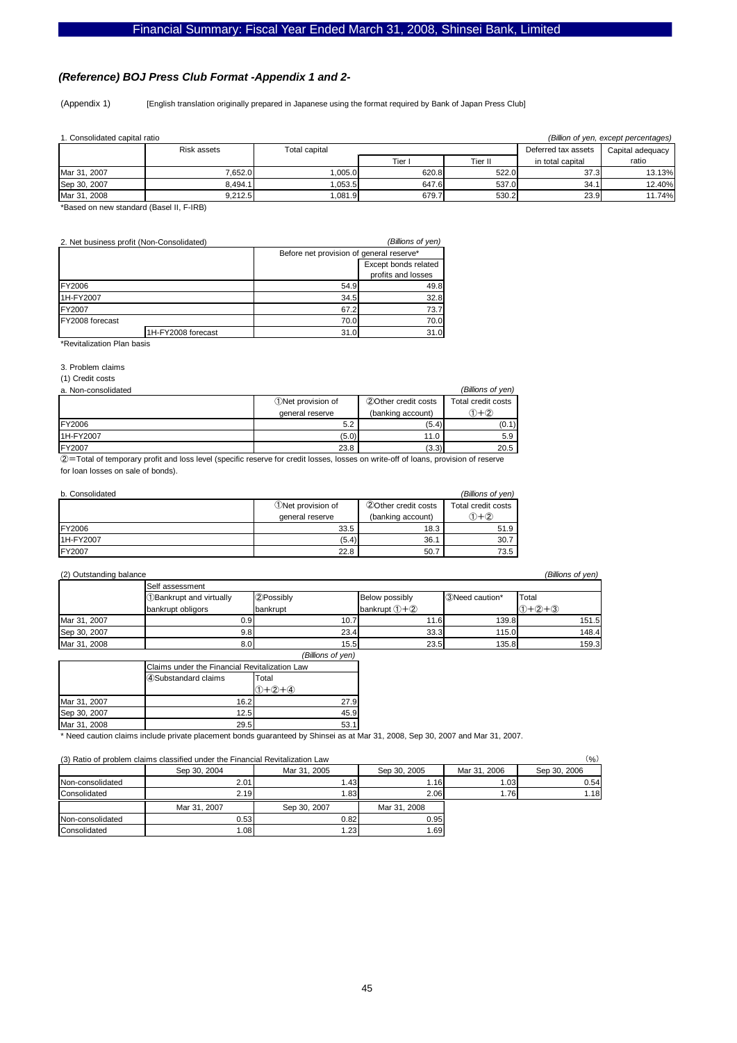## *(Reference) BOJ Press Club Format -Appendix 1 and 2-*

(Appendix 1) [English translation originally prepared in Japanese using the format required by Bank of Japan Press Club]

1. Consolidated capital ratio *(Billion of yen, except percentages)*

| | Risk assets | Total capital | | | Deferred tax assets in total capital | Capital adequacy ratio |
|---|---|---|---|---|---|---|
| | | | Tier I | Tier II | | |
| Mar 31, 2007 | 7,652.0 | 1,005.0 | 620.8 | 522.0 | 37.3 | 13.13% |
| Sep 30, 2007 | 8,494.1 | 1,053.5 | 647.6 | 537.0 | 34.1 | 12.40% |
| Mar 31, 2008 | 9,212.5 | 1,081.9 | 679.7 | 530.2 | 23.9 | 11.74% |

*Based on new standard (Basel II, F-IRB)

2. Net business profit (Non-Consolidated) *(Billions of yen)*

| | | Before net provision of general reserve* | |
|---|---|---|---|
| | | | Except bonds related profits and losses |
| FY2006 | | 54.9 | 49.8 |
| 1H-FY2007 | | 34.5 | 32.8 |
| FY2007 | | 67.2 | 73.7 |
| FY2008 forecast | | 70.0 | 70.0 |
| | 1H-FY2008 forecast | 31.0 | 31.0 |

*Revitalization Plan basis

3. Problem claims

(1) Credit costs

a. Non-consolidated *(Billions of yen)*

| | ①Net provision of general reserve | ②Other credit costs (banking account) | Total credit costs ①+② |
|---|---|---|---|
| FY2006 | 5.2 | (5.4) | (0.1) |
| 1H-FY2007 | (5.0) | 11.0 | 5.9 |
| FY2007 | 23.8 | (3.3) | 20.5 |

②=Total of temporary profit and loss level (specific reserve for credit losses, losses on write-off of loans, provision of reserve for loan losses on sale of bonds).

b. Consolidated *(Billions of yen)*

| | ①Net provision of general reserve | ②Other credit costs (banking account) | Total credit costs ①+② |
|---|---|---|---|
| FY2006 | 33.5 | 18.3 | 51.9 |
| 1H-FY2007 | (5.4) | 36.1 | 30.7 |
| FY2007 | 22.8 | 50.7 | 73.5 |

(2) Outstanding balance *(Billions of yen)*

| | Self assessment | | | | |
|---|---|---|---|---|---|
| | ①Bankrupt and virtually bankrupt obligors | ②Possibly bankrupt | Below possibly bankrupt ①+② | ③Need caution* | Total ①+②+③ |
| Mar 31, 2007 | 0.9 | 10.7 | 11.6 | 139.8 | 151.5 |
| Sep 30, 2007 | 9.8 | 23.4 | 33.3 | 115.0 | 148.4 |
| Mar 31, 2008 | 8.0 | 15.5 | 23.5 | 135.8 | 159.3 |

*(Billions of yen)*

| | Claims under the Financial Revitalization Law | |
|---|---|---|
| | ④Substandard claims | Total ①+②+④ |
| Mar 31, 2007 | 16.2 | 27.9 |
| Sep 30, 2007 | 12.5 | 45.9 |
| Mar 31, 2008 | 29.5 | 53.1 |

\* Need caution claims include private placement bonds guaranteed by Shinsei as at Mar 31, 2008, Sep 30, 2007 and Mar 31, 2007.

(3) Ratio of problem claims classified under the Financial Revitalization Law (%)

| | Sep 30, 2004 | Mar 31, 2005 | Sep 30, 2005 | Mar 31, 2006 | Sep 30, 2006 |
|---|---|---|---|---|---|
| Non-consolidated | 2.01 | 1.43 | 1.16 | 1.03 | 0.54 |
| Consolidated | 2.19 | 1.83 | 2.06 | 1.76 | 1.18 |

| | Mar 31, 2007 | Sep 30, 2007 | Mar 31, 2008 |
|---|---|---|---|
| Non-consolidated | 0.53 | 0.82 | 0.95 |
| Consolidated | 1.08 | 1.23 | 1.69 |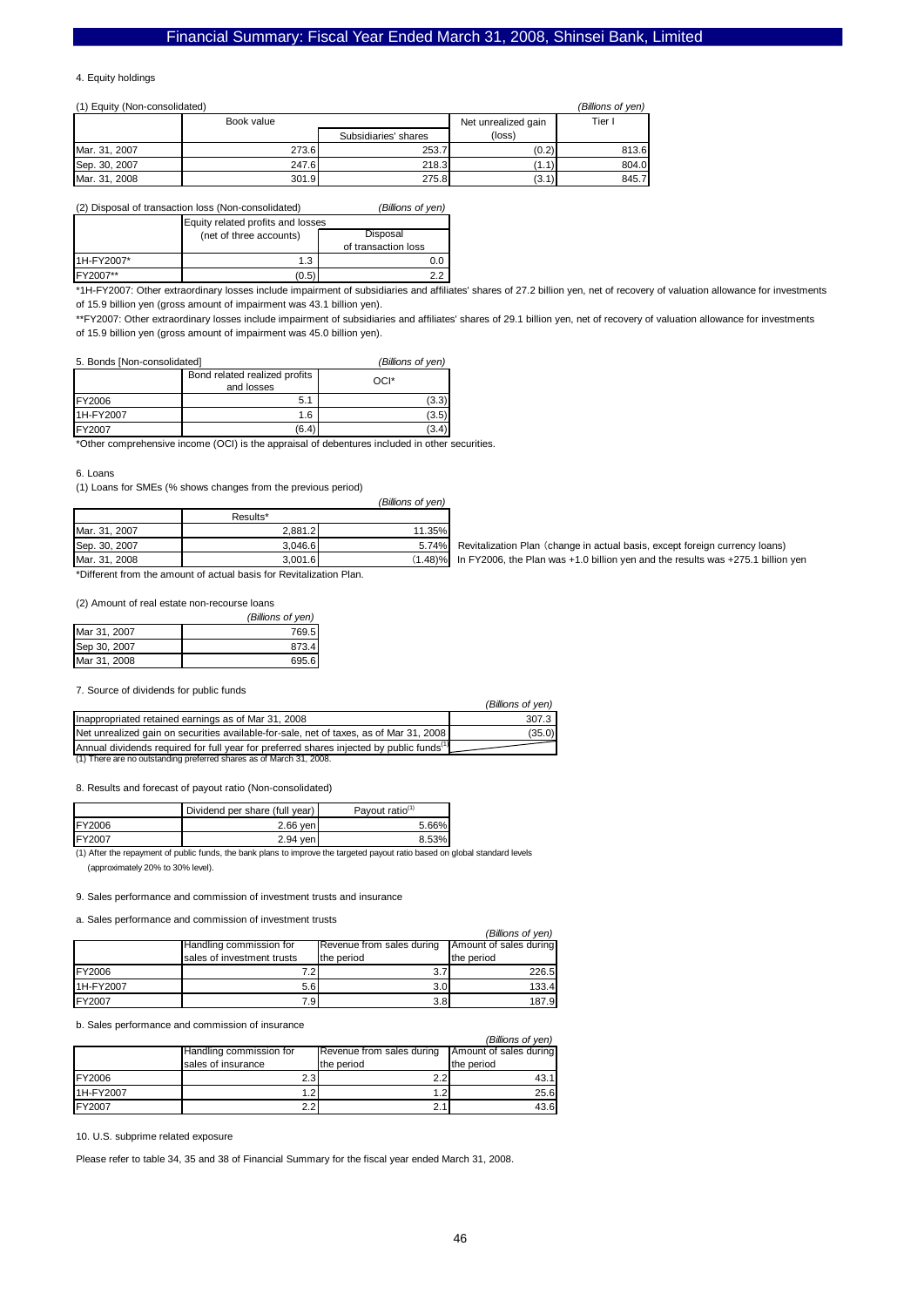### 4. Equity holdings

(1) Equity (Non-consolidated) *(Billions of yen)*

| | Book value | | Net unrealized gain (loss) | Tier I |
|---|---|---|---|---|
| | | Subsidiaries' shares | | |
| Mar. 31, 2007 | 273.6 | 253.7 | (0.2) | 813.6 |
| Sep. 30, 2007 | 247.6 | 218.3 | (1.1) | 804.0 |
| Mar. 31, 2008 | 301.9 | 275.8 | (3.1) | 845.7 |

(2) Disposal of transaction loss (Non-consolidated) *(Billions of yen)*

| | Equity related profits and losses (net of three accounts) | |
|---|---|---|
| | | Disposal of transaction loss |
| 1H-FY2007* | 1.3 | 0.0 |
| FY2007** | (0.5) | 2.2 |

*1H-FY2007: Other extraordinary losses include impairment of subsidiaries and affiliates' shares of 27.2 billion yen, net of recovery of valuation allowance for investments of 15.9 billion yen (gross amount of impairment was 43.1 billion yen).

**FY2007: Other extraordinary losses include impairment of subsidiaries and affiliates' shares of 29.1 billion yen, net of recovery of valuation allowance for investments of 15.9 billion yen (gross amount of impairment was 45.0 billion yen).

### 5. Bonds [Non-consolidated] *(Billions of yen)*

| | Bond related realized profits and losses | OCI* |
|---|---|---|
| FY2006 | 5.1 | (3.3) |
| 1H-FY2007 | 1.6 | (3.5) |
| FY2007 | (6.4) | (3.4) |

*Other comprehensive income (OCI) is the appraisal of debentures included in other securities.

### 6. Loans

(1) Loans for SMEs (% shows changes from the previous period) *(Billions of yen)*

| | Results* | |
|---|---|---|
| Mar. 31, 2007 | 2,881.2 | 11.35% |
| Sep. 30, 2007 | 3,046.6 | 5.74% |
| Mar. 31, 2008 | 3,001.6 | (1.48)% |

Revitalization Plan (change in actual basis, except foreign currency loans)
In FY2006, the Plan was +1.0 billion yen and the results was +275.1 billion yen

*Different from the amount of actual basis for Revitalization Plan.

(2) Amount of real estate non-recourse loans *(Billions of yen)*

| | |
|---|---|
| Mar 31, 2007 | 769.5 |
| Sep 30, 2007 | 873.4 |
| Mar 31, 2008 | 695.6 |

### 7. Source of dividends for public funds *(Billions of yen)*

| | |
|---|---|
| Inappropriated retained earnings as of Mar 31, 2008 | 307.3 |
| Net unrealized gain on securities available-for-sale, net of taxes, as of Mar 31, 2008 | (35.0) |
| Annual dividends required for full year for preferred shares injected by public funds[1] | ― |

(1) There are no outstanding preferred shares as of March 31, 2008.

### 8. Results and forecast of payout ratio (Non-consolidated)

| | Dividend per share (full year) | Payout ratio[1] |
|---|---|---|
| FY2006 | 2.66 yen | 5.66% |
| FY2007 | 2.94 yen | 8.53% |

(1) After the repayment of public funds, the bank plans to improve the targeted payout ratio based on global standard levels (approximately 20% to 30% level).

### 9. Sales performance and commission of investment trusts and insurance

a. Sales performance and commission of investment trusts *(Billions of yen)*

| | Handling commission for sales of investment trusts | Revenue from sales during the period | Amount of sales during the period |
|---|---|---|---|
| FY2006 | 7.2 | 3.7 | 226.5 |
| 1H-FY2007 | 5.6 | 3.0 | 133.4 |
| FY2007 | 7.9 | 3.8 | 187.9 |

b. Sales performance and commission of insurance *(Billions of yen)*

| | Handling commission for sales of insurance | Revenue from sales during the period | Amount of sales during the period |
|---|---|---|---|
| FY2006 | 2.3 | 2.2 | 43.1 |
| 1H-FY2007 | 1.2 | 1.2 | 25.6 |
| FY2007 | 2.2 | 2.1 | 43.6 |

### 10. U.S. subprime related exposure

Please refer to table 34, 35 and 38 of Financial Summary for the fiscal year ended March 31, 2008.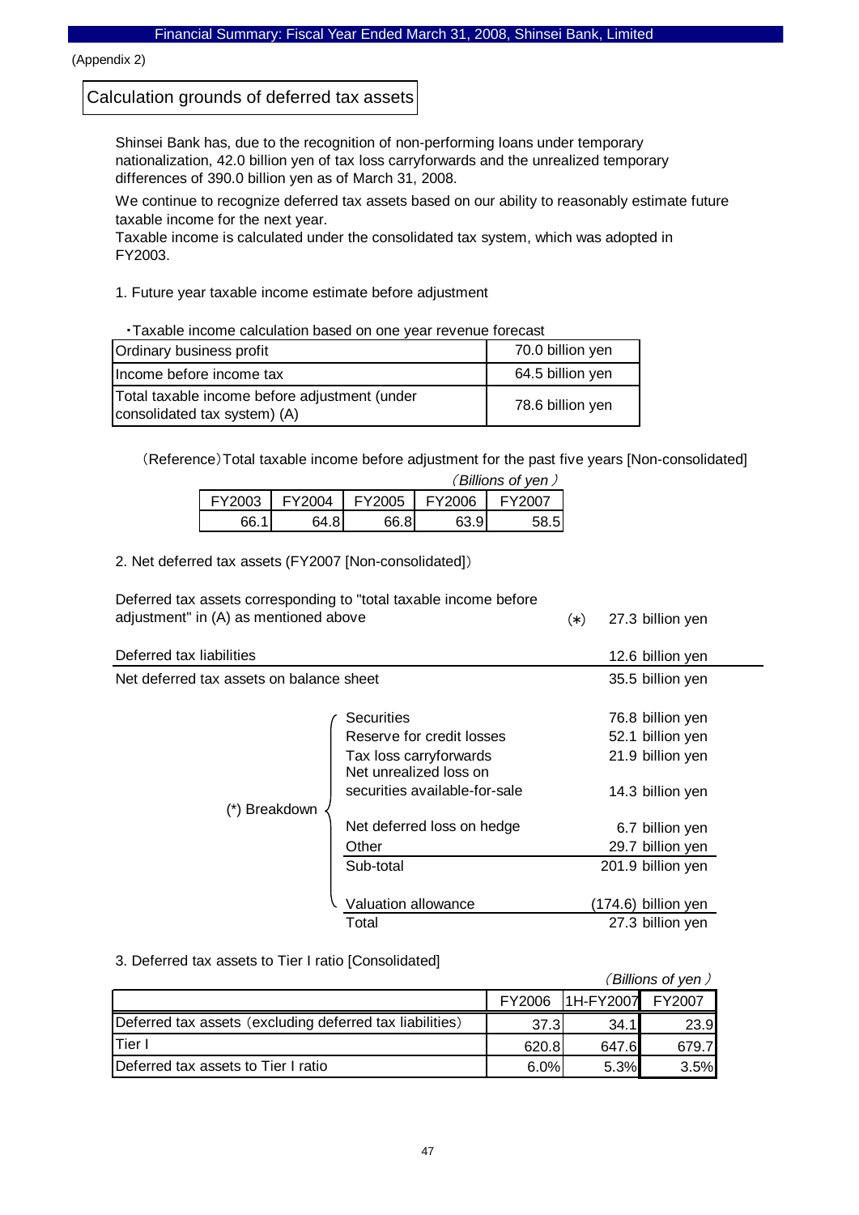(Appendix 2)

## Calculation grounds of deferred tax assets

Shinsei Bank has, due to the recognition of non-performing loans under temporary nationalization, 42.0 billion yen of tax loss carryforwards and the unrealized temporary differences of 390.0 billion yen as of March 31, 2008.

We continue to recognize deferred tax assets based on our ability to reasonably estimate future taxable income for the next year.
Taxable income is calculated under the consolidated tax system, which was adopted in FY2003.

### 1. Future year taxable income estimate before adjustment

・Taxable income calculation based on one year revenue forecast

| | |
|---|---|
| Ordinary business profit | 70.0 billion yen |
| Income before income tax | 64.5 billion yen |
| Total taxable income before adjustment (under consolidated tax system) (A) | 78.6 billion yen |

（Reference）Total taxable income before adjustment for the past five years [Non-consolidated]

（Billions of yen）

| FY2003 | FY2004 | FY2005 | FY2006 | FY2007 |
|---|---|---|---|---|
| 66.1 | 64.8 | 66.8 | 63.9 | 58.5 |

### 2. Net deferred tax assets (FY2007 [Non-consolidated])

| | | |
|---|---|---|
| Deferred tax assets corresponding to "total taxable income before adjustment" in (A) as mentioned above | (*) | 27.3 billion yen |
| Deferred tax liabilities | | 12.6 billion yen |
| Net deferred tax assets on balance sheet | | 35.5 billion yen |

(*) Breakdown

| | |
|---|---|
| Securities | 76.8 billion yen |
| Reserve for credit losses | 52.1 billion yen |
| Tax loss carryforwards | 21.9 billion yen |
| Net unrealized loss on securities available-for-sale | 14.3 billion yen |
| Net deferred loss on hedge | 6.7 billion yen |
| Other | 29.7 billion yen |
| Sub-total | 201.9 billion yen |
| Valuation allowance | (174.6) billion yen |
| Total | 27.3 billion yen |

### 3. Deferred tax assets to Tier I ratio [Consolidated]

（Billions of yen）

| | FY2006 | 1H-FY2007 | FY2007 |
|---|---|---|---|
| Deferred tax assets（excluding deferred tax liabilities） | 37.3 | 34.1 | 23.9 |
| Tier I | 620.8 | 647.6 | 679.7 |
| Deferred tax assets to Tier I ratio | 6.0% | 5.3% | 3.5% |